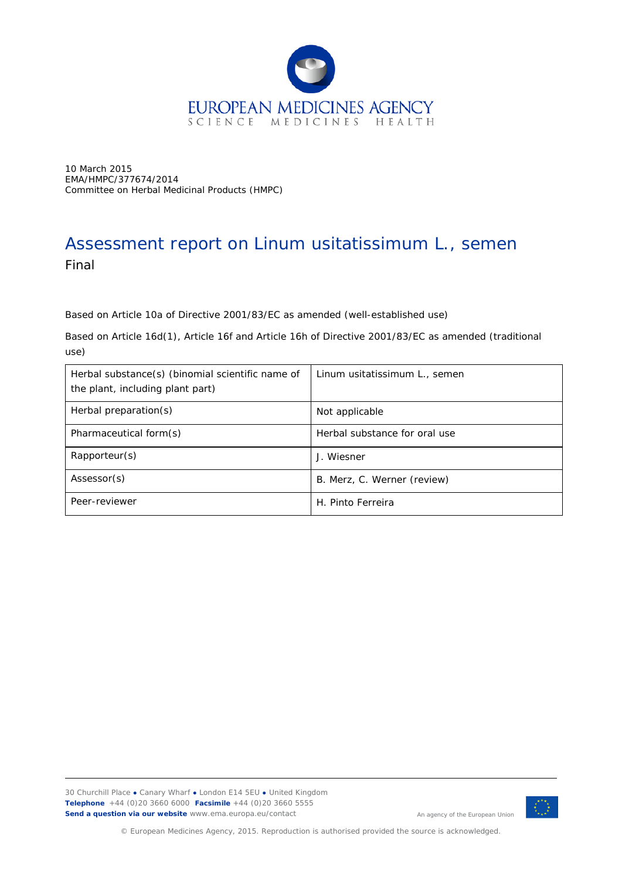EUROPEAN MEDICINES AGENCY
SCIENCE MEDICINES HEALTH

10 March 2015
EMA/HMPC/377674/2014
Committee on Herbal Medicinal Products (HMPC)

# Assessment report on Linum usitatissimum L., semen

Final

Based on Article 10a of Directive 2001/83/EC as amended (well-established use)

Based on Article 16d(1), Article 16f and Article 16h of Directive 2001/83/EC as amended (traditional use)

| Herbal substance(s) (binomial scientific name of the plant, including plant part) | Linum usitatissimum L., semen |
|---|---|
| Herbal preparation(s) | Not applicable |
| Pharmaceutical form(s) | Herbal substance for oral use |
| Rapporteur(s) | J. Wiesner |
| Assessor(s) | B. Merz, C. Werner (review) |
| Peer-reviewer | H. Pinto Ferreira |

30 Churchill Place ● Canary Wharf ● London E14 5EU ● United Kingdom
**Telephone** +44 (0)20 3660 6000 **Facsimile** +44 (0)20 3660 5555
**Send a question via our website** www.ema.europa.eu/contact

An agency of the European Union

© European Medicines Agency, 2015. Reproduction is authorised provided the source is acknowledged.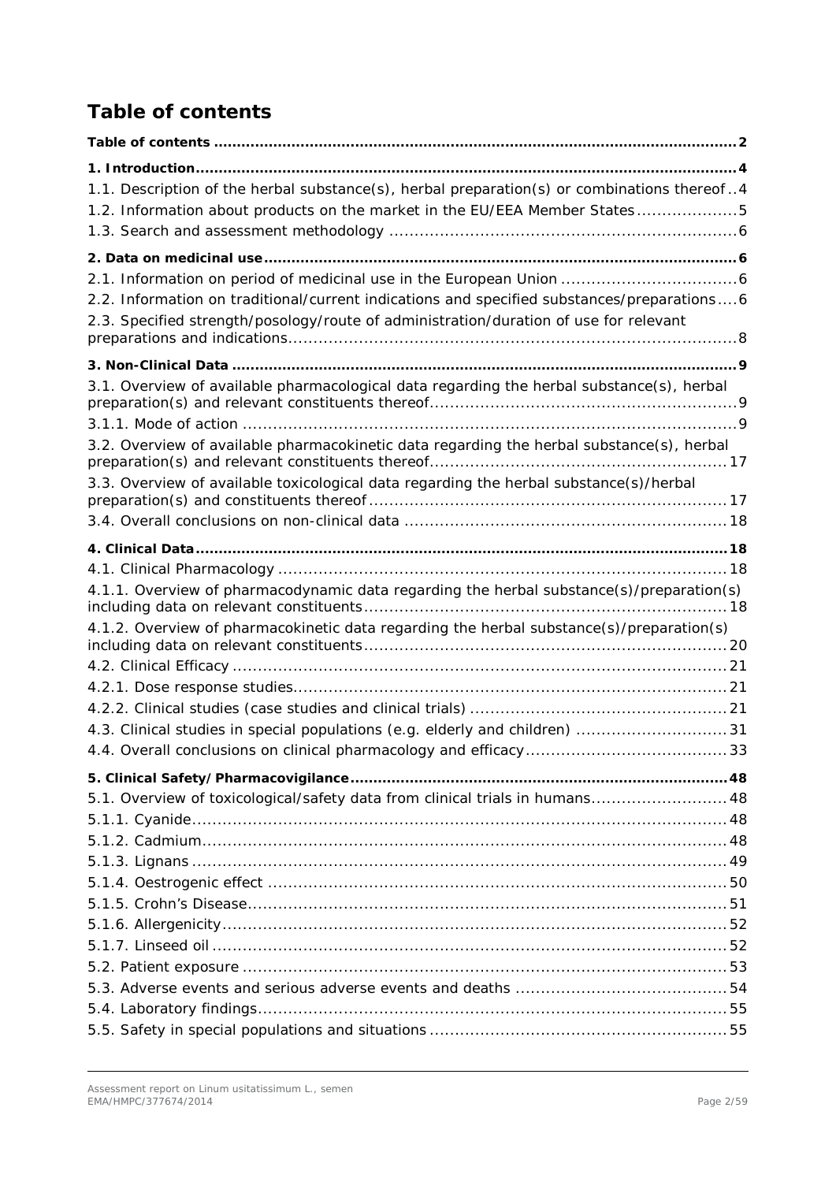# Table of contents

**Table of contents** ... 2

**1. Introduction** ... 4

1.1. Description of the herbal substance(s), herbal preparation(s) or combinations thereof .. 4

1.2. Information about products on the market in the EU/EEA Member States ... 5

1.3. Search and assessment methodology ... 6

**2. Data on medicinal use** ... 6

2.1. Information on period of medicinal use in the European Union ... 6

2.2. Information on traditional/current indications and specified substances/preparations .... 6

2.3. Specified strength/posology/route of administration/duration of use for relevant preparations and indications ... 8

**3. Non-Clinical Data** ... 9

3.1. Overview of available pharmacological data regarding the herbal substance(s), herbal preparation(s) and relevant constituents thereof ... 9

3.1.1. Mode of action ... 9

3.2. Overview of available pharmacokinetic data regarding the herbal substance(s), herbal preparation(s) and relevant constituents thereof ... 17

3.3. Overview of available toxicological data regarding the herbal substance(s)/herbal preparation(s) and constituents thereof ... 17

3.4. Overall conclusions on non-clinical data ... 18

**4. Clinical Data** ... 18

4.1. Clinical Pharmacology ... 18

4.1.1. Overview of pharmacodynamic data regarding the herbal substance(s)/preparation(s) including data on relevant constituents ... 18

4.1.2. Overview of pharmacokinetic data regarding the herbal substance(s)/preparation(s) including data on relevant constituents ... 20

4.2. Clinical Efficacy ... 21

4.2.1. Dose response studies ... 21

4.2.2. Clinical studies (case studies and clinical trials) ... 21

4.3. Clinical studies in special populations (e.g. elderly and children) ... 31

4.4. Overall conclusions on clinical pharmacology and efficacy ... 33

**5. Clinical Safety/Pharmacovigilance** ... 48

5.1. Overview of toxicological/safety data from clinical trials in humans ... 48

5.1.1. Cyanide ... 48

5.1.2. Cadmium ... 48

5.1.3. Lignans ... 49

5.1.4. Oestrogenic effect ... 50

5.1.5. Crohn's Disease ... 51

5.1.6. Allergenicity ... 52

5.1.7. Linseed oil ... 52

5.2. Patient exposure ... 53

5.3. Adverse events and serious adverse events and deaths ... 54

5.4. Laboratory findings ... 55

5.5. Safety in special populations and situations ... 55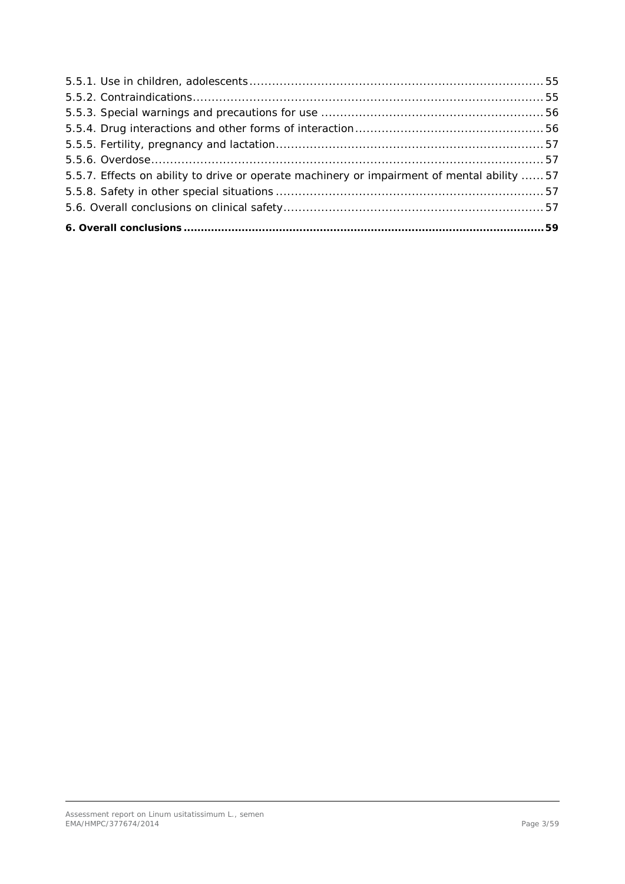5.5.1. Use in children, adolescents ....................................................................... 55
5.5.2. Contraindications ........................................................................................ 55
5.5.3. Special warnings and precautions for use ..................................................... 56
5.5.4. Drug interactions and other forms of interaction ............................................ 56
5.5.5. Fertility, pregnancy and lactation ................................................................. 57
5.5.6. Overdose .................................................................................................... 57
5.5.7. Effects on ability to drive or operate machinery or impairment of mental ability ...... 57
5.5.8. Safety in other special situations ................................................................. 57
5.6. Overall conclusions on clinical safety ............................................................... 57

**6. Overall conclusions ....................................................................................... 59**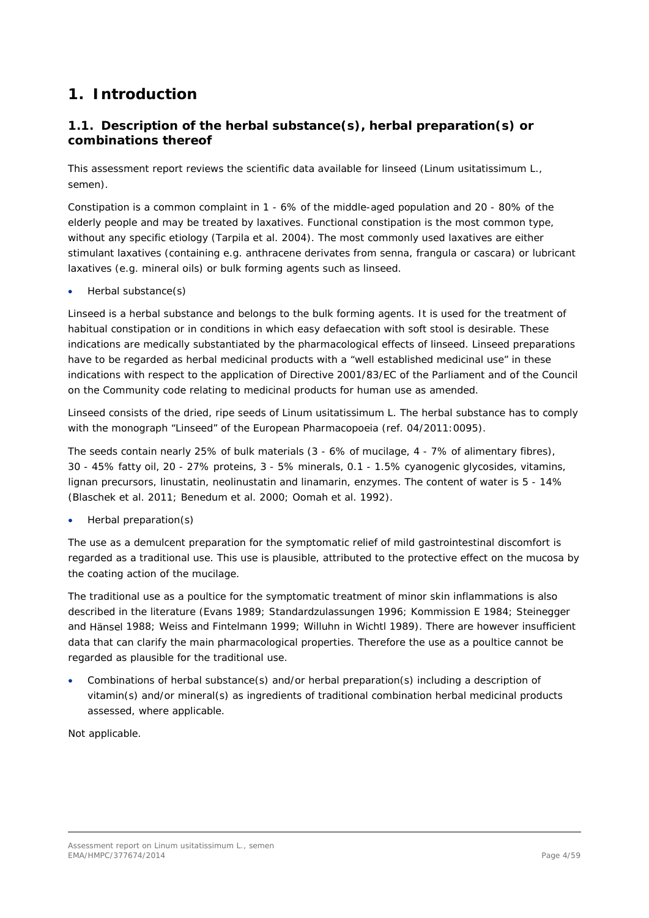# 1. Introduction

## 1.1. Description of the herbal substance(s), herbal preparation(s) or combinations thereof

This assessment report reviews the scientific data available for linseed (Linum usitatissimum L., semen).

Constipation is a common complaint in 1 - 6% of the middle-aged population and 20 - 80% of the elderly people and may be treated by laxatives. Functional constipation is the most common type, without any specific etiology (Tarpila et al. 2004). The most commonly used laxatives are either stimulant laxatives (containing e.g. anthracene derivates from senna, frangula or cascara) or lubricant laxatives (e.g. mineral oils) or bulk forming agents such as linseed.

- Herbal substance(s)

Linseed is a herbal substance and belongs to the bulk forming agents. It is used for the treatment of habitual constipation or in conditions in which easy defaecation with soft stool is desirable. These indications are medically substantiated by the pharmacological effects of linseed. Linseed preparations have to be regarded as herbal medicinal products with a "well established medicinal use" in these indications with respect to the application of Directive 2001/83/EC of the Parliament and of the Council on the Community code relating to medicinal products for human use as amended.

Linseed consists of the dried, ripe seeds of Linum usitatissimum L. The herbal substance has to comply with the monograph "Linseed" of the European Pharmacopoeia (ref. 04/2011:0095).

The seeds contain nearly 25% of bulk materials (3 - 6% of mucilage, 4 - 7% of alimentary fibres), 30 - 45% fatty oil, 20 - 27% proteins, 3 - 5% minerals, 0.1 - 1.5% cyanogenic glycosides, vitamins, lignan precursors, linustatin, neolinustatin and linamarin, enzymes. The content of water is 5 - 14% (Blaschek et al. 2011; Benedum et al. 2000; Oomah et al. 1992).

- Herbal preparation(s)

The use as a demulcent preparation for the symptomatic relief of mild gastrointestinal discomfort is regarded as a traditional use. This use is plausible, attributed to the protective effect on the mucosa by the coating action of the mucilage.

The traditional use as a poultice for the symptomatic treatment of minor skin inflammations is also described in the literature (Evans 1989; Standardzulassungen 1996; Kommission E 1984; Steinegger and Hänsel 1988; Weiss and Fintelmann 1999; Willuhn in Wichtl 1989). There are however insufficient data that can clarify the main pharmacological properties. Therefore the use as a poultice cannot be regarded as plausible for the traditional use.

- Combinations of herbal substance(s) and/or herbal preparation(s) including a description of vitamin(s) and/or mineral(s) as ingredients of traditional combination herbal medicinal products assessed, where applicable.

Not applicable.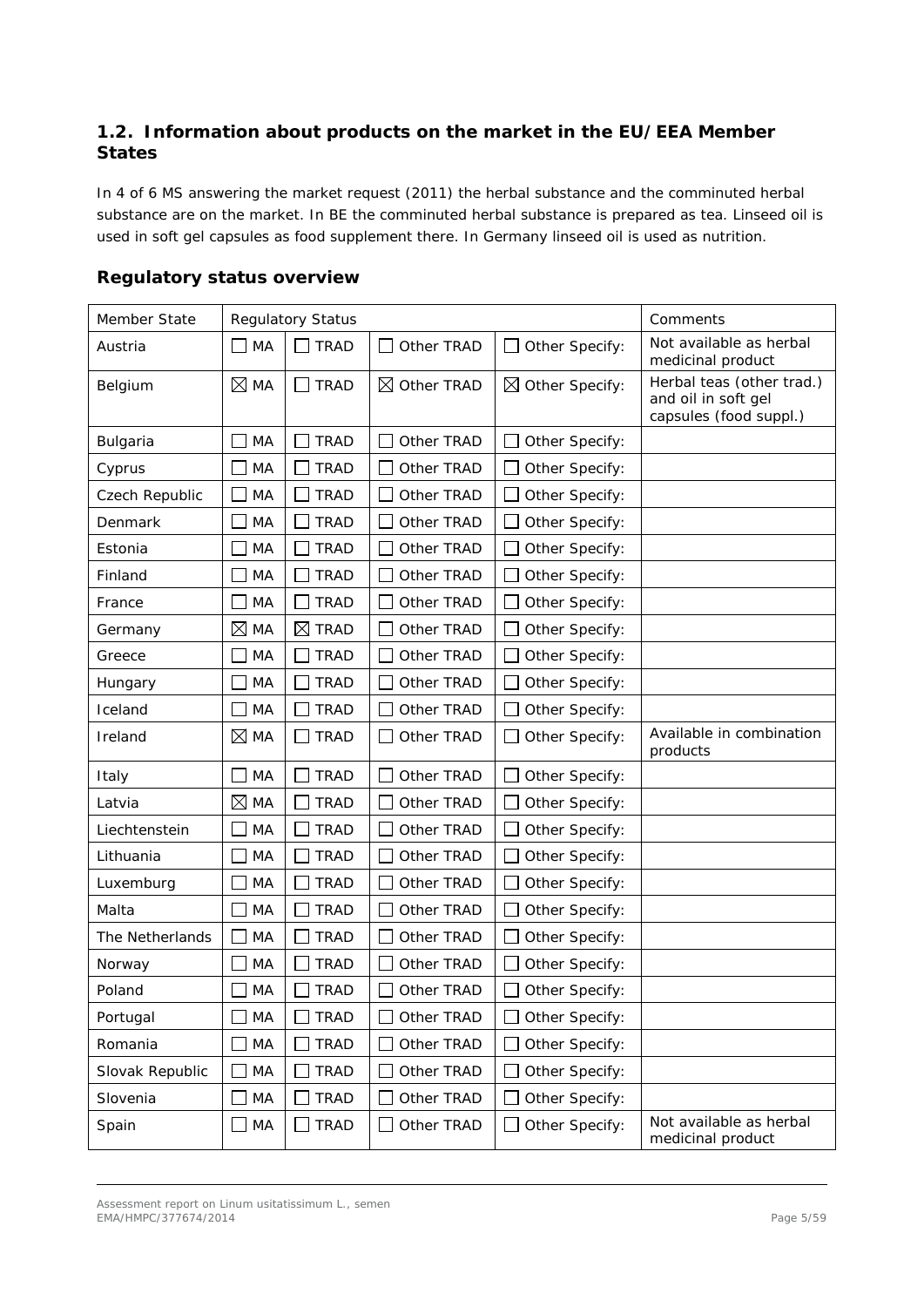## 1.2. Information about products on the market in the EU/EEA Member States

In 4 of 6 MS answering the market request (2011) the herbal substance and the comminuted herbal substance are on the market. In BE the comminuted herbal substance is prepared as tea. Linseed oil is used in soft gel capsules as food supplement there. In Germany linseed oil is used as nutrition.

### Regulatory status overview

| Member State | Regulatory Status | | | | Comments |
|---|---|---|---|---|---|
| Austria | ☐ MA | ☐ TRAD | ☐ Other TRAD | ☐ Other Specify: | Not available as herbal medicinal product |
| Belgium | ☒ MA | ☐ TRAD | ☒ Other TRAD | ☒ Other Specify: | Herbal teas (other trad.) and oil in soft gel capsules (food suppl.) |
| Bulgaria | ☐ MA | ☐ TRAD | ☐ Other TRAD | ☐ Other Specify: | |
| Cyprus | ☐ MA | ☐ TRAD | ☐ Other TRAD | ☐ Other Specify: | |
| Czech Republic | ☐ MA | ☐ TRAD | ☐ Other TRAD | ☐ Other Specify: | |
| Denmark | ☐ MA | ☐ TRAD | ☐ Other TRAD | ☐ Other Specify: | |
| Estonia | ☐ MA | ☐ TRAD | ☐ Other TRAD | ☐ Other Specify: | |
| Finland | ☐ MA | ☐ TRAD | ☐ Other TRAD | ☐ Other Specify: | |
| France | ☐ MA | ☐ TRAD | ☐ Other TRAD | ☐ Other Specify: | |
| Germany | ☒ MA | ☒ TRAD | ☐ Other TRAD | ☐ Other Specify: | |
| Greece | ☐ MA | ☐ TRAD | ☐ Other TRAD | ☐ Other Specify: | |
| Hungary | ☐ MA | ☐ TRAD | ☐ Other TRAD | ☐ Other Specify: | |
| Iceland | ☐ MA | ☐ TRAD | ☐ Other TRAD | ☐ Other Specify: | |
| Ireland | ☒ MA | ☐ TRAD | ☐ Other TRAD | ☐ Other Specify: | Available in combination products |
| Italy | ☐ MA | ☐ TRAD | ☐ Other TRAD | ☐ Other Specify: | |
| Latvia | ☒ MA | ☐ TRAD | ☐ Other TRAD | ☐ Other Specify: | |
| Liechtenstein | ☐ MA | ☐ TRAD | ☐ Other TRAD | ☐ Other Specify: | |
| Lithuania | ☐ MA | ☐ TRAD | ☐ Other TRAD | ☐ Other Specify: | |
| Luxemburg | ☐ MA | ☐ TRAD | ☐ Other TRAD | ☐ Other Specify: | |
| Malta | ☐ MA | ☐ TRAD | ☐ Other TRAD | ☐ Other Specify: | |
| The Netherlands | ☐ MA | ☐ TRAD | ☐ Other TRAD | ☐ Other Specify: | |
| Norway | ☐ MA | ☐ TRAD | ☐ Other TRAD | ☐ Other Specify: | |
| Poland | ☐ MA | ☐ TRAD | ☐ Other TRAD | ☐ Other Specify: | |
| Portugal | ☐ MA | ☐ TRAD | ☐ Other TRAD | ☐ Other Specify: | |
| Romania | ☐ MA | ☐ TRAD | ☐ Other TRAD | ☐ Other Specify: | |
| Slovak Republic | ☐ MA | ☐ TRAD | ☐ Other TRAD | ☐ Other Specify: | |
| Slovenia | ☐ MA | ☐ TRAD | ☐ Other TRAD | ☐ Other Specify: | |
| Spain | ☐ MA | ☐ TRAD | ☐ Other TRAD | ☐ Other Specify: | Not available as herbal medicinal product |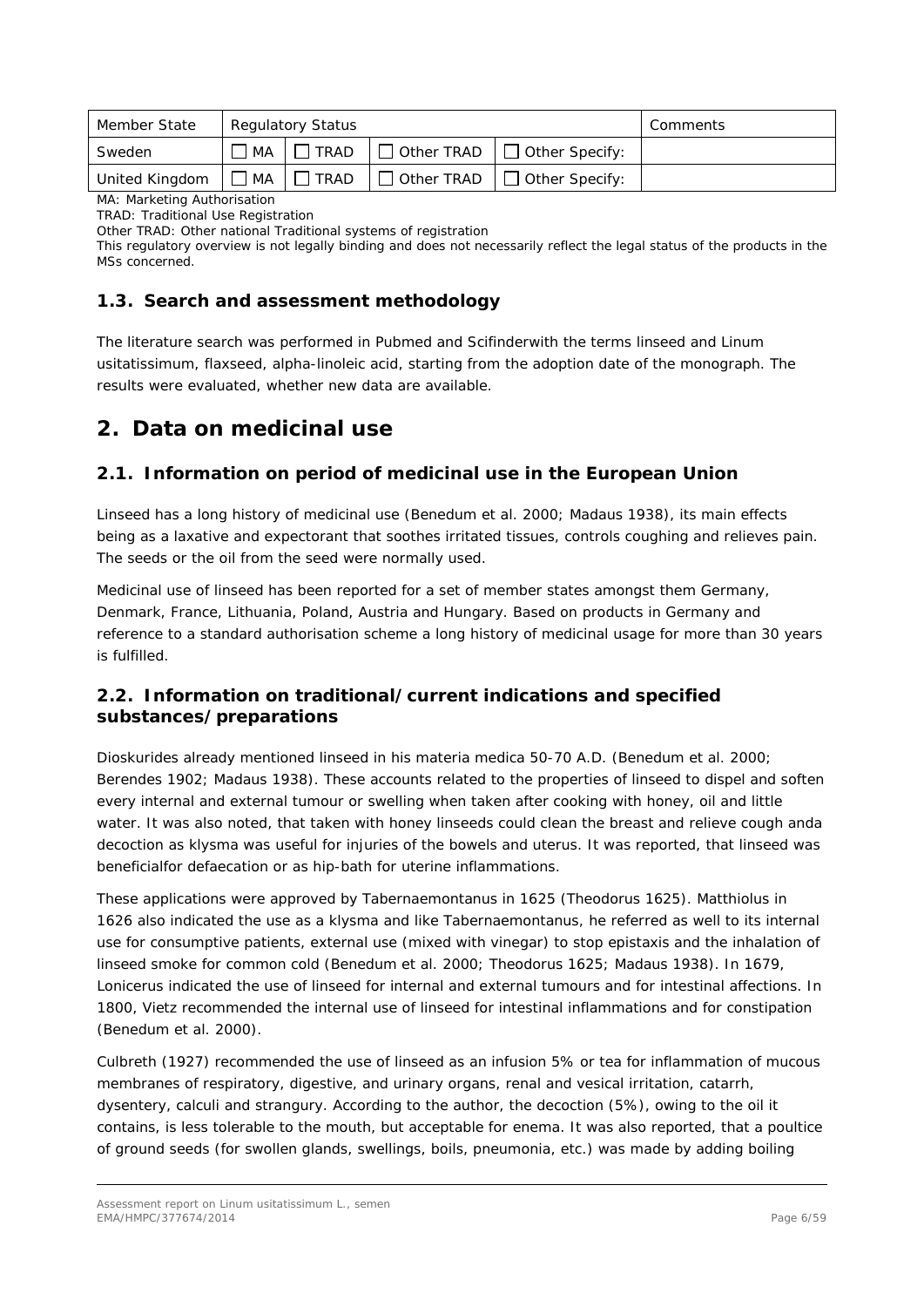| Member State | Regulatory Status | | | | Comments |
|---|---|---|---|---|---|
| Sweden | ☐ MA | ☐ TRAD | ☐ Other TRAD | ☐ Other Specify: | |
| United Kingdom | ☐ MA | ☐ TRAD | ☐ Other TRAD | ☐ Other Specify: | |

MA: Marketing Authorisation

TRAD: Traditional Use Registration

Other TRAD: Other national Traditional systems of registration

This regulatory overview is not legally binding and does not necessarily reflect the legal status of the products in the MSs concerned.

### 1.3. Search and assessment methodology

The literature search was performed in Pubmed and Scifinderwith the terms linseed and Linum usitatissimum, flaxseed, alpha-linoleic acid, starting from the adoption date of the monograph. The results were evaluated, whether new data are available.

## 2. Data on medicinal use

### 2.1. Information on period of medicinal use in the European Union

Linseed has a long history of medicinal use (Benedum et al. 2000; Madaus 1938), its main effects being as a laxative and expectorant that soothes irritated tissues, controls coughing and relieves pain. The seeds or the oil from the seed were normally used.

Medicinal use of linseed has been reported for a set of member states amongst them Germany, Denmark, France, Lithuania, Poland, Austria and Hungary. Based on products in Germany and reference to a standard authorisation scheme a long history of medicinal usage for more than 30 years is fulfilled.

### 2.2. Information on traditional/current indications and specified substances/preparations

Dioskurides already mentioned linseed in his materia medica 50-70 A.D. (Benedum et al. 2000; Berendes 1902; Madaus 1938). These accounts related to the properties of linseed to dispel and soften every internal and external tumour or swelling when taken after cooking with honey, oil and little water. It was also noted, that taken with honey linseeds could clean the breast and relieve cough anda decoction as klysma was useful for injuries of the bowels and uterus. It was reported, that linseed was beneficialfor defaecation or as hip-bath for uterine inflammations.

These applications were approved by Tabernaemontanus in 1625 (Theodorus 1625). Matthiolus in 1626 also indicated the use as a klysma and like Tabernaemontanus, he referred as well to its internal use for consumptive patients, external use (mixed with vinegar) to stop epistaxis and the inhalation of linseed smoke for common cold (Benedum et al. 2000; Theodorus 1625; Madaus 1938). In 1679, Lonicerus indicated the use of linseed for internal and external tumours and for intestinal affections. In 1800, Vietz recommended the internal use of linseed for intestinal inflammations and for constipation (Benedum et al. 2000).

Culbreth (1927) recommended the use of linseed as an infusion 5% or tea for inflammation of mucous membranes of respiratory, digestive, and urinary organs, renal and vesical irritation, catarrh, dysentery, calculi and strangury. According to the author, the decoction (5%), owing to the oil it contains, is less tolerable to the mouth, but acceptable for enema. It was also reported, that a poultice of ground seeds (for swollen glands, swellings, boils, pneumonia, etc.) was made by adding boiling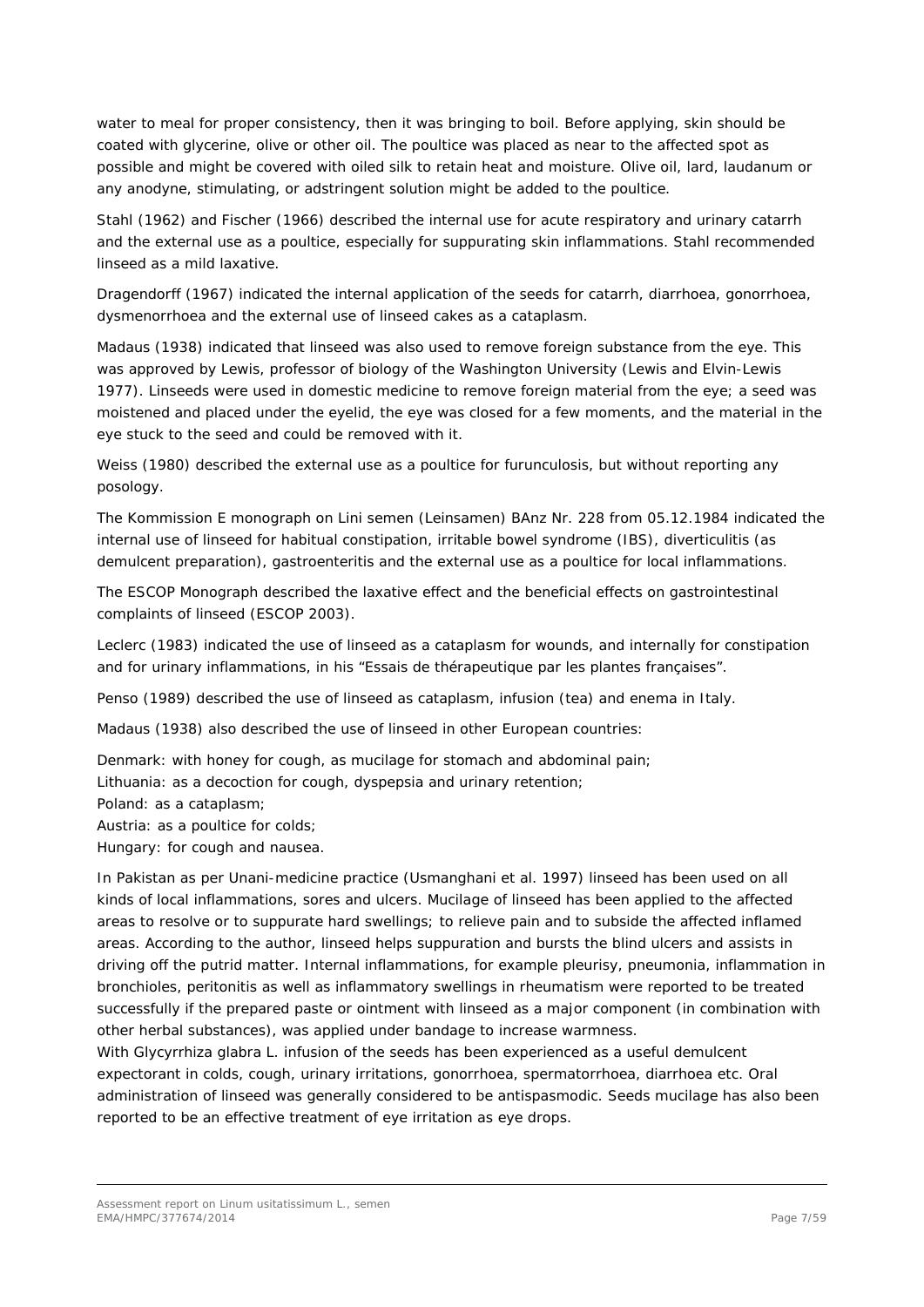water to meal for proper consistency, then it was bringing to boil. Before applying, skin should be coated with glycerine, olive or other oil. The poultice was placed as near to the affected spot as possible and might be covered with oiled silk to retain heat and moisture. Olive oil, lard, laudanum or any anodyne, stimulating, or adstringent solution might be added to the poultice.

Stahl (1962) and Fischer (1966) described the internal use for acute respiratory and urinary catarrh and the external use as a poultice, especially for suppurating skin inflammations. Stahl recommended linseed as a mild laxative.

Dragendorff (1967) indicated the internal application of the seeds for catarrh, diarrhoea, gonorrhoea, dysmenorrhoea and the external use of linseed cakes as a cataplasm.

Madaus (1938) indicated that linseed was also used to remove foreign substance from the eye. This was approved by Lewis, professor of biology of the Washington University (Lewis and Elvin-Lewis 1977). Linseeds were used in domestic medicine to remove foreign material from the eye; a seed was moistened and placed under the eyelid, the eye was closed for a few moments, and the material in the eye stuck to the seed and could be removed with it.

Weiss (1980) described the external use as a poultice for furunculosis, but without reporting any posology.

The Kommission E monograph on Lini semen (Leinsamen) BAnz Nr. 228 from 05.12.1984 indicated the internal use of linseed for habitual constipation, irritable bowel syndrome (IBS), diverticulitis (as demulcent preparation), gastroenteritis and the external use as a poultice for local inflammations.

The ESCOP Monograph described the laxative effect and the beneficial effects on gastrointestinal complaints of linseed (ESCOP 2003).

Leclerc (1983) indicated the use of linseed as a cataplasm for wounds, and internally for constipation and for urinary inflammations, in his "Essais de thérapeutique par les plantes françaises".

Penso (1989) described the use of linseed as cataplasm, infusion (tea) and enema in Italy.

Madaus (1938) also described the use of linseed in other European countries:

Denmark: with honey for cough, as mucilage for stomach and abdominal pain;  
Lithuania: as a decoction for cough, dyspepsia and urinary retention;  
Poland: as a cataplasm;  
Austria: as a poultice for colds;  
Hungary: for cough and nausea.

In Pakistan as per Unani-medicine practice (Usmanghani et al. 1997) linseed has been used on all kinds of local inflammations, sores and ulcers. Mucilage of linseed has been applied to the affected areas to resolve or to suppurate hard swellings; to relieve pain and to subside the affected inflamed areas. According to the author, linseed helps suppuration and bursts the blind ulcers and assists in driving off the putrid matter. Internal inflammations, for example pleurisy, pneumonia, inflammation in bronchioles, peritonitis as well as inflammatory swellings in rheumatism were reported to be treated successfully if the prepared paste or ointment with linseed as a major component (in combination with other herbal substances), was applied under bandage to increase warmness.  
With *Glycyrrhiza glabra* L. infusion of the seeds has been experienced as a useful demulcent expectorant in colds, cough, urinary irritations, gonorrhoea, spermatorrhoea, diarrhoea etc. Oral administration of linseed was generally considered to be antispasmodic. Seeds mucilage has also been reported to be an effective treatment of eye irritation as eye drops.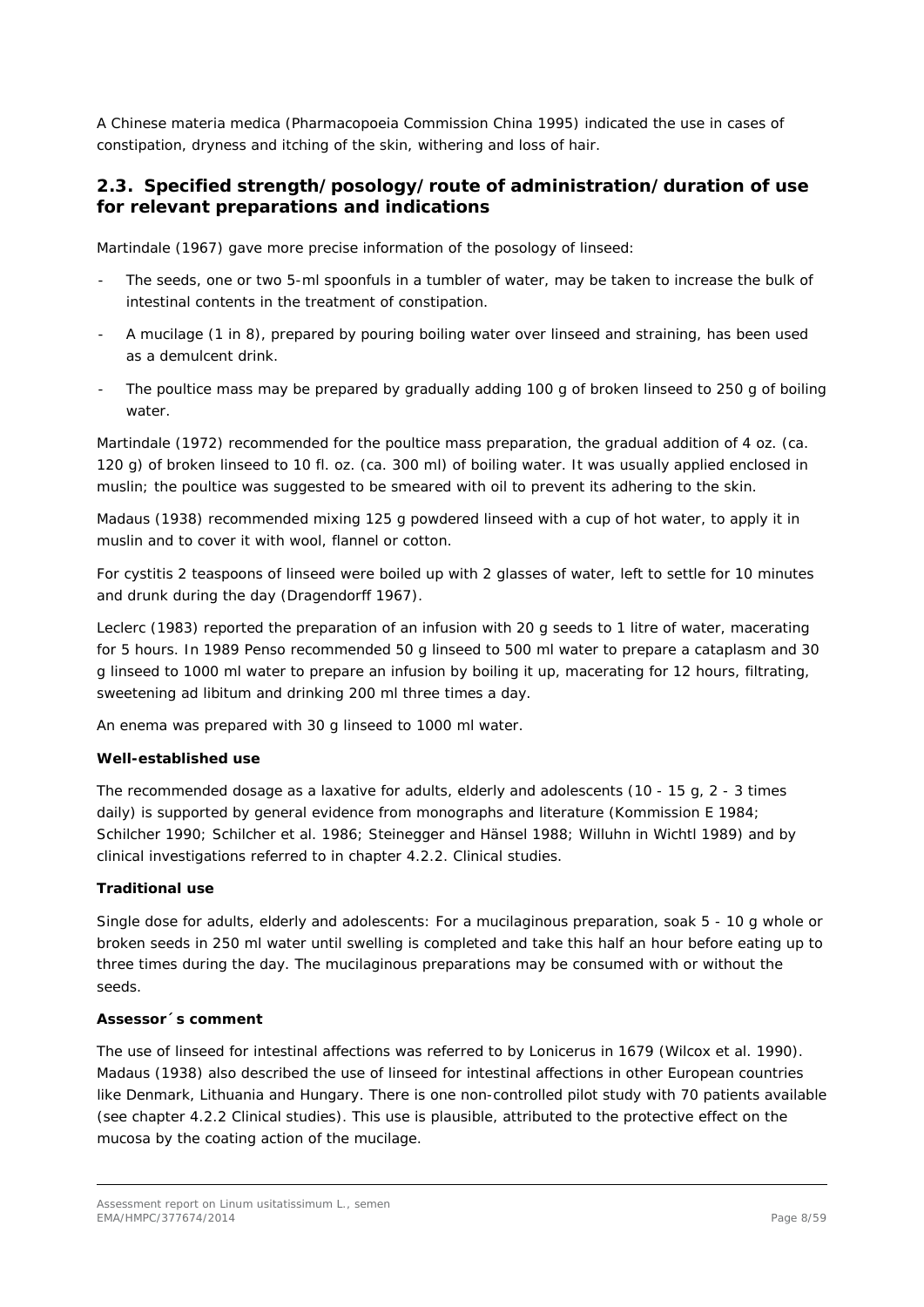A Chinese materia medica (Pharmacopoeia Commission China 1995) indicated the use in cases of constipation, dryness and itching of the skin, withering and loss of hair.

## 2.3. Specified strength/posology/route of administration/duration of use for relevant preparations and indications

Martindale (1967) gave more precise information of the posology of linseed:

- The seeds, one or two 5-ml spoonfuls in a tumbler of water, may be taken to increase the bulk of intestinal contents in the treatment of constipation.
- A mucilage (1 in 8), prepared by pouring boiling water over linseed and straining, has been used as a demulcent drink.
- The poultice mass may be prepared by gradually adding 100 g of broken linseed to 250 g of boiling water.

Martindale (1972) recommended for the poultice mass preparation, the gradual addition of 4 oz. (ca. 120 g) of broken linseed to 10 fl. oz. (ca. 300 ml) of boiling water. It was usually applied enclosed in muslin; the poultice was suggested to be smeared with oil to prevent its adhering to the skin.

Madaus (1938) recommended mixing 125 g powdered linseed with a cup of hot water, to apply it in muslin and to cover it with wool, flannel or cotton.

For cystitis 2 teaspoons of linseed were boiled up with 2 glasses of water, left to settle for 10 minutes and drunk during the day (Dragendorff 1967).

Leclerc (1983) reported the preparation of an infusion with 20 g seeds to 1 litre of water, macerating for 5 hours. In 1989 Penso recommended 50 g linseed to 500 ml water to prepare a cataplasm and 30 g linseed to 1000 ml water to prepare an infusion by boiling it up, macerating for 12 hours, filtrating, sweetening ad libitum and drinking 200 ml three times a day.

An enema was prepared with 30 g linseed to 1000 ml water.

**Well-established use**

The recommended dosage as a laxative for adults, elderly and adolescents (10 - 15 g, 2 - 3 times daily) is supported by general evidence from monographs and literature (Kommission E 1984; Schilcher 1990; Schilcher et al. 1986; Steinegger and Hänsel 1988; Willuhn in Wichtl 1989) and by clinical investigations referred to in chapter 4.2.2. Clinical studies.

**Traditional use**

Single dose for adults, elderly and adolescents: For a mucilaginous preparation, soak 5 - 10 g whole or broken seeds in 250 ml water until swelling is completed and take this half an hour before eating up to three times during the day. The mucilaginous preparations may be consumed with or without the seeds.

**Assessor´s comment**

The use of linseed for intestinal affections was referred to by Lonicerus in 1679 (Wilcox et al. 1990). Madaus (1938) also described the use of linseed for intestinal affections in other European countries like Denmark, Lithuania and Hungary. There is one non-controlled pilot study with 70 patients available (see chapter 4.2.2 Clinical studies). This use is plausible, attributed to the protective effect on the mucosa by the coating action of the mucilage.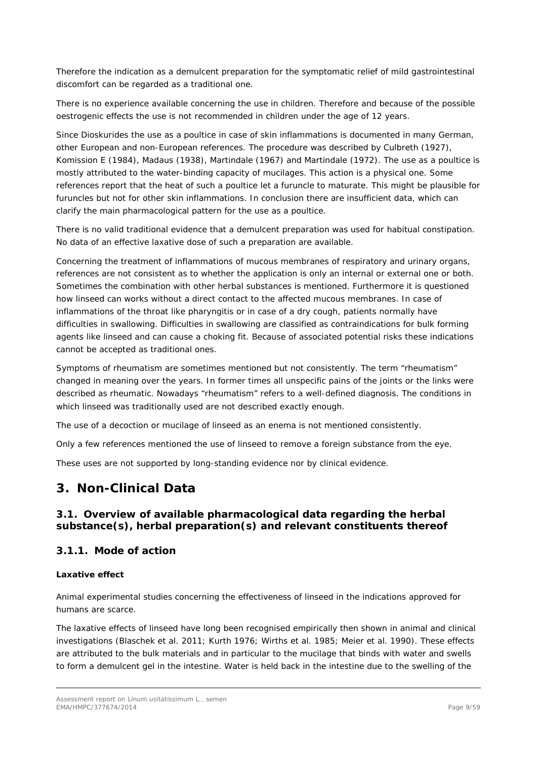Therefore the indication as a demulcent preparation for the symptomatic relief of mild gastrointestinal discomfort can be regarded as a traditional one.

There is no experience available concerning the use in children. Therefore and because of the possible oestrogenic effects the use is not recommended in children under the age of 12 years.

Since Dioskurides the use as a poultice in case of skin inflammations is documented in many German, other European and non-European references. The procedure was described by Culbreth (1927), Komission E (1984), Madaus (1938), Martindale (1967) and Martindale (1972). The use as a poultice is mostly attributed to the water-binding capacity of mucilages. This action is a physical one. Some references report that the heat of such a poultice let a furuncle to maturate. This might be plausible for furuncles but not for other skin inflammations. In conclusion there are insufficient data, which can clarify the main pharmacological pattern for the use as a poultice.

There is no valid traditional evidence that a demulcent preparation was used for habitual constipation. No data of an effective laxative dose of such a preparation are available.

Concerning the treatment of inflammations of mucous membranes of respiratory and urinary organs, references are not consistent as to whether the application is only an internal or external one or both. Sometimes the combination with other herbal substances is mentioned. Furthermore it is questioned how linseed can works without a direct contact to the affected mucous membranes. In case of inflammations of the throat like pharyngitis or in case of a dry cough, patients normally have difficulties in swallowing. Difficulties in swallowing are classified as contraindications for bulk forming agents like linseed and can cause a choking fit. Because of associated potential risks these indications cannot be accepted as traditional ones.

Symptoms of rheumatism are sometimes mentioned but not consistently. The term “rheumatism” changed in meaning over the years. In former times all unspecific pains of the joints or the links were described as rheumatic. Nowadays “rheumatism” refers to a well-defined diagnosis. The conditions in which linseed was traditionally used are not described exactly enough.

The use of a decoction or mucilage of linseed as an enema is not mentioned consistently.

Only a few references mentioned the use of linseed to remove a foreign substance from the eye.

These uses are not supported by long-standing evidence nor by clinical evidence.

# 3. Non-Clinical Data

## 3.1. Overview of available pharmacological data regarding the herbal substance(s), herbal preparation(s) and relevant constituents thereof

### 3.1.1. Mode of action

**Laxative effect**

Animal experimental studies concerning the effectiveness of linseed in the indications approved for humans are scarce.

The laxative effects of linseed have long been recognised empirically then shown in animal and clinical investigations (Blaschek et al. 2011; Kurth 1976; Wirths et al. 1985; Meier et al. 1990). These effects are attributed to the bulk materials and in particular to the mucilage that binds with water and swells to form a demulcent gel in the intestine. Water is held back in the intestine due to the swelling of the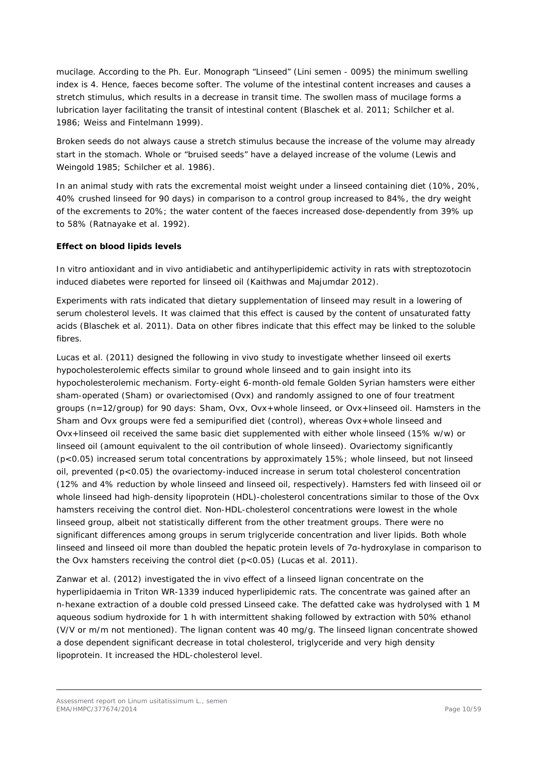mucilage. According to the Ph. Eur. Monograph "Linseed" (Lini semen - 0095) the minimum swelling index is 4. Hence, faeces become softer. The volume of the intestinal content increases and causes a stretch stimulus, which results in a decrease in transit time. The swollen mass of mucilage forms a lubrication layer facilitating the transit of intestinal content (Blaschek et al. 2011; Schilcher et al. 1986; Weiss and Fintelmann 1999).

Broken seeds do not always cause a stretch stimulus because the increase of the volume may already start in the stomach. Whole or "bruised seeds" have a delayed increase of the volume (Lewis and Weingold 1985; Schilcher et al. 1986).

In an animal study with rats the excremental moist weight under a linseed containing diet (10%, 20%, 40% crushed linseed for 90 days) in comparison to a control group increased to 84%, the dry weight of the excrements to 20%; the water content of the faeces increased dose-dependently from 39% up to 58% (Ratnayake et al. 1992).

**Effect on blood lipids levels**

In vitro antioxidant and in vivo antidiabetic and antihyperlipidemic activity in rats with streptozotocin induced diabetes were reported for linseed oil (Kaithwas and Majumdar 2012).

Experiments with rats indicated that dietary supplementation of linseed may result in a lowering of serum cholesterol levels. It was claimed that this effect is caused by the content of unsaturated fatty acids (Blaschek et al. 2011). Data on other fibres indicate that this effect may be linked to the soluble fibres.

Lucas et al. (2011) designed the following in vivo study to investigate whether linseed oil exerts hypocholesterolemic effects similar to ground whole linseed and to gain insight into its hypocholesterolemic mechanism. Forty-eight 6-month-old female Golden Syrian hamsters were either sham-operated (Sham) or ovariectomised (Ovx) and randomly assigned to one of four treatment groups (n=12/group) for 90 days: Sham, Ovx, Ovx+whole linseed, or Ovx+linseed oil. Hamsters in the Sham and Ovx groups were fed a semipurified diet (control), whereas Ovx+whole linseed and Ovx+linseed oil received the same basic diet supplemented with either whole linseed (15% w/w) or linseed oil (amount equivalent to the oil contribution of whole linseed). Ovariectomy significantly ($p<0.05$) increased serum total concentrations by approximately 15%; whole linseed, but not linseed oil, prevented ($p<0.05$) the ovariectomy-induced increase in serum total cholesterol concentration (12% and 4% reduction by whole linseed and linseed oil, respectively). Hamsters fed with linseed oil or whole linseed had high-density lipoprotein (HDL)-cholesterol concentrations similar to those of the Ovx hamsters receiving the control diet. Non-HDL-cholesterol concentrations were lowest in the whole linseed group, albeit not statistically different from the other treatment groups. There were no significant differences among groups in serum triglyceride concentration and liver lipids. Both whole linseed and linseed oil more than doubled the hepatic protein levels of 7α-hydroxylase in comparison to the Ovx hamsters receiving the control diet ($p<0.05$) (Lucas et al. 2011).

Zanwar et al. (2012) investigated the in vivo effect of a linseed lignan concentrate on the hyperlipidaemia in Triton WR-1339 induced hyperlipidemic rats. The concentrate was gained after an n-hexane extraction of a double cold pressed Linseed cake. The defatted cake was hydrolysed with 1 M aqueous sodium hydroxide for 1 h with intermittent shaking followed by extraction with 50% ethanol (V/V or m/m not mentioned). The lignan content was 40 mg/g. The linseed lignan concentrate showed a dose dependent significant decrease in total cholesterol, triglyceride and very high density lipoprotein. It increased the HDL-cholesterol level.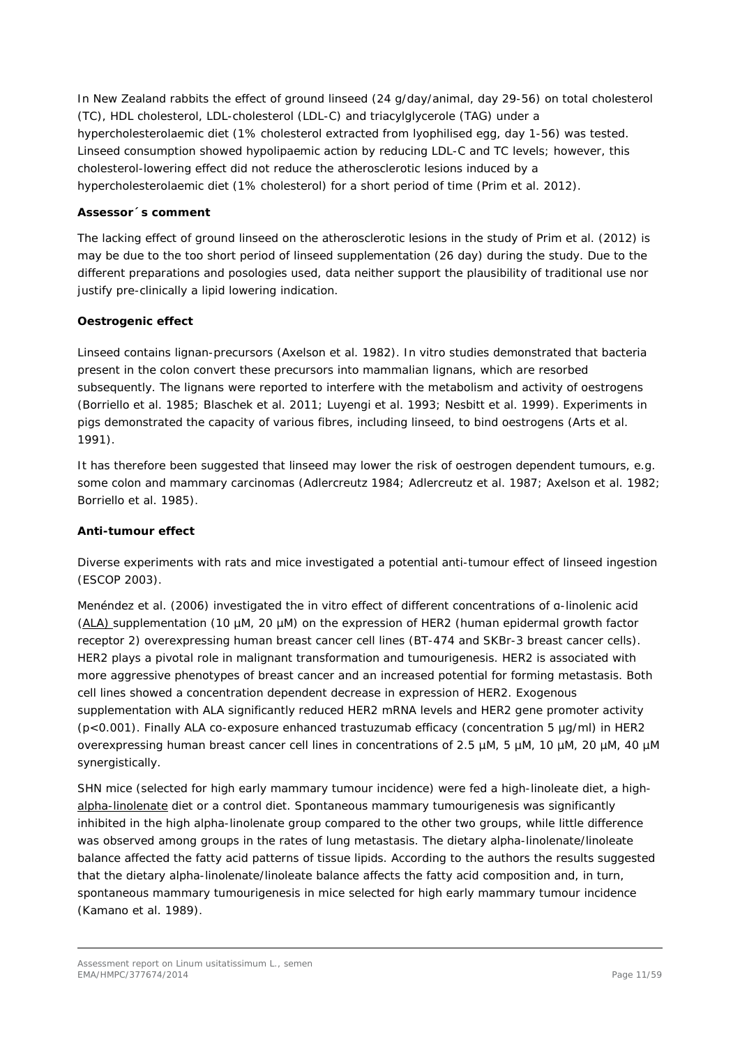In New Zealand rabbits the effect of ground linseed (24 g/day/animal, day 29-56) on total cholesterol (TC), HDL cholesterol, LDL-cholesterol (LDL-C) and triacylglycerole (TAG) under a hypercholesterolaemic diet (1% cholesterol extracted from lyophilised egg, day 1-56) was tested. Linseed consumption showed hypolipaemic action by reducing LDL-C and TC levels; however, this cholesterol-lowering effect did not reduce the atherosclerotic lesions induced by a hypercholesterolaemic diet (1% cholesterol) for a short period of time (Prim et al. 2012).

**Assessor´s comment**

The lacking effect of ground linseed on the atherosclerotic lesions in the study of Prim et al. (2012) is may be due to the too short period of linseed supplementation (26 day) during the study. Due to the different preparations and posologies used, data neither support the plausibility of traditional use nor justify pre-clinically a lipid lowering indication.

**Oestrogenic effect**

Linseed contains lignan-precursors (Axelson et al. 1982). In vitro studies demonstrated that bacteria present in the colon convert these precursors into mammalian lignans, which are resorbed subsequently. The lignans were reported to interfere with the metabolism and activity of oestrogens (Borriello et al. 1985; Blaschek et al. 2011; Luyengi et al. 1993; Nesbitt et al. 1999). Experiments in pigs demonstrated the capacity of various fibres, including linseed, to bind oestrogens (Arts et al. 1991).

It has therefore been suggested that linseed may lower the risk of oestrogen dependent tumours, e.g. some colon and mammary carcinomas (Adlercreutz 1984; Adlercreutz et al. 1987; Axelson et al. 1982; Borriello et al. 1985).

**Anti-tumour effect**

Diverse experiments with rats and mice investigated a potential anti-tumour effect of linseed ingestion (ESCOP 2003).

Menéndez et al. (2006) investigated the in vitro effect of different concentrations of α-linolenic acid (ALA) supplementation (10 µM, 20 µM) on the expression of HER2 (human epidermal growth factor receptor 2) overexpressing human breast cancer cell lines (BT-474 and SKBr-3 breast cancer cells). HER2 plays a pivotal role in malignant transformation and tumourigenesis. HER2 is associated with more aggressive phenotypes of breast cancer and an increased potential for forming metastasis. Both cell lines showed a concentration dependent decrease in expression of HER2. Exogenous supplementation with ALA significantly reduced HER2 mRNA levels and HER2 gene promoter activity ($p<0.001$). Finally ALA co-exposure enhanced trastuzumab efficacy (concentration 5 µg/ml) in HER2 overexpressing human breast cancer cell lines in concentrations of 2.5 µM, 5 µM, 10 µM, 20 µM, 40 µM synergistically.

SHN mice (selected for high early mammary tumour incidence) were fed a high-linoleate diet, a high-alpha-linolenate diet or a control diet. Spontaneous mammary tumourigenesis was significantly inhibited in the high alpha-linolenate group compared to the other two groups, while little difference was observed among groups in the rates of lung metastasis. The dietary alpha-linolenate/linoleate balance affected the fatty acid patterns of tissue lipids. According to the authors the results suggested that the dietary alpha-linolenate/linoleate balance affects the fatty acid composition and, in turn, spontaneous mammary tumourigenesis in mice selected for high early mammary tumour incidence (Kamano et al. 1989).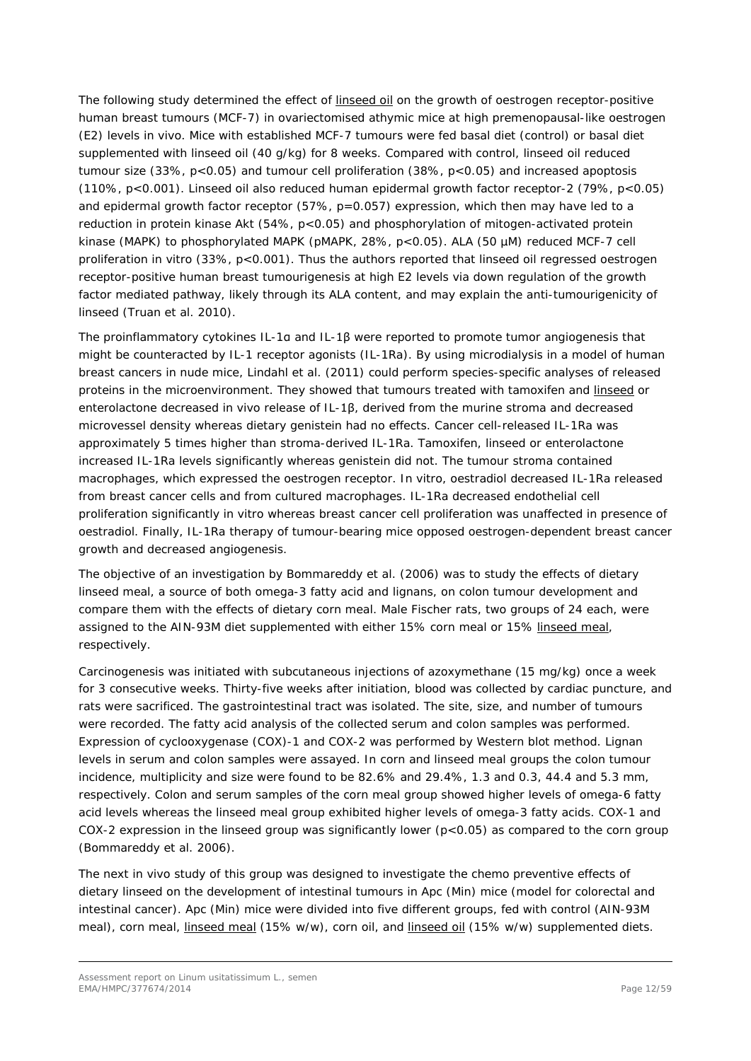The following study determined the effect of linseed oil on the growth of oestrogen receptor-positive human breast tumours (MCF-7) in ovariectomised athymic mice at high premenopausal-like oestrogen (E2) levels in vivo. Mice with established MCF-7 tumours were fed basal diet (control) or basal diet supplemented with linseed oil (40 g/kg) for 8 weeks. Compared with control, linseed oil reduced tumour size (33%, $p<0.05$) and tumour cell proliferation (38%, $p<0.05$) and increased apoptosis (110%, $p<0.001$). Linseed oil also reduced human epidermal growth factor receptor-2 (79%, $p<0.05$) and epidermal growth factor receptor (57%, $p=0.057$) expression, which then may have led to a reduction in protein kinase Akt (54%, $p<0.05$) and phosphorylation of mitogen-activated protein kinase (MAPK) to phosphorylated MAPK (pMAPK, 28%, $p<0.05$). ALA (50 µM) reduced MCF-7 cell proliferation in vitro (33%, $p<0.001$). Thus the authors reported that linseed oil regressed oestrogen receptor-positive human breast tumourigenesis at high E2 levels via down regulation of the growth factor mediated pathway, likely through its ALA content, and may explain the anti-tumourigenicity of linseed (Truan et al. 2010).

The proinflammatory cytokines IL-1α and IL-1β were reported to promote tumor angiogenesis that might be counteracted by IL-1 receptor agonists (IL-1Ra). By using microdialysis in a model of human breast cancers in nude mice, Lindahl et al. (2011) could perform species-specific analyses of released proteins in the microenvironment. They showed that tumours treated with tamoxifen and linseed or enterolactone decreased in vivo release of IL-1β, derived from the murine stroma and decreased microvessel density whereas dietary genistein had no effects. Cancer cell-released IL-1Ra was approximately 5 times higher than stroma-derived IL-1Ra. Tamoxifen, linseed or enterolactone increased IL-1Ra levels significantly whereas genistein did not. The tumour stroma contained macrophages, which expressed the oestrogen receptor. In vitro, oestradiol decreased IL-1Ra released from breast cancer cells and from cultured macrophages. IL-1Ra decreased endothelial cell proliferation significantly in vitro whereas breast cancer cell proliferation was unaffected in presence of oestradiol. Finally, IL-1Ra therapy of tumour-bearing mice opposed oestrogen-dependent breast cancer growth and decreased angiogenesis.

The objective of an investigation by Bommareddy et al. (2006) was to study the effects of dietary linseed meal, a source of both omega-3 fatty acid and lignans, on colon tumour development and compare them with the effects of dietary corn meal. Male Fischer rats, two groups of 24 each, were assigned to the AIN-93M diet supplemented with either 15% corn meal or 15% linseed meal, respectively.

Carcinogenesis was initiated with subcutaneous injections of azoxymethane (15 mg/kg) once a week for 3 consecutive weeks. Thirty-five weeks after initiation, blood was collected by cardiac puncture, and rats were sacrificed. The gastrointestinal tract was isolated. The site, size, and number of tumours were recorded. The fatty acid analysis of the collected serum and colon samples was performed. Expression of cyclooxygenase (COX)-1 and COX-2 was performed by Western blot method. Lignan levels in serum and colon samples were assayed. In corn and linseed meal groups the colon tumour incidence, multiplicity and size were found to be 82.6% and 29.4%, 1.3 and 0.3, 44.4 and 5.3 mm, respectively. Colon and serum samples of the corn meal group showed higher levels of omega-6 fatty acid levels whereas the linseed meal group exhibited higher levels of omega-3 fatty acids. COX-1 and COX-2 expression in the linseed group was significantly lower ($p<0.05$) as compared to the corn group (Bommareddy et al. 2006).

The next in vivo study of this group was designed to investigate the chemo preventive effects of dietary linseed on the development of intestinal tumours in Apc (Min) mice (model for colorectal and intestinal cancer). Apc (Min) mice were divided into five different groups, fed with control (AIN-93M meal), corn meal, linseed meal (15% w/w), corn oil, and linseed oil (15% w/w) supplemented diets.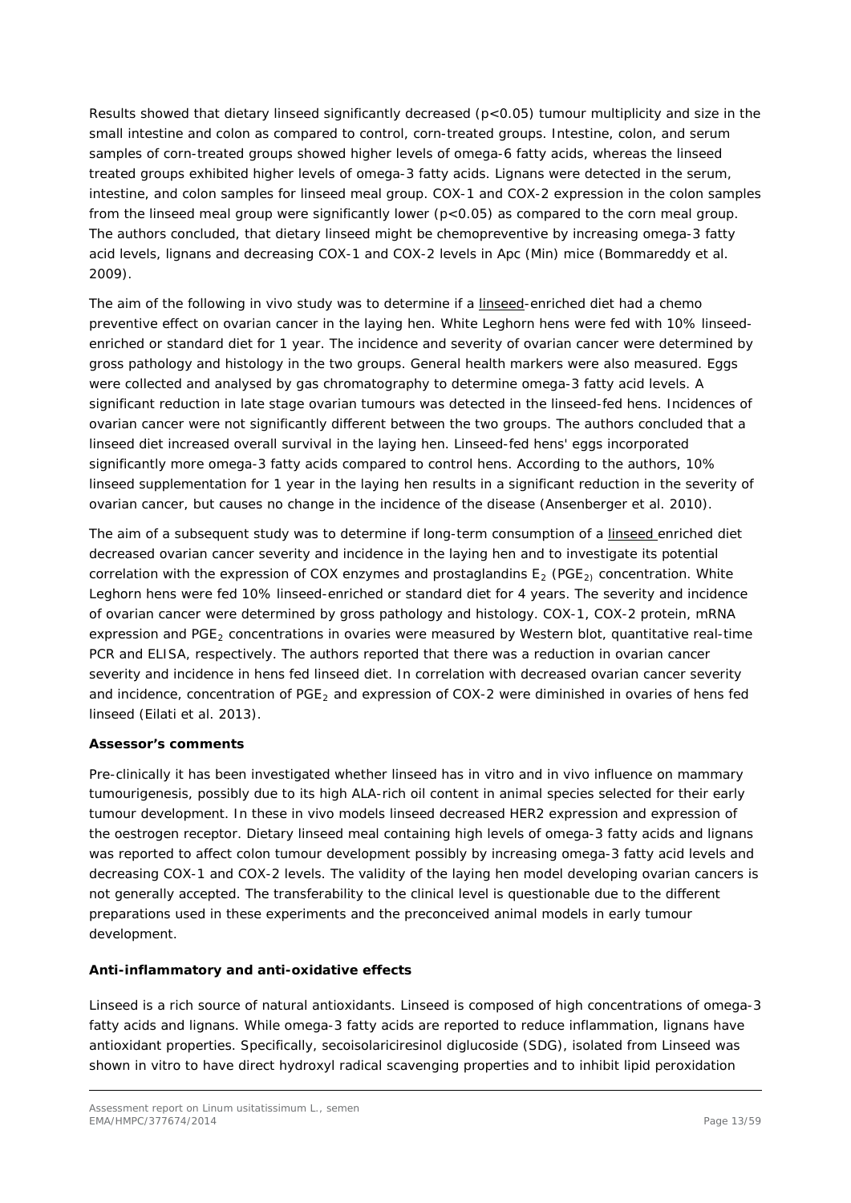Results showed that dietary linseed significantly decreased ($p<0.05$) tumour multiplicity and size in the small intestine and colon as compared to control, corn-treated groups. Intestine, colon, and serum samples of corn-treated groups showed higher levels of omega-6 fatty acids, whereas the linseed treated groups exhibited higher levels of omega-3 fatty acids. Lignans were detected in the serum, intestine, and colon samples for linseed meal group. COX-1 and COX-2 expression in the colon samples from the linseed meal group were significantly lower ($p<0.05$) as compared to the corn meal group. The authors concluded, that dietary linseed might be chemopreventive by increasing omega-3 fatty acid levels, lignans and decreasing COX-1 and COX-2 levels in Apc (Min) mice (Bommareddy et al. 2009).

The aim of the following in vivo study was to determine if a linseed-enriched diet had a chemo preventive effect on ovarian cancer in the laying hen. White Leghorn hens were fed with 10% linseed-enriched or standard diet for 1 year. The incidence and severity of ovarian cancer were determined by gross pathology and histology in the two groups. General health markers were also measured. Eggs were collected and analysed by gas chromatography to determine omega-3 fatty acid levels. A significant reduction in late stage ovarian tumours was detected in the linseed-fed hens. Incidences of ovarian cancer were not significantly different between the two groups. The authors concluded that a linseed diet increased overall survival in the laying hen. Linseed-fed hens' eggs incorporated significantly more omega-3 fatty acids compared to control hens. According to the authors, 10% linseed supplementation for 1 year in the laying hen results in a significant reduction in the severity of ovarian cancer, but causes no change in the incidence of the disease (Ansenberger et al. 2010).

The aim of a subsequent study was to determine if long-term consumption of a linseed enriched diet decreased ovarian cancer severity and incidence in the laying hen and to investigate its potential correlation with the expression of COX enzymes and prostaglandins $E_2$ ($PGE_2$) concentration. White Leghorn hens were fed 10% linseed-enriched or standard diet for 4 years. The severity and incidence of ovarian cancer were determined by gross pathology and histology. COX-1, COX-2 protein, mRNA expression and $PGE_2$ concentrations in ovaries were measured by Western blot, quantitative real-time PCR and ELISA, respectively. The authors reported that there was a reduction in ovarian cancer severity and incidence in hens fed linseed diet. In correlation with decreased ovarian cancer severity and incidence, concentration of $PGE_2$ and expression of COX-2 were diminished in ovaries of hens fed linseed (Eilati et al. 2013).

**Assessor's comments**

Pre-clinically it has been investigated whether linseed has in vitro and in vivo influence on mammary tumourigenesis, possibly due to its high ALA-rich oil content in animal species selected for their early tumour development. In these in vivo models linseed decreased HER2 expression and expression of the oestrogen receptor. Dietary linseed meal containing high levels of omega-3 fatty acids and lignans was reported to affect colon tumour development possibly by increasing omega-3 fatty acid levels and decreasing COX-1 and COX-2 levels. The validity of the laying hen model developing ovarian cancers is not generally accepted. The transferability to the clinical level is questionable due to the different preparations used in these experiments and the preconceived animal models in early tumour development.

**Anti-inflammatory and anti-oxidative effects**

Linseed is a rich source of natural antioxidants. Linseed is composed of high concentrations of omega-3 fatty acids and lignans. While omega-3 fatty acids are reported to reduce inflammation, lignans have antioxidant properties. Specifically, secoisolariciresinol diglucoside (SDG), isolated from Linseed was shown in vitro to have direct hydroxyl radical scavenging properties and to inhibit lipid peroxidation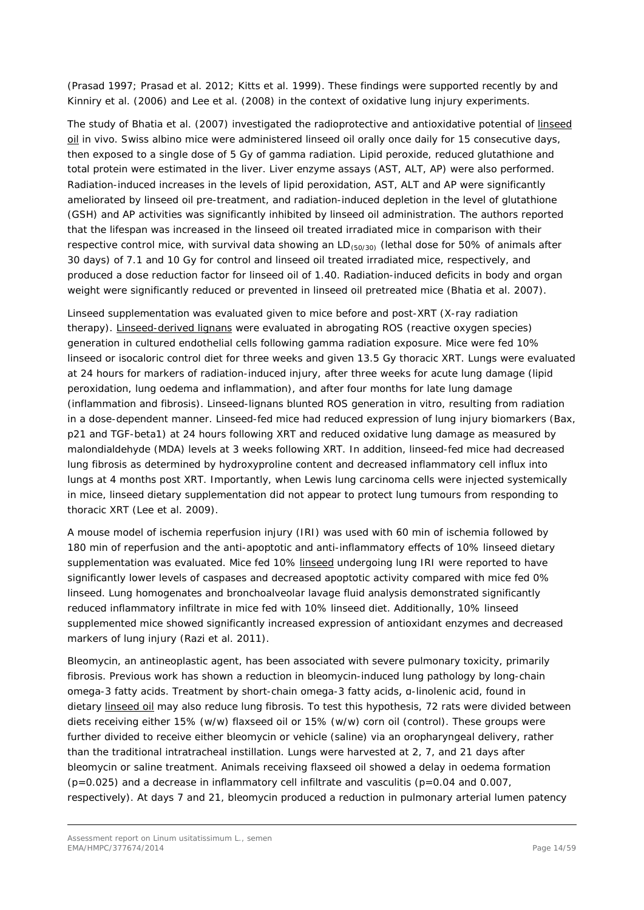(Prasad 1997; Prasad et al. 2012; Kitts et al. 1999). These findings were supported recently by and Kinniry et al. (2006) and Lee et al. (2008) in the context of oxidative lung injury experiments.

The study of Bhatia et al. (2007) investigated the radioprotective and antioxidative potential of linseed oil in vivo. Swiss albino mice were administered linseed oil orally once daily for 15 consecutive days, then exposed to a single dose of 5 Gy of gamma radiation. Lipid peroxide, reduced glutathione and total protein were estimated in the liver. Liver enzyme assays (AST, ALT, AP) were also performed. Radiation-induced increases in the levels of lipid peroxidation, AST, ALT and AP were significantly ameliorated by linseed oil pre-treatment, and radiation-induced depletion in the level of glutathione (GSH) and AP activities was significantly inhibited by linseed oil administration. The authors reported that the lifespan was increased in the linseed oil treated irradiated mice in comparison with their respective control mice, with survival data showing an $LD_{(50/30)}$ (lethal dose for 50% of animals after 30 days) of 7.1 and 10 Gy for control and linseed oil treated irradiated mice, respectively, and produced a dose reduction factor for linseed oil of 1.40. Radiation-induced deficits in body and organ weight were significantly reduced or prevented in linseed oil pretreated mice (Bhatia et al. 2007).

Linseed supplementation was evaluated given to mice before and post-XRT (X-ray radiation therapy). Linseed-derived lignans were evaluated in abrogating ROS (reactive oxygen species) generation in cultured endothelial cells following gamma radiation exposure. Mice were fed 10% linseed or isocaloric control diet for three weeks and given 13.5 Gy thoracic XRT. Lungs were evaluated at 24 hours for markers of radiation-induced injury, after three weeks for acute lung damage (lipid peroxidation, lung oedema and inflammation), and after four months for late lung damage (inflammation and fibrosis). Linseed-lignans blunted ROS generation in vitro, resulting from radiation in a dose-dependent manner. Linseed-fed mice had reduced expression of lung injury biomarkers (Bax, p21 and TGF-beta1) at 24 hours following XRT and reduced oxidative lung damage as measured by malondialdehyde (MDA) levels at 3 weeks following XRT. In addition, linseed-fed mice had decreased lung fibrosis as determined by hydroxyproline content and decreased inflammatory cell influx into lungs at 4 months post XRT. Importantly, when Lewis lung carcinoma cells were injected systemically in mice, linseed dietary supplementation did not appear to protect lung tumours from responding to thoracic XRT (Lee et al. 2009).

A mouse model of ischemia reperfusion injury (IRI) was used with 60 min of ischemia followed by 180 min of reperfusion and the anti-apoptotic and anti-inflammatory effects of 10% linseed dietary supplementation was evaluated. Mice fed 10% linseed undergoing lung IRI were reported to have significantly lower levels of caspases and decreased apoptotic activity compared with mice fed 0% linseed. Lung homogenates and bronchoalveolar lavage fluid analysis demonstrated significantly reduced inflammatory infiltrate in mice fed with 10% linseed diet. Additionally, 10% linseed supplemented mice showed significantly increased expression of antioxidant enzymes and decreased markers of lung injury (Razi et al. 2011).

Bleomycin, an antineoplastic agent, has been associated with severe pulmonary toxicity, primarily fibrosis. Previous work has shown a reduction in bleomycin-induced lung pathology by long-chain omega-3 fatty acids. Treatment by short-chain omega-3 fatty acids, α-linolenic acid, found in dietary linseed oil may also reduce lung fibrosis. To test this hypothesis, 72 rats were divided between diets receiving either 15% (w/w) flaxseed oil or 15% (w/w) corn oil (control). These groups were further divided to receive either bleomycin or vehicle (saline) via an oropharyngeal delivery, rather than the traditional intratracheal instillation. Lungs were harvested at 2, 7, and 21 days after bleomycin or saline treatment. Animals receiving flaxseed oil showed a delay in oedema formation ($p=0.025$) and a decrease in inflammatory cell infiltrate and vasculitis ($p=0.04$ and $0.007$, respectively). At days 7 and 21, bleomycin produced a reduction in pulmonary arterial lumen patency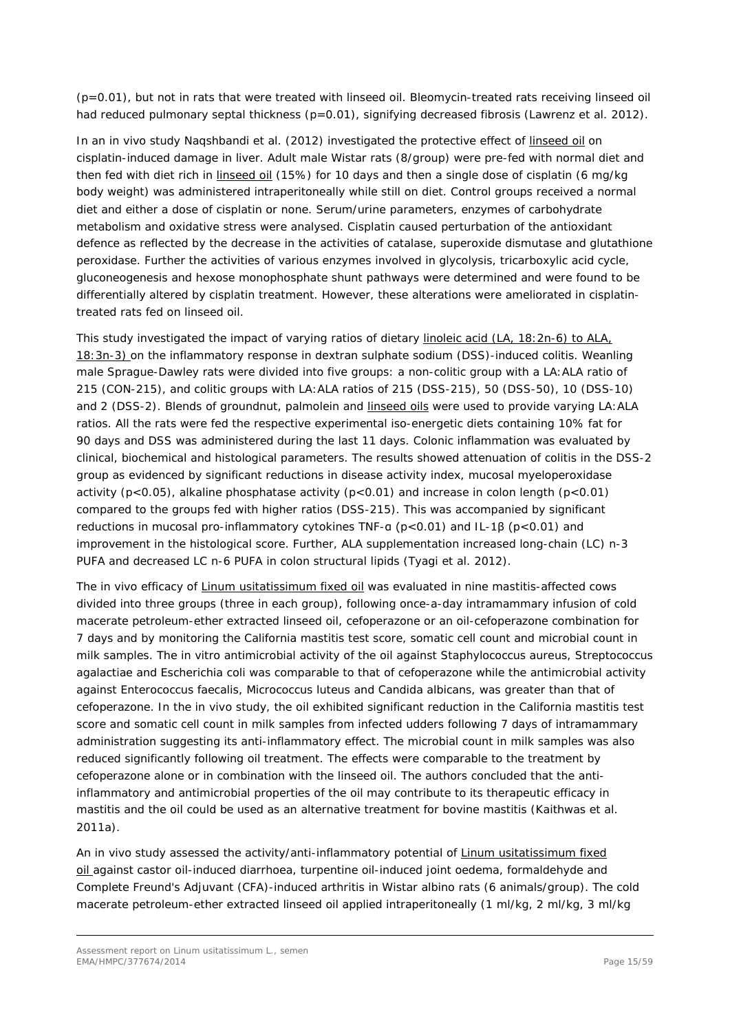(p=0.01), but not in rats that were treated with linseed oil. Bleomycin-treated rats receiving linseed oil had reduced pulmonary septal thickness (p=0.01), signifying decreased fibrosis (Lawrenz et al. 2012).

In an in vivo study Naqshbandi et al. (2012) investigated the protective effect of linseed oil on cisplatin-induced damage in liver. Adult male Wistar rats (8/group) were pre-fed with normal diet and then fed with diet rich in linseed oil (15%) for 10 days and then a single dose of cisplatin (6 mg/kg body weight) was administered intraperitoneally while still on diet. Control groups received a normal diet and either a dose of cisplatin or none. Serum/urine parameters, enzymes of carbohydrate metabolism and oxidative stress were analysed. Cisplatin caused perturbation of the antioxidant defence as reflected by the decrease in the activities of catalase, superoxide dismutase and glutathione peroxidase. Further the activities of various enzymes involved in glycolysis, tricarboxylic acid cycle, gluconeogenesis and hexose monophosphate shunt pathways were determined and were found to be differentially altered by cisplatin treatment. However, these alterations were ameliorated in cisplatin-treated rats fed on linseed oil.

This study investigated the impact of varying ratios of dietary linoleic acid (LA, 18:2n-6) to ALA, 18:3n-3) on the inflammatory response in dextran sulphate sodium (DSS)-induced colitis. Weanling male Sprague-Dawley rats were divided into five groups: a non-colitic group with a LA:ALA ratio of 215 (CON-215), and colitic groups with LA:ALA ratios of 215 (DSS-215), 50 (DSS-50), 10 (DSS-10) and 2 (DSS-2). Blends of groundnut, palmolein and linseed oils were used to provide varying LA:ALA ratios. All the rats were fed the respective experimental iso-energetic diets containing 10% fat for 90 days and DSS was administered during the last 11 days. Colonic inflammation was evaluated by clinical, biochemical and histological parameters. The results showed attenuation of colitis in the DSS-2 group as evidenced by significant reductions in disease activity index, mucosal myeloperoxidase activity ($p<0.05$), alkaline phosphatase activity ($p<0.01$) and increase in colon length ($p<0.01$) compared to the groups fed with higher ratios (DSS-215). This was accompanied by significant reductions in mucosal pro-inflammatory cytokines TNF-α ($p<0.01$) and IL-1β ($p<0.01$) and improvement in the histological score. Further, ALA supplementation increased long-chain (LC) n-3 PUFA and decreased LC n-6 PUFA in colon structural lipids (Tyagi et al. 2012).

The in vivo efficacy of Linum usitatissimum fixed oil was evaluated in nine mastitis-affected cows divided into three groups (three in each group), following once-a-day intramammary infusion of cold macerate petroleum-ether extracted linseed oil, cefoperazone or an oil-cefoperazone combination for 7 days and by monitoring the California mastitis test score, somatic cell count and microbial count in milk samples. The in vitro antimicrobial activity of the oil against Staphylococcus aureus, Streptococcus agalactiae and Escherichia coli was comparable to that of cefoperazone while the antimicrobial activity against Enterococcus faecalis, Micrococcus luteus and Candida albicans, was greater than that of cefoperazone. In the in vivo study, the oil exhibited significant reduction in the California mastitis test score and somatic cell count in milk samples from infected udders following 7 days of intramammary administration suggesting its anti-inflammatory effect. The microbial count in milk samples was also reduced significantly following oil treatment. The effects were comparable to the treatment by cefoperazone alone or in combination with the linseed oil. The authors concluded that the anti-inflammatory and antimicrobial properties of the oil may contribute to its therapeutic efficacy in mastitis and the oil could be used as an alternative treatment for bovine mastitis (Kaithwas et al. 2011a).

An in vivo study assessed the activity/anti-inflammatory potential of Linum usitatissimum fixed oil against castor oil-induced diarrhoea, turpentine oil-induced joint oedema, formaldehyde and Complete Freund's Adjuvant (CFA)-induced arthritis in Wistar albino rats (6 animals/group). The cold macerate petroleum-ether extracted linseed oil applied intraperitoneally (1 ml/kg, 2 ml/kg, 3 ml/kg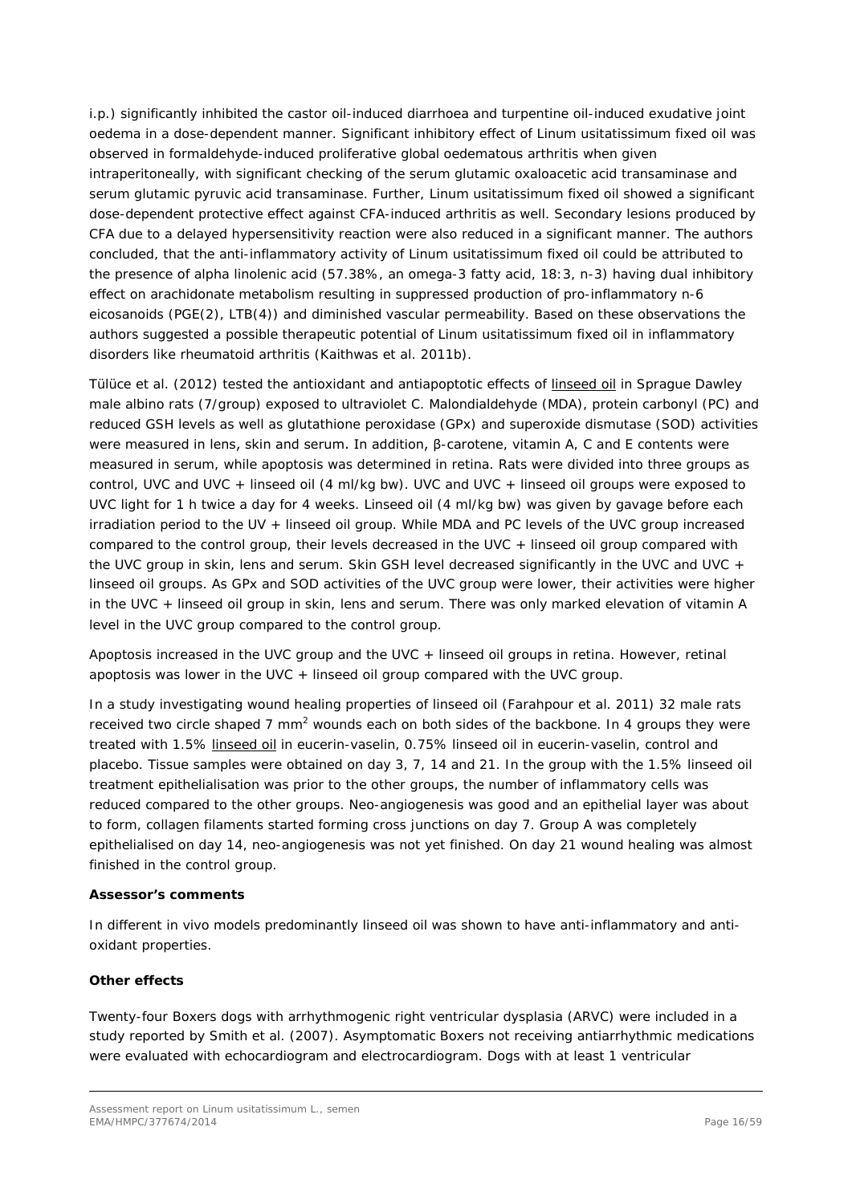i.p.) significantly inhibited the castor oil-induced diarrhoea and turpentine oil-induced exudative joint oedema in a dose-dependent manner. Significant inhibitory effect of Linum usitatissimum fixed oil was observed in formaldehyde-induced proliferative global oedematous arthritis when given intraperitoneally, with significant checking of the serum glutamic oxaloacetic acid transaminase and serum glutamic pyruvic acid transaminase. Further, Linum usitatissimum fixed oil showed a significant dose-dependent protective effect against CFA-induced arthritis as well. Secondary lesions produced by CFA due to a delayed hypersensitivity reaction were also reduced in a significant manner. The authors concluded, that the anti-inflammatory activity of Linum usitatissimum fixed oil could be attributed to the presence of alpha linolenic acid (57.38%, an omega-3 fatty acid, 18:3, n-3) having dual inhibitory effect on arachidonate metabolism resulting in suppressed production of pro-inflammatory n-6 eicosanoids (PGE(2), LTB(4)) and diminished vascular permeability. Based on these observations the authors suggested a possible therapeutic potential of Linum usitatissimum fixed oil in inflammatory disorders like rheumatoid arthritis (Kaithwas et al. 2011b).

Tülüce et al. (2012) tested the antioxidant and antiapoptotic effects of linseed oil in Sprague Dawley male albino rats (7/group) exposed to ultraviolet C. Malondialdehyde (MDA), protein carbonyl (PC) and reduced GSH levels as well as glutathione peroxidase (GPx) and superoxide dismutase (SOD) activities were measured in lens, skin and serum. In addition, β-carotene, vitamin A, C and E contents were measured in serum, while apoptosis was determined in retina. Rats were divided into three groups as control, UVC and UVC + linseed oil (4 ml/kg bw). UVC and UVC + linseed oil groups were exposed to UVC light for 1 h twice a day for 4 weeks. Linseed oil (4 ml/kg bw) was given by gavage before each irradiation period to the UV + linseed oil group. While MDA and PC levels of the UVC group increased compared to the control group, their levels decreased in the UVC + linseed oil group compared with the UVC group in skin, lens and serum. Skin GSH level decreased significantly in the UVC and UVC + linseed oil groups. As GPx and SOD activities of the UVC group were lower, their activities were higher in the UVC + linseed oil group in skin, lens and serum. There was only marked elevation of vitamin A level in the UVC group compared to the control group.

Apoptosis increased in the UVC group and the UVC + linseed oil groups in retina. However, retinal apoptosis was lower in the UVC + linseed oil group compared with the UVC group.

In a study investigating wound healing properties of linseed oil (Farahpour et al. 2011) 32 male rats received two circle shaped 7 mm$^2$ wounds each on both sides of the backbone. In 4 groups they were treated with 1.5% linseed oil in eucerin-vaselin, 0.75% linseed oil in eucerin-vaselin, control and placebo. Tissue samples were obtained on day 3, 7, 14 and 21. In the group with the 1.5% linseed oil treatment epithelialisation was prior to the other groups, the number of inflammatory cells was reduced compared to the other groups. Neo-angiogenesis was good and an epithelial layer was about to form, collagen filaments started forming cross junctions on day 7. Group A was completely epithelialised on day 14, neo-angiogenesis was not yet finished. On day 21 wound healing was almost finished in the control group.

**Assessor's comments**

In different in vivo models predominantly linseed oil was shown to have anti-inflammatory and anti-oxidant properties.

**Other effects**

Twenty-four Boxers dogs with arrhythmogenic right ventricular dysplasia (ARVC) were included in a study reported by Smith et al. (2007). Asymptomatic Boxers not receiving antiarrhythmic medications were evaluated with echocardiogram and electrocardiogram. Dogs with at least 1 ventricular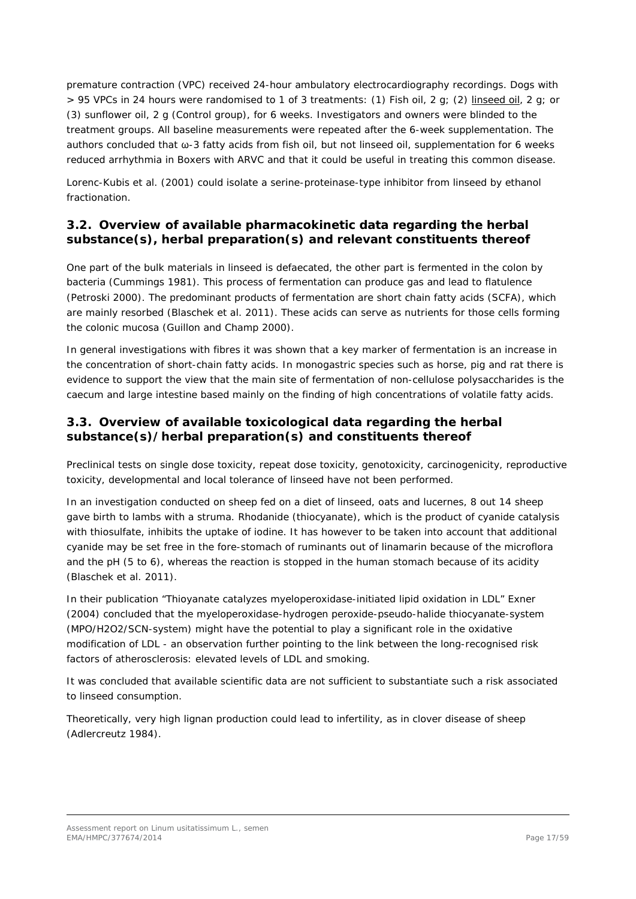premature contraction (VPC) received 24-hour ambulatory electrocardiography recordings. Dogs with > 95 VPCs in 24 hours were randomised to 1 of 3 treatments: (1) Fish oil, 2 g; (2) linseed oil, 2 g; or (3) sunflower oil, 2 g (Control group), for 6 weeks. Investigators and owners were blinded to the treatment groups. All baseline measurements were repeated after the 6-week supplementation. The authors concluded that ω-3 fatty acids from fish oil, but not linseed oil, supplementation for 6 weeks reduced arrhythmia in Boxers with ARVC and that it could be useful in treating this common disease.

Lorenc-Kubis et al. (2001) could isolate a serine-proteinase-type inhibitor from linseed by ethanol fractionation.

## 3.2. Overview of available pharmacokinetic data regarding the herbal substance(s), herbal preparation(s) and relevant constituents thereof

One part of the bulk materials in linseed is defaecated, the other part is fermented in the colon by bacteria (Cummings 1981). This process of fermentation can produce gas and lead to flatulence (Petroski 2000). The predominant products of fermentation are short chain fatty acids (SCFA), which are mainly resorbed (Blaschek et al. 2011). These acids can serve as nutrients for those cells forming the colonic mucosa (Guillon and Champ 2000).

In general investigations with fibres it was shown that a key marker of fermentation is an increase in the concentration of short-chain fatty acids. In monogastric species such as horse, pig and rat there is evidence to support the view that the main site of fermentation of non-cellulose polysaccharides is the caecum and large intestine based mainly on the finding of high concentrations of volatile fatty acids.

## 3.3. Overview of available toxicological data regarding the herbal substance(s)/herbal preparation(s) and constituents thereof

Preclinical tests on single dose toxicity, repeat dose toxicity, genotoxicity, carcinogenicity, reproductive toxicity, developmental and local tolerance of linseed have not been performed.

In an investigation conducted on sheep fed on a diet of linseed, oats and lucernes, 8 out 14 sheep gave birth to lambs with a struma. Rhodanide (thiocyanate), which is the product of cyanide catalysis with thiosulfate, inhibits the uptake of iodine. It has however to be taken into account that additional cyanide may be set free in the fore-stomach of ruminants out of linamarin because of the microflora and the pH (5 to 6), whereas the reaction is stopped in the human stomach because of its acidity (Blaschek et al. 2011).

In their publication "Thioyanate catalyzes myeloperoxidase-initiated lipid oxidation in LDL" Exner (2004) concluded that the myeloperoxidase-hydrogen peroxide-pseudo-halide thiocyanate-system (MPO/H2O2/SCN-system) might have the potential to play a significant role in the oxidative modification of LDL - an observation further pointing to the link between the long-recognised risk factors of atherosclerosis: elevated levels of LDL and smoking.

It was concluded that available scientific data are not sufficient to substantiate such a risk associated to linseed consumption.

Theoretically, very high lignan production could lead to infertility, as in clover disease of sheep (Adlercreutz 1984).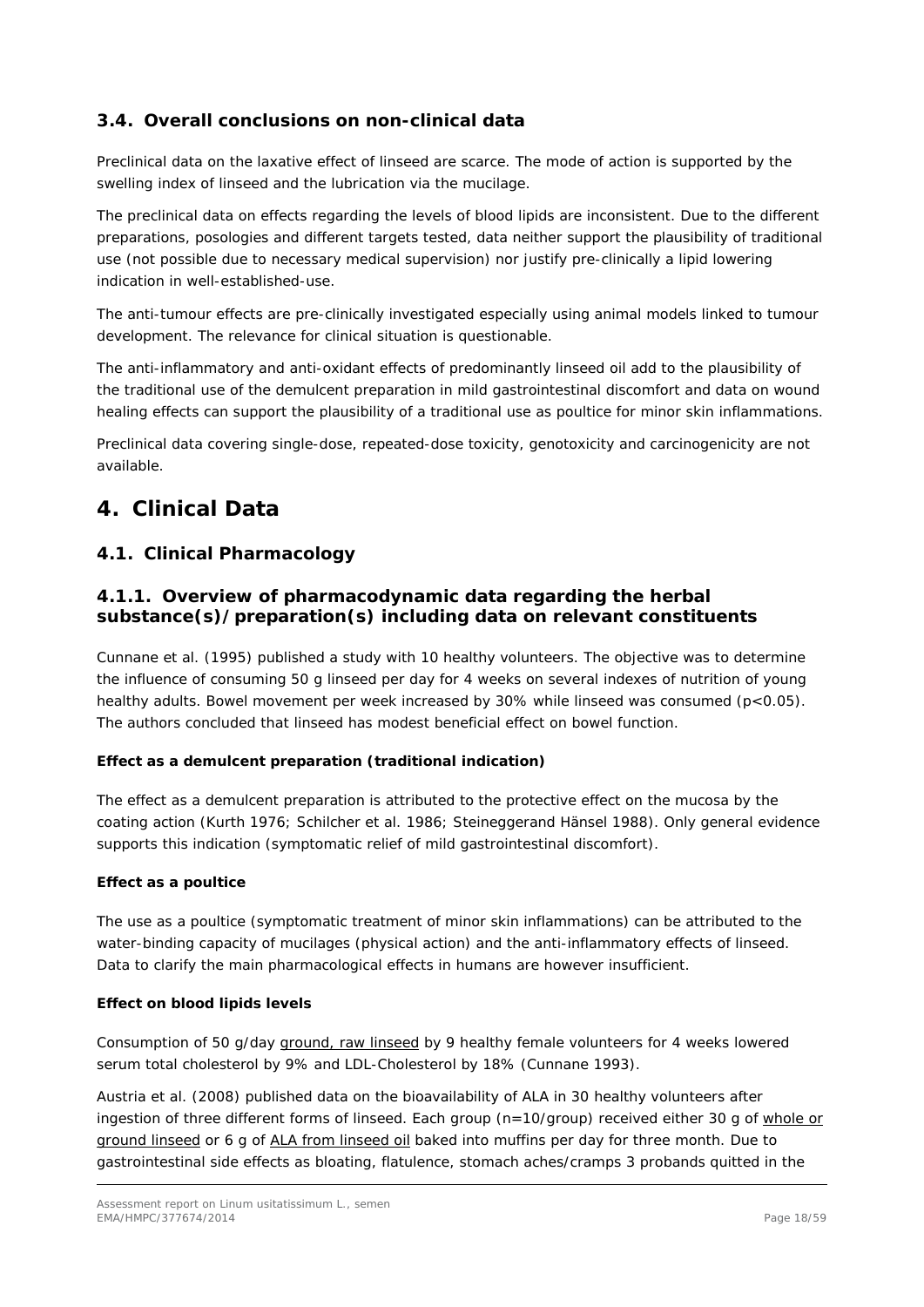### 3.4. Overall conclusions on non-clinical data

Preclinical data on the laxative effect of linseed are scarce. The mode of action is supported by the swelling index of linseed and the lubrication via the mucilage.

The preclinical data on effects regarding the levels of blood lipids are inconsistent. Due to the different preparations, posologies and different targets tested, data neither support the plausibility of traditional use (not possible due to necessary medical supervision) nor justify pre-clinically a lipid lowering indication in well-established-use.

The anti-tumour effects are pre-clinically investigated especially using animal models linked to tumour development. The relevance for clinical situation is questionable.

The anti-inflammatory and anti-oxidant effects of predominantly linseed oil add to the plausibility of the traditional use of the demulcent preparation in mild gastrointestinal discomfort and data on wound healing effects can support the plausibility of a traditional use as poultice for minor skin inflammations.

Preclinical data covering single-dose, repeated-dose toxicity, genotoxicity and carcinogenicity are not available.

# 4. Clinical Data

## 4.1. Clinical Pharmacology

### 4.1.1. Overview of pharmacodynamic data regarding the herbal substance(s)/preparation(s) including data on relevant constituents

Cunnane et al. (1995) published a study with 10 healthy volunteers. The objective was to determine the influence of consuming 50 g linseed per day for 4 weeks on several indexes of nutrition of young healthy adults. Bowel movement per week increased by 30% while linseed was consumed ($p<0.05$). The authors concluded that linseed has modest beneficial effect on bowel function.

**Effect as a demulcent preparation (traditional indication)**

The effect as a demulcent preparation is attributed to the protective effect on the mucosa by the coating action (Kurth 1976; Schilcher et al. 1986; Steineggerand Hänsel 1988). Only general evidence supports this indication (symptomatic relief of mild gastrointestinal discomfort).

**Effect as a poultice**

The use as a poultice (symptomatic treatment of minor skin inflammations) can be attributed to the water-binding capacity of mucilages (physical action) and the anti-inflammatory effects of linseed. Data to clarify the main pharmacological effects in humans are however insufficient.

**Effect on blood lipids levels**

Consumption of 50 g/day ground, raw linseed by 9 healthy female volunteers for 4 weeks lowered serum total cholesterol by 9% and LDL-Cholesterol by 18% (Cunnane 1993).

Austria et al. (2008) published data on the bioavailability of ALA in 30 healthy volunteers after ingestion of three different forms of linseed. Each group (n=10/group) received either 30 g of whole or ground linseed or 6 g of ALA from linseed oil baked into muffins per day for three month. Due to gastrointestinal side effects as bloating, flatulence, stomach aches/cramps 3 probands quitted in the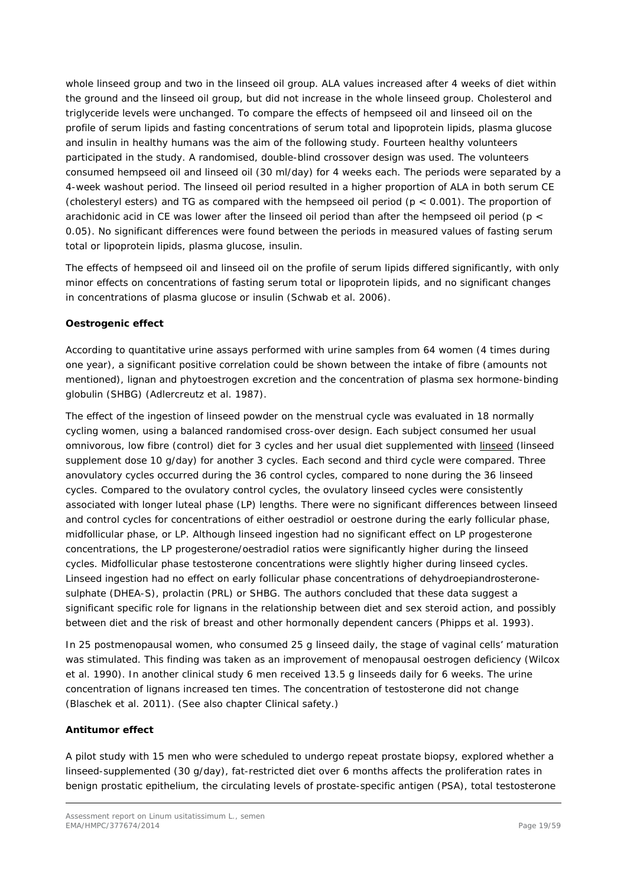whole linseed group and two in the linseed oil group. ALA values increased after 4 weeks of diet within the ground and the linseed oil group, but did not increase in the whole linseed group. Cholesterol and triglyceride levels were unchanged. To compare the effects of hempseed oil and linseed oil on the profile of serum lipids and fasting concentrations of serum total and lipoprotein lipids, plasma glucose and insulin in healthy humans was the aim of the following study. Fourteen healthy volunteers participated in the study. A randomised, double-blind crossover design was used. The volunteers consumed hempseed oil and linseed oil (30 ml/day) for 4 weeks each. The periods were separated by a 4-week washout period. The linseed oil period resulted in a higher proportion of ALA in both serum CE (cholesteryl esters) and TG as compared with the hempseed oil period ($p < 0.001$). The proportion of arachidonic acid in CE was lower after the linseed oil period than after the hempseed oil period ($p < 0.05$). No significant differences were found between the periods in measured values of fasting serum total or lipoprotein lipids, plasma glucose, insulin.

The effects of hempseed oil and linseed oil on the profile of serum lipids differed significantly, with only minor effects on concentrations of fasting serum total or lipoprotein lipids, and no significant changes in concentrations of plasma glucose or insulin (Schwab et al. 2006).

**Oestrogenic effect**

According to quantitative urine assays performed with urine samples from 64 women (4 times during one year), a significant positive correlation could be shown between the intake of fibre (amounts not mentioned), lignan and phytoestrogen excretion and the concentration of plasma sex hormone-binding globulin (SHBG) (Adlercreutz et al. 1987).

The effect of the ingestion of linseed powder on the menstrual cycle was evaluated in 18 normally cycling women, using a balanced randomised cross-over design. Each subject consumed her usual omnivorous, low fibre (control) diet for 3 cycles and her usual diet supplemented with linseed (linseed supplement dose 10 g/day) for another 3 cycles. Each second and third cycle were compared. Three anovulatory cycles occurred during the 36 control cycles, compared to none during the 36 linseed cycles. Compared to the ovulatory control cycles, the ovulatory linseed cycles were consistently associated with longer luteal phase (LP) lengths. There were no significant differences between linseed and control cycles for concentrations of either oestradiol or oestrone during the early follicular phase, midfollicular phase, or LP. Although linseed ingestion had no significant effect on LP progesterone concentrations, the LP progesterone/oestradiol ratios were significantly higher during the linseed cycles. Midfollicular phase testosterone concentrations were slightly higher during linseed cycles. Linseed ingestion had no effect on early follicular phase concentrations of dehydroepiandrosterone-sulphate (DHEA-S), prolactin (PRL) or SHBG. The authors concluded that these data suggest a significant specific role for lignans in the relationship between diet and sex steroid action, and possibly between diet and the risk of breast and other hormonally dependent cancers (Phipps et al. 1993).

In 25 postmenopausal women, who consumed 25 g linseed daily, the stage of vaginal cells' maturation was stimulated. This finding was taken as an improvement of menopausal oestrogen deficiency (Wilcox et al. 1990). In another clinical study 6 men received 13.5 g linseeds daily for 6 weeks. The urine concentration of lignans increased ten times. The concentration of testosterone did not change (Blaschek et al. 2011). (See also chapter Clinical safety.)

**Antitumor effect**

A pilot study with 15 men who were scheduled to undergo repeat prostate biopsy, explored whether a linseed-supplemented (30 g/day), fat-restricted diet over 6 months affects the proliferation rates in benign prostatic epithelium, the circulating levels of prostate-specific antigen (PSA), total testosterone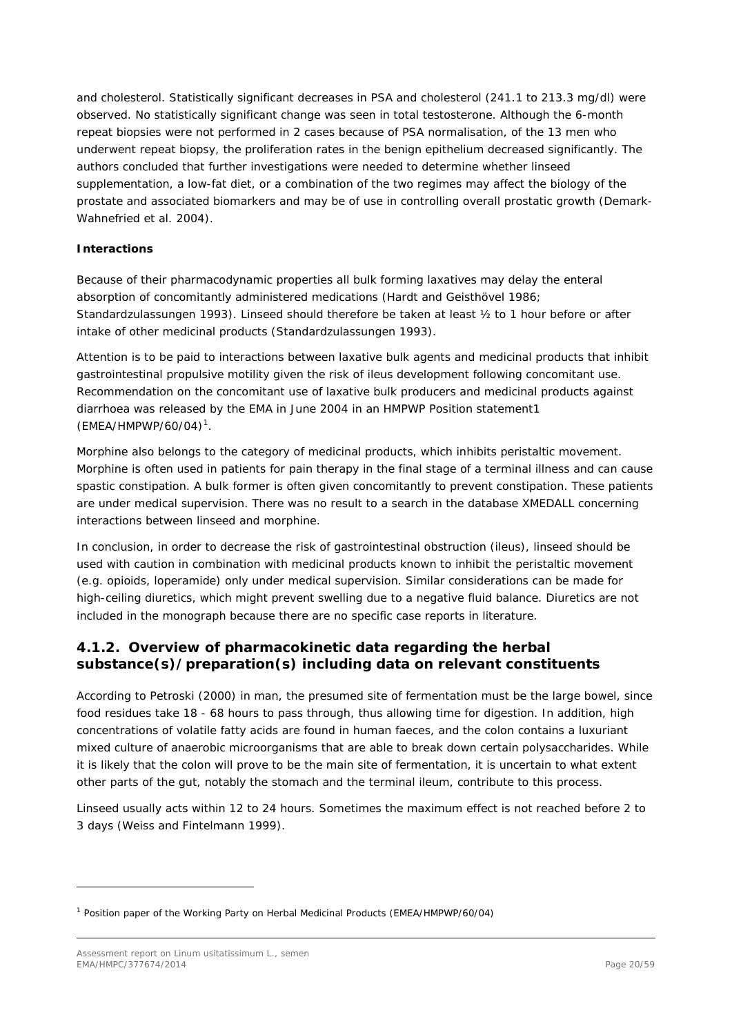and cholesterol. Statistically significant decreases in PSA and cholesterol (241.1 to 213.3 mg/dl) were observed. No statistically significant change was seen in total testosterone. Although the 6-month repeat biopsies were not performed in 2 cases because of PSA normalisation, of the 13 men who underwent repeat biopsy, the proliferation rates in the benign epithelium decreased significantly. The authors concluded that further investigations were needed to determine whether linseed supplementation, a low-fat diet, or a combination of the two regimes may affect the biology of the prostate and associated biomarkers and may be of use in controlling overall prostatic growth (Demark-Wahnefried et al. 2004).

**Interactions**

Because of their pharmacodynamic properties all bulk forming laxatives may delay the enteral absorption of concomitantly administered medications (Hardt and Geisthövel 1986; Standardzulassungen 1993). Linseed should therefore be taken at least ½ to 1 hour before or after intake of other medicinal products (Standardzulassungen 1993).

Attention is to be paid to interactions between laxative bulk agents and medicinal products that inhibit gastrointestinal propulsive motility given the risk of ileus development following concomitant use. Recommendation on the concomitant use of laxative bulk producers and medicinal products against diarrhoea was released by the EMA in June 2004 in an HMPWP Position statement1 (EMEA/HMPWP/60/04)[1].

Morphine also belongs to the category of medicinal products, which inhibits peristaltic movement. Morphine is often used in patients for pain therapy in the final stage of a terminal illness and can cause spastic constipation. A bulk former is often given concomitantly to prevent constipation. These patients are under medical supervision. There was no result to a search in the database XMEDALL concerning interactions between linseed and morphine.

In conclusion, in order to decrease the risk of gastrointestinal obstruction (ileus), linseed should be used with caution in combination with medicinal products known to inhibit the peristaltic movement (e.g. opioids, loperamide) only under medical supervision. Similar considerations can be made for high-ceiling diuretics, which might prevent swelling due to a negative fluid balance. Diuretics are not included in the monograph because there are no specific case reports in literature.

## 4.1.2. Overview of pharmacokinetic data regarding the herbal substance(s)/preparation(s) including data on relevant constituents

According to Petroski (2000) in man, the presumed site of fermentation must be the large bowel, since food residues take 18 - 68 hours to pass through, thus allowing time for digestion. In addition, high concentrations of volatile fatty acids are found in human faeces, and the colon contains a luxuriant mixed culture of anaerobic microorganisms that are able to break down certain polysaccharides. While it is likely that the colon will prove to be the main site of fermentation, it is uncertain to what extent other parts of the gut, notably the stomach and the terminal ileum, contribute to this process.

Linseed usually acts within 12 to 24 hours. Sometimes the maximum effect is not reached before 2 to 3 days (Weiss and Fintelmann 1999).

---

[1] Position paper of the Working Party on Herbal Medicinal Products (EMEA/HMPWP/60/04)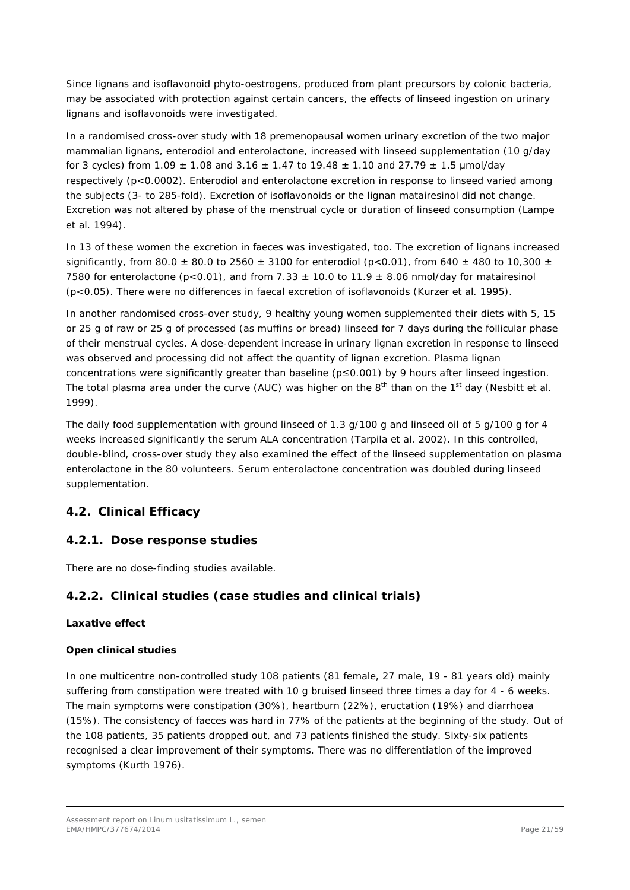Since lignans and isoflavonoid phyto-oestrogens, produced from plant precursors by colonic bacteria, may be associated with protection against certain cancers, the effects of linseed ingestion on urinary lignans and isoflavonoids were investigated.

In a randomised cross-over study with 18 premenopausal women urinary excretion of the two major mammalian lignans, enterodiol and enterolactone, increased with linseed supplementation (10 g/day for 3 cycles) from 1.09 ± 1.08 and 3.16 ± 1.47 to 19.48 ± 1.10 and 27.79 ± 1.5 µmol/day respectively ($p<0.0002$). Enterodiol and enterolactone excretion in response to linseed varied among the subjects (3- to 285-fold). Excretion of isoflavonoids or the lignan matairesinol did not change. Excretion was not altered by phase of the menstrual cycle or duration of linseed consumption (Lampe et al. 1994).

In 13 of these women the excretion in faeces was investigated, too. The excretion of lignans increased significantly, from 80.0 ± 80.0 to 2560 ± 3100 for enterodiol ($p<0.01$), from 640 ± 480 to 10,300 ± 7580 for enterolactone ($p<0.01$), and from 7.33 ± 10.0 to 11.9 ± 8.06 nmol/day for matairesinol ($p<0.05$). There were no differences in faecal excretion of isoflavonoids (Kurzer et al. 1995).

In another randomised cross-over study, 9 healthy young women supplemented their diets with 5, 15 or 25 g of raw or 25 g of processed (as muffins or bread) linseed for 7 days during the follicular phase of their menstrual cycles. A dose-dependent increase in urinary lignan excretion in response to linseed was observed and processing did not affect the quantity of lignan excretion. Plasma lignan concentrations were significantly greater than baseline ($p\leq0.001$) by 9 hours after linseed ingestion. The total plasma area under the curve (AUC) was higher on the 8th than on the 1st day (Nesbitt et al. 1999).

The daily food supplementation with ground linseed of 1.3 g/100 g and linseed oil of 5 g/100 g for 4 weeks increased significantly the serum ALA concentration (Tarpila et al. 2002). In this controlled, double-blind, cross-over study they also examined the effect of the linseed supplementation on plasma enterolactone in the 80 volunteers. Serum enterolactone concentration was doubled during linseed supplementation.

## 4.2. Clinical Efficacy

### 4.2.1. Dose response studies

There are no dose-finding studies available.

### 4.2.2. Clinical studies (case studies and clinical trials)

**Laxative effect**

**Open clinical studies**

In one multicentre non-controlled study 108 patients (81 female, 27 male, 19 - 81 years old) mainly suffering from constipation were treated with 10 g bruised linseed three times a day for 4 - 6 weeks. The main symptoms were constipation (30%), heartburn (22%), eructation (19%) and diarrhoea (15%). The consistency of faeces was hard in 77% of the patients at the beginning of the study. Out of the 108 patients, 35 patients dropped out, and 73 patients finished the study. Sixty-six patients recognised a clear improvement of their symptoms. There was no differentiation of the improved symptoms (Kurth 1976).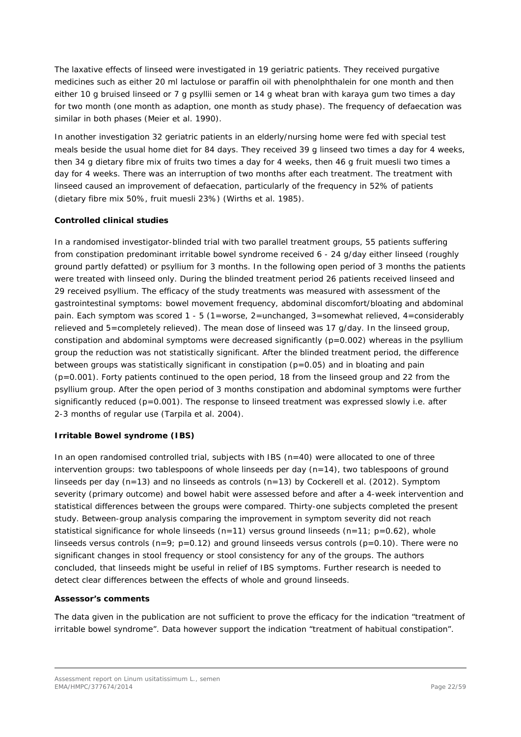The laxative effects of linseed were investigated in 19 geriatric patients. They received purgative medicines such as either 20 ml lactulose or paraffin oil with phenolphthalein for one month and then either 10 g bruised linseed or 7 g psyllii semen or 14 g wheat bran with karaya gum two times a day for two month (one month as adaption, one month as study phase). The frequency of defaecation was similar in both phases (Meier et al. 1990).

In another investigation 32 geriatric patients in an elderly/nursing home were fed with special test meals beside the usual home diet for 84 days. They received 39 g linseed two times a day for 4 weeks, then 34 g dietary fibre mix of fruits two times a day for 4 weeks, then 46 g fruit muesli two times a day for 4 weeks. There was an interruption of two months after each treatment. The treatment with linseed caused an improvement of defaecation, particularly of the frequency in 52% of patients (dietary fibre mix 50%, fruit muesli 23%) (Wirths et al. 1985).

**Controlled clinical studies**

In a randomised investigator-blinded trial with two parallel treatment groups, 55 patients suffering from constipation predominant irritable bowel syndrome received 6 - 24 g/day either linseed (roughly ground partly defatted) or psyllium for 3 months. In the following open period of 3 months the patients were treated with linseed only. During the blinded treatment period 26 patients received linseed and 29 received psyllium. The efficacy of the study treatments was measured with assessment of the gastrointestinal symptoms: bowel movement frequency, abdominal discomfort/bloating and abdominal pain. Each symptom was scored 1 - 5 (1=worse, 2=unchanged, 3=somewhat relieved, 4=considerably relieved and 5=completely relieved). The mean dose of linseed was 17 g/day. In the linseed group, constipation and abdominal symptoms were decreased significantly ($p=0.002$) whereas in the psyllium group the reduction was not statistically significant. After the blinded treatment period, the difference between groups was statistically significant in constipation ($p=0.05$) and in bloating and pain ($p=0.001$). Forty patients continued to the open period, 18 from the linseed group and 22 from the psyllium group. After the open period of 3 months constipation and abdominal symptoms were further significantly reduced ($p=0.001$). The response to linseed treatment was expressed slowly i.e. after 2-3 months of regular use (Tarpila et al. 2004).

**Irritable Bowel syndrome (IBS)**

In an open randomised controlled trial, subjects with IBS (n=40) were allocated to one of three intervention groups: two tablespoons of whole linseeds per day (n=14), two tablespoons of ground linseeds per day (n=13) and no linseeds as controls (n=13) by Cockerell et al. (2012). Symptom severity (primary outcome) and bowel habit were assessed before and after a 4-week intervention and statistical differences between the groups were compared. Thirty-one subjects completed the present study. Between-group analysis comparing the improvement in symptom severity did not reach statistical significance for whole linseeds (n=11) versus ground linseeds (n=11; $p=0.62$), whole linseeds versus controls (n=9; $p=0.12$) and ground linseeds versus controls ($p=0.10$). There were no significant changes in stool frequency or stool consistency for any of the groups. The authors concluded, that linseeds might be useful in relief of IBS symptoms. Further research is needed to detect clear differences between the effects of whole and ground linseeds.

**Assessor's comments**

The data given in the publication are not sufficient to prove the efficacy for the indication "treatment of irritable bowel syndrome". Data however support the indication "treatment of habitual constipation".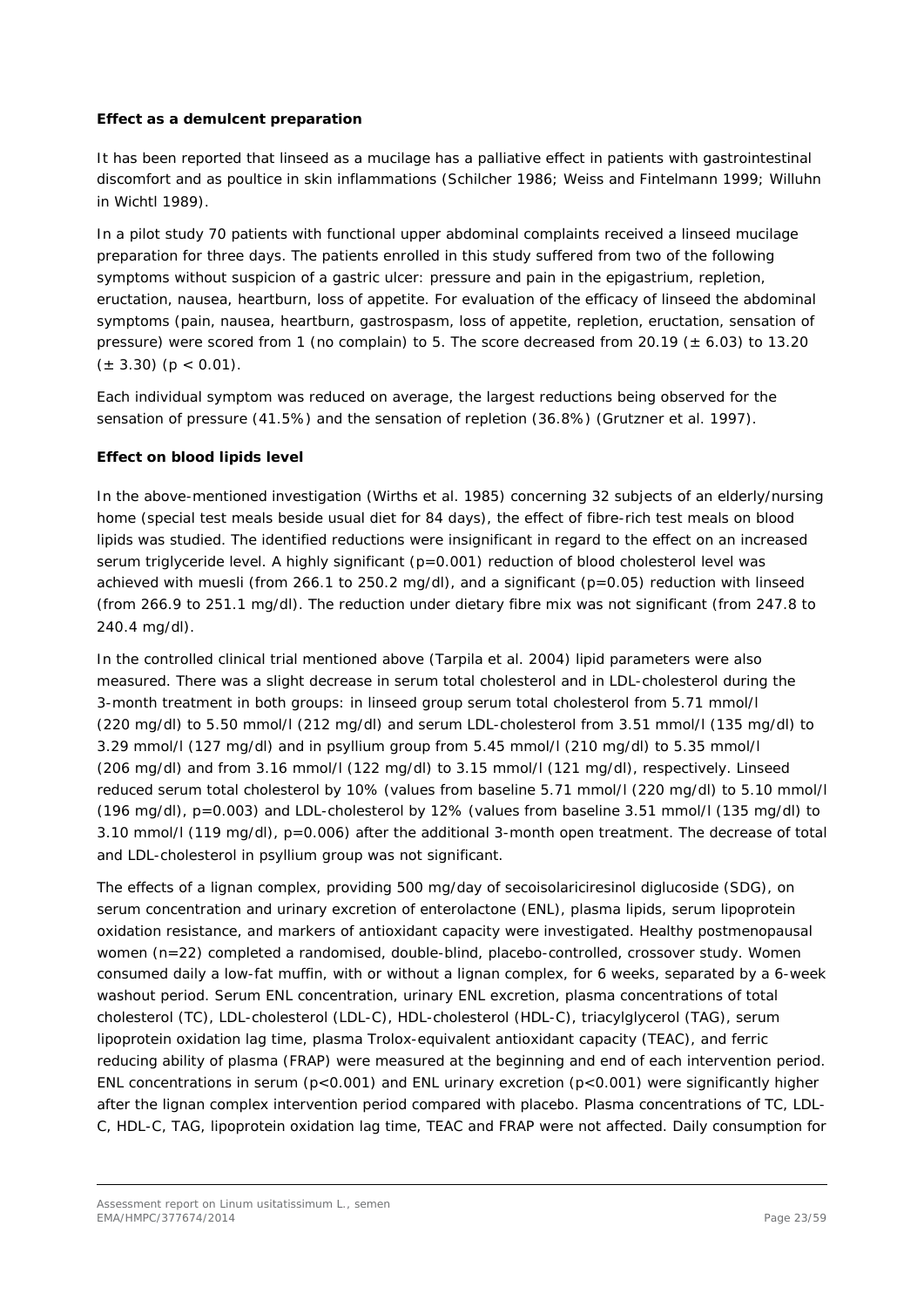**Effect as a demulcent preparation**

It has been reported that linseed as a mucilage has a palliative effect in patients with gastrointestinal discomfort and as poultice in skin inflammations (Schilcher 1986; Weiss and Fintelmann 1999; Willuhn in Wichtl 1989).

In a pilot study 70 patients with functional upper abdominal complaints received a linseed mucilage preparation for three days. The patients enrolled in this study suffered from two of the following symptoms without suspicion of a gastric ulcer: pressure and pain in the epigastrium, repletion, eructation, nausea, heartburn, loss of appetite. For evaluation of the efficacy of linseed the abdominal symptoms (pain, nausea, heartburn, gastrospasm, loss of appetite, repletion, eructation, sensation of pressure) were scored from 1 (no complain) to 5. The score decreased from 20.19 ($\pm$ 6.03) to 13.20 ($\pm$ 3.30) ($p < 0.01$).

Each individual symptom was reduced on average, the largest reductions being observed for the sensation of pressure (41.5%) and the sensation of repletion (36.8%) (Grutzner et al. 1997).

**Effect on blood lipids level**

In the above-mentioned investigation (Wirths et al. 1985) concerning 32 subjects of an elderly/nursing home (special test meals beside usual diet for 84 days), the effect of fibre-rich test meals on blood lipids was studied. The identified reductions were insignificant in regard to the effect on an increased serum triglyceride level. A highly significant ($p=0.001$) reduction of blood cholesterol level was achieved with muesli (from 266.1 to 250.2 mg/dl), and a significant ($p=0.05$) reduction with linseed (from 266.9 to 251.1 mg/dl). The reduction under dietary fibre mix was not significant (from 247.8 to 240.4 mg/dl).

In the controlled clinical trial mentioned above (Tarpila et al. 2004) lipid parameters were also measured. There was a slight decrease in serum total cholesterol and in LDL-cholesterol during the 3-month treatment in both groups: in linseed group serum total cholesterol from 5.71 mmol/l (220 mg/dl) to 5.50 mmol/l (212 mg/dl) and serum LDL-cholesterol from 3.51 mmol/l (135 mg/dl) to 3.29 mmol/l (127 mg/dl) and in psyllium group from 5.45 mmol/l (210 mg/dl) to 5.35 mmol/l (206 mg/dl) and from 3.16 mmol/l (122 mg/dl) to 3.15 mmol/l (121 mg/dl), respectively. Linseed reduced serum total cholesterol by 10% (values from baseline 5.71 mmol/l (220 mg/dl) to 5.10 mmol/l (196 mg/dl), $p=0.003$) and LDL-cholesterol by 12% (values from baseline 3.51 mmol/l (135 mg/dl) to 3.10 mmol/l (119 mg/dl), $p=0.006$) after the additional 3-month open treatment. The decrease of total and LDL-cholesterol in psyllium group was not significant.

The effects of a lignan complex, providing 500 mg/day of secoisolariciresinol diglucoside (SDG), on serum concentration and urinary excretion of enterolactone (ENL), plasma lipids, serum lipoprotein oxidation resistance, and markers of antioxidant capacity were investigated. Healthy postmenopausal women (n=22) completed a randomised, double-blind, placebo-controlled, crossover study. Women consumed daily a low-fat muffin, with or without a lignan complex, for 6 weeks, separated by a 6-week washout period. Serum ENL concentration, urinary ENL excretion, plasma concentrations of total cholesterol (TC), LDL-cholesterol (LDL-C), HDL-cholesterol (HDL-C), triacylglycerol (TAG), serum lipoprotein oxidation lag time, plasma Trolox-equivalent antioxidant capacity (TEAC), and ferric reducing ability of plasma (FRAP) were measured at the beginning and end of each intervention period. ENL concentrations in serum ($p<0.001$) and ENL urinary excretion ($p<0.001$) were significantly higher after the lignan complex intervention period compared with placebo. Plasma concentrations of TC, LDL-C, HDL-C, TAG, lipoprotein oxidation lag time, TEAC and FRAP were not affected. Daily consumption for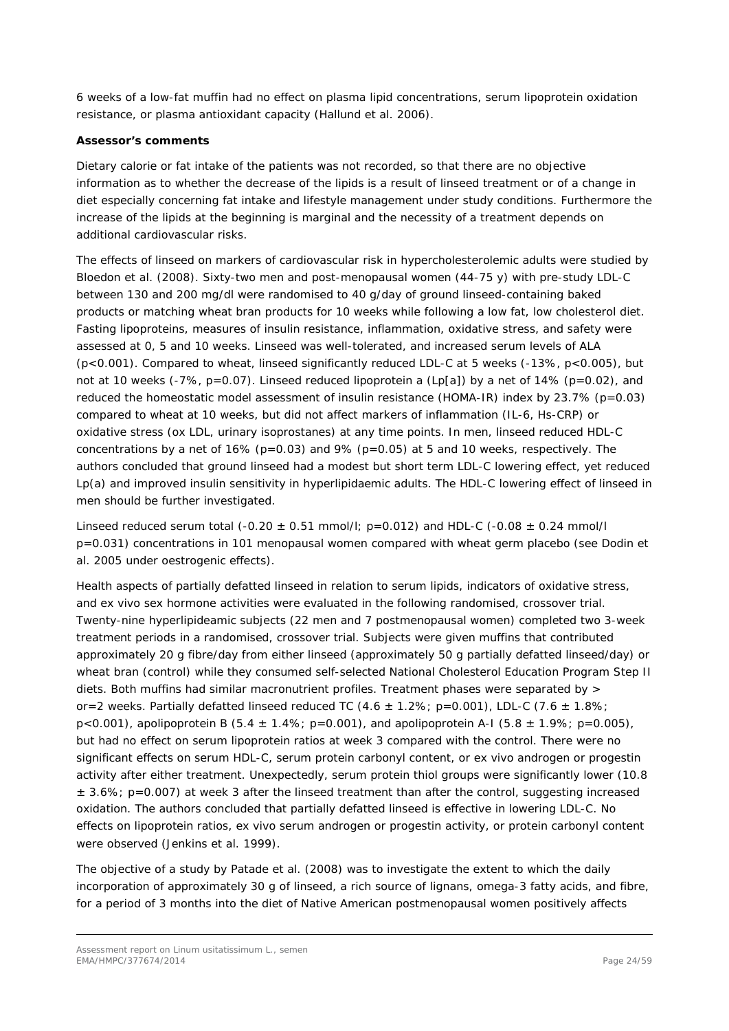6 weeks of a low-fat muffin had no effect on plasma lipid concentrations, serum lipoprotein oxidation resistance, or plasma antioxidant capacity (Hallund et al. 2006).

**Assessor's comments**

Dietary calorie or fat intake of the patients was not recorded, so that there are no objective information as to whether the decrease of the lipids is a result of linseed treatment or of a change in diet especially concerning fat intake and lifestyle management under study conditions. Furthermore the increase of the lipids at the beginning is marginal and the necessity of a treatment depends on additional cardiovascular risks.

The effects of linseed on markers of cardiovascular risk in hypercholesterolemic adults were studied by Bloedon et al. (2008). Sixty-two men and post-menopausal women (44-75 y) with pre-study LDL-C between 130 and 200 mg/dl were randomised to 40 g/day of ground linseed-containing baked products or matching wheat bran products for 10 weeks while following a low fat, low cholesterol diet. Fasting lipoproteins, measures of insulin resistance, inflammation, oxidative stress, and safety were assessed at 0, 5 and 10 weeks. Linseed was well-tolerated, and increased serum levels of ALA ($p<0.001$). Compared to wheat, linseed significantly reduced LDL-C at 5 weeks (-13%, $p<0.005$), but not at 10 weeks (-7%, $p=0.07$). Linseed reduced lipoprotein a (Lp[a]) by a net of 14% ($p=0.02$), and reduced the homeostatic model assessment of insulin resistance (HOMA-IR) index by 23.7% ($p=0.03$) compared to wheat at 10 weeks, but did not affect markers of inflammation (IL-6, Hs-CRP) or oxidative stress (ox LDL, urinary isoprostanes) at any time points. In men, linseed reduced HDL-C concentrations by a net of 16% ($p=0.03$) and 9% ($p=0.05$) at 5 and 10 weeks, respectively. The authors concluded that ground linseed had a modest but short term LDL-C lowering effect, yet reduced Lp(a) and improved insulin sensitivity in hyperlipidaemic adults. The HDL-C lowering effect of linseed in men should be further investigated.

Linseed reduced serum total ($-0.20 \pm 0.51$ mmol/l; $p=0.012$) and HDL-C ($-0.08 \pm 0.24$ mmol/l $p=0.031$) concentrations in 101 menopausal women compared with wheat germ placebo (see Dodin et al. 2005 under oestrogenic effects).

Health aspects of partially defatted linseed in relation to serum lipids, indicators of oxidative stress, and ex vivo sex hormone activities were evaluated in the following randomised, crossover trial. Twenty-nine hyperlipideamic subjects (22 men and 7 postmenopausal women) completed two 3-week treatment periods in a randomised, crossover trial. Subjects were given muffins that contributed approximately 20 g fibre/day from either linseed (approximately 50 g partially defatted linseed/day) or wheat bran (control) while they consumed self-selected National Cholesterol Education Program Step II diets. Both muffins had similar macronutrient profiles. Treatment phases were separated by > or=2 weeks. Partially defatted linseed reduced TC ($4.6 \pm 1.2\%$; $p=0.001$), LDL-C ($7.6 \pm 1.8\%$; $p<0.001$), apolipoprotein B ($5.4 \pm 1.4\%$; $p=0.001$), and apolipoprotein A-I ($5.8 \pm 1.9\%$; $p=0.005$), but had no effect on serum lipoprotein ratios at week 3 compared with the control. There were no significant effects on serum HDL-C, serum protein carbonyl content, or ex vivo androgen or progestin activity after either treatment. Unexpectedly, serum protein thiol groups were significantly lower ($10.8 \pm 3.6\%$; $p=0.007$) at week 3 after the linseed treatment than after the control, suggesting increased oxidation. The authors concluded that partially defatted linseed is effective in lowering LDL-C. No effects on lipoprotein ratios, ex vivo serum androgen or progestin activity, or protein carbonyl content were observed (Jenkins et al. 1999).

The objective of a study by Patade et al. (2008) was to investigate the extent to which the daily incorporation of approximately 30 g of linseed, a rich source of lignans, omega-3 fatty acids, and fibre, for a period of 3 months into the diet of Native American postmenopausal women positively affects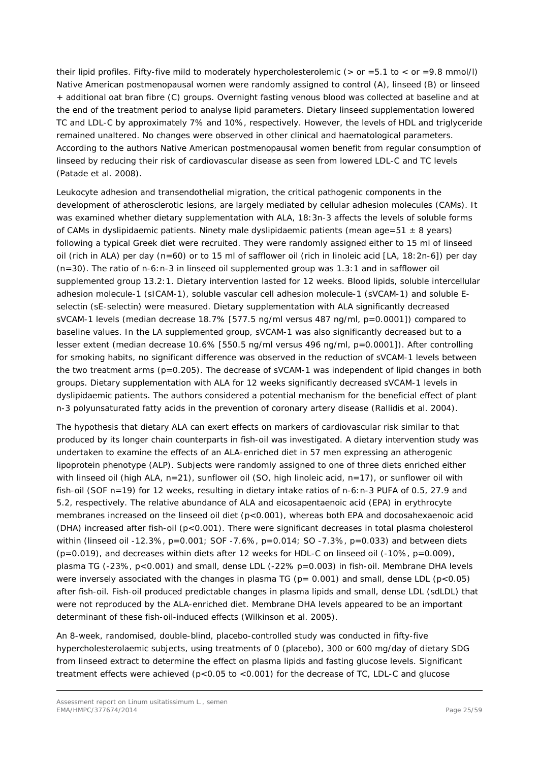their lipid profiles. Fifty-five mild to moderately hypercholesterolemic (> or =5.1 to < or =9.8 mmol/l) Native American postmenopausal women were randomly assigned to control (A), linseed (B) or linseed + additional oat bran fibre (C) groups. Overnight fasting venous blood was collected at baseline and at the end of the treatment period to analyse lipid parameters. Dietary linseed supplementation lowered TC and LDL-C by approximately 7% and 10%, respectively. However, the levels of HDL and triglyceride remained unaltered. No changes were observed in other clinical and haematological parameters. According to the authors Native American postmenopausal women benefit from regular consumption of linseed by reducing their risk of cardiovascular disease as seen from lowered LDL-C and TC levels (Patade et al. 2008).

Leukocyte adhesion and transendothelial migration, the critical pathogenic components in the development of atherosclerotic lesions, are largely mediated by cellular adhesion molecules (CAMs). It was examined whether dietary supplementation with ALA, 18:3n-3 affects the levels of soluble forms of CAMs in dyslipidaemic patients. Ninety male dyslipidaemic patients (mean age=51 ± 8 years) following a typical Greek diet were recruited. They were randomly assigned either to 15 ml of linseed oil (rich in ALA) per day (n=60) or to 15 ml of safflower oil (rich in linoleic acid [LA, 18:2n-6]) per day (n=30). The ratio of n-6:n-3 in linseed oil supplemented group was 1.3:1 and in safflower oil supplemented group 13.2:1. Dietary intervention lasted for 12 weeks. Blood lipids, soluble intercellular adhesion molecule-1 (sICAM-1), soluble vascular cell adhesion molecule-1 (sVCAM-1) and soluble E-selectin (sE-selectin) were measured. Dietary supplementation with ALA significantly decreased sVCAM-1 levels (median decrease 18.7% [577.5 ng/ml versus 487 ng/ml, p=0.0001]) compared to baseline values. In the LA supplemented group, sVCAM-1 was also significantly decreased but to a lesser extent (median decrease 10.6% [550.5 ng/ml versus 496 ng/ml, p=0.0001]). After controlling for smoking habits, no significant difference was observed in the reduction of sVCAM-1 levels between the two treatment arms (p=0.205). The decrease of sVCAM-1 was independent of lipid changes in both groups. Dietary supplementation with ALA for 12 weeks significantly decreased sVCAM-1 levels in dyslipidaemic patients. The authors considered a potential mechanism for the beneficial effect of plant n-3 polyunsaturated fatty acids in the prevention of coronary artery disease (Rallidis et al. 2004).

The hypothesis that dietary ALA can exert effects on markers of cardiovascular risk similar to that produced by its longer chain counterparts in fish-oil was investigated. A dietary intervention study was undertaken to examine the effects of an ALA-enriched diet in 57 men expressing an atherogenic lipoprotein phenotype (ALP). Subjects were randomly assigned to one of three diets enriched either with linseed oil (high ALA, n=21), sunflower oil (SO, high linoleic acid, n=17), or sunflower oil with fish-oil (SOF n=19) for 12 weeks, resulting in dietary intake ratios of n-6:n-3 PUFA of 0.5, 27.9 and 5.2, respectively. The relative abundance of ALA and eicosapentaenoic acid (EPA) in erythrocyte membranes increased on the linseed oil diet (p<0.001), whereas both EPA and docosahexaenoic acid (DHA) increased after fish-oil (p<0.001). There were significant decreases in total plasma cholesterol within (linseed oil -12.3%, p=0.001; SOF -7.6%, p=0.014; SO -7.3%, p=0.033) and between diets (p=0.019), and decreases within diets after 12 weeks for HDL-C on linseed oil (-10%, p=0.009), plasma TG (-23%, p<0.001) and small, dense LDL (-22% p=0.003) in fish-oil. Membrane DHA levels were inversely associated with the changes in plasma TG (p= 0.001) and small, dense LDL (p<0.05) after fish-oil. Fish-oil produced predictable changes in plasma lipids and small, dense LDL (sdLDL) that were not reproduced by the ALA-enriched diet. Membrane DHA levels appeared to be an important determinant of these fish-oil-induced effects (Wilkinson et al. 2005).

An 8-week, randomised, double-blind, placebo-controlled study was conducted in fifty-five hypercholesterolaemic subjects, using treatments of 0 (placebo), 300 or 600 mg/day of dietary SDG from linseed extract to determine the effect on plasma lipids and fasting glucose levels. Significant treatment effects were achieved (p<0.05 to <0.001) for the decrease of TC, LDL-C and glucose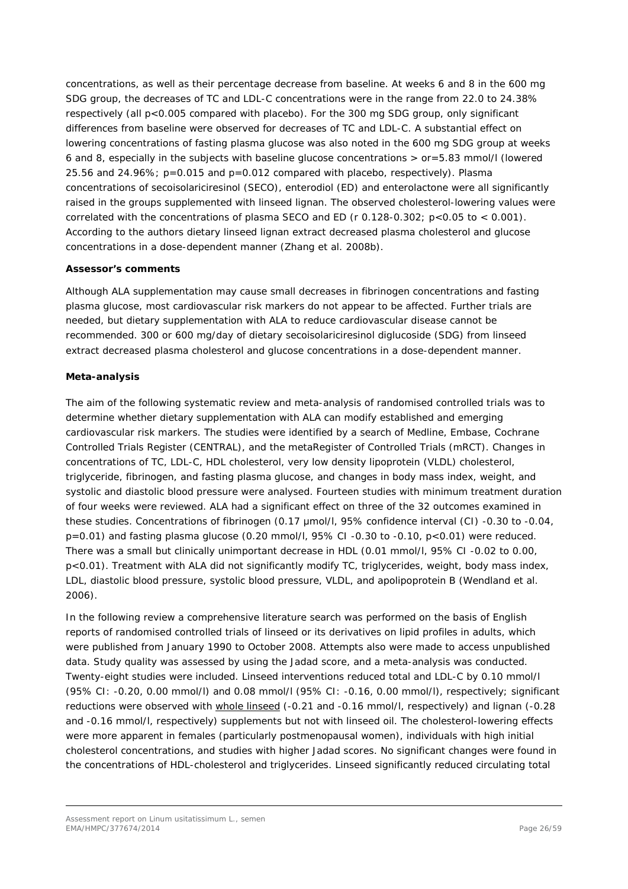concentrations, as well as their percentage decrease from baseline. At weeks 6 and 8 in the 600 mg SDG group, the decreases of TC and LDL-C concentrations were in the range from 22.0 to 24.38% respectively (all $p<0.005$ compared with placebo). For the 300 mg SDG group, only significant differences from baseline were observed for decreases of TC and LDL-C. A substantial effect on lowering concentrations of fasting plasma glucose was also noted in the 600 mg SDG group at weeks 6 and 8, especially in the subjects with baseline glucose concentrations > or=5.83 mmol/l (lowered 25.56 and 24.96%; $p=0.015$ and $p=0.012$ compared with placebo, respectively). Plasma concentrations of secoisolariciresinol (SECO), enterodiol (ED) and enterolactone were all significantly raised in the groups supplemented with linseed lignan. The observed cholesterol-lowering values were correlated with the concentrations of plasma SECO and ED ($r$ 0.128-0.302; $p<0.05$ to $< 0.001$). According to the authors dietary linseed lignan extract decreased plasma cholesterol and glucose concentrations in a dose-dependent manner (Zhang et al. 2008b).

**Assessor's comments**

Although ALA supplementation may cause small decreases in fibrinogen concentrations and fasting plasma glucose, most cardiovascular risk markers do not appear to be affected. Further trials are needed, but dietary supplementation with ALA to reduce cardiovascular disease cannot be recommended. 300 or 600 mg/day of dietary secoisolariciresinol diglucoside (SDG) from linseed extract decreased plasma cholesterol and glucose concentrations in a dose-dependent manner.

**Meta-analysis**

The aim of the following systematic review and meta-analysis of randomised controlled trials was to determine whether dietary supplementation with ALA can modify established and emerging cardiovascular risk markers. The studies were identified by a search of Medline, Embase, Cochrane Controlled Trials Register (CENTRAL), and the metaRegister of Controlled Trials (mRCT). Changes in concentrations of TC, LDL-C, HDL cholesterol, very low density lipoprotein (VLDL) cholesterol, triglyceride, fibrinogen, and fasting plasma glucose, and changes in body mass index, weight, and systolic and diastolic blood pressure were analysed. Fourteen studies with minimum treatment duration of four weeks were reviewed. ALA had a significant effect on three of the 32 outcomes examined in these studies. Concentrations of fibrinogen (0.17 µmol/l, 95% confidence interval (CI) -0.30 to -0.04, $p=0.01$) and fasting plasma glucose (0.20 mmol/l, 95% CI -0.30 to -0.10, $p<0.01$) were reduced. There was a small but clinically unimportant decrease in HDL (0.01 mmol/l, 95% CI -0.02 to 0.00, $p<0.01$). Treatment with ALA did not significantly modify TC, triglycerides, weight, body mass index, LDL, diastolic blood pressure, systolic blood pressure, VLDL, and apolipoprotein B (Wendland et al. 2006).

In the following review a comprehensive literature search was performed on the basis of English reports of randomised controlled trials of linseed or its derivatives on lipid profiles in adults, which were published from January 1990 to October 2008. Attempts also were made to access unpublished data. Study quality was assessed by using the Jadad score, and a meta-analysis was conducted. Twenty-eight studies were included. Linseed interventions reduced total and LDL-C by 0.10 mmol/l (95% CI: -0.20, 0.00 mmol/l) and 0.08 mmol/l (95% CI: -0.16, 0.00 mmol/l), respectively; significant reductions were observed with whole linseed (-0.21 and -0.16 mmol/l, respectively) and lignan (-0.28 and -0.16 mmol/l, respectively) supplements but not with linseed oil. The cholesterol-lowering effects were more apparent in females (particularly postmenopausal women), individuals with high initial cholesterol concentrations, and studies with higher Jadad scores. No significant changes were found in the concentrations of HDL-cholesterol and triglycerides. Linseed significantly reduced circulating total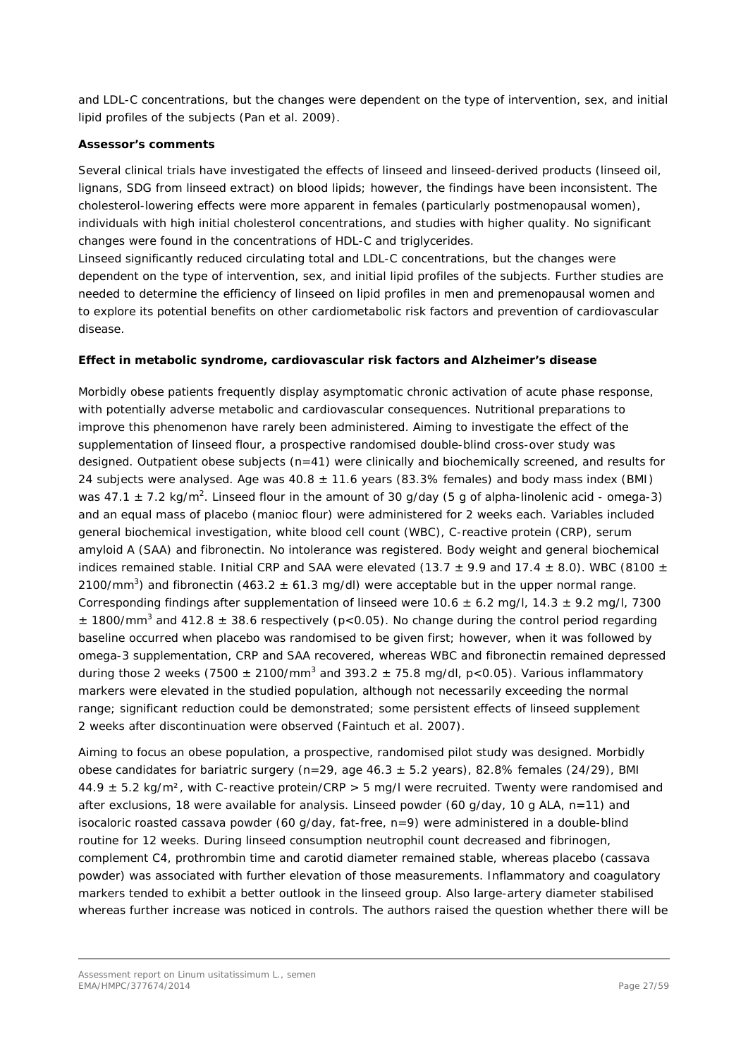and LDL-C concentrations, but the changes were dependent on the type of intervention, sex, and initial lipid profiles of the subjects (Pan et al. 2009).

**Assessor's comments**

Several clinical trials have investigated the effects of linseed and linseed-derived products (linseed oil, lignans, SDG from linseed extract) on blood lipids; however, the findings have been inconsistent. The cholesterol-lowering effects were more apparent in females (particularly postmenopausal women), individuals with high initial cholesterol concentrations, and studies with higher quality. No significant changes were found in the concentrations of HDL-C and triglycerides.
Linseed significantly reduced circulating total and LDL-C concentrations, but the changes were dependent on the type of intervention, sex, and initial lipid profiles of the subjects. Further studies are needed to determine the efficiency of linseed on lipid profiles in men and premenopausal women and to explore its potential benefits on other cardiometabolic risk factors and prevention of cardiovascular disease.

**Effect in metabolic syndrome, cardiovascular risk factors and Alzheimer's disease**

Morbidly obese patients frequently display asymptomatic chronic activation of acute phase response, with potentially adverse metabolic and cardiovascular consequences. Nutritional preparations to improve this phenomenon have rarely been administered. Aiming to investigate the effect of the supplementation of linseed flour, a prospective randomised double-blind cross-over study was designed. Outpatient obese subjects (n=41) were clinically and biochemically screened, and results for 24 subjects were analysed. Age was 40.8 ± 11.6 years (83.3% females) and body mass index (BMI) was 47.1 ± 7.2 kg/m$^2$. Linseed flour in the amount of 30 g/day (5 g of alpha-linolenic acid - omega-3) and an equal mass of placebo (manioc flour) were administered for 2 weeks each. Variables included general biochemical investigation, white blood cell count (WBC), C-reactive protein (CRP), serum amyloid A (SAA) and fibronectin. No intolerance was registered. Body weight and general biochemical indices remained stable. Initial CRP and SAA were elevated (13.7 ± 9.9 and 17.4 ± 8.0). WBC (8100 ± 2100/mm$^3$) and fibronectin (463.2 ± 61.3 mg/dl) were acceptable but in the upper normal range. Corresponding findings after supplementation of linseed were 10.6 ± 6.2 mg/l, 14.3 ± 9.2 mg/l, 7300 ± 1800/mm$^3$ and 412.8 ± 38.6 respectively ($p<0.05$). No change during the control period regarding baseline occurred when placebo was randomised to be given first; however, when it was followed by omega-3 supplementation, CRP and SAA recovered, whereas WBC and fibronectin remained depressed during those 2 weeks (7500 ± 2100/mm$^3$ and 393.2 ± 75.8 mg/dl, $p<0.05$). Various inflammatory markers were elevated in the studied population, although not necessarily exceeding the normal range; significant reduction could be demonstrated; some persistent effects of linseed supplement 2 weeks after discontinuation were observed (Faintuch et al. 2007).

Aiming to focus an obese population, a prospective, randomised pilot study was designed. Morbidly obese candidates for bariatric surgery (n=29, age 46.3 ± 5.2 years), 82.8% females (24/29), BMI 44.9 ± 5.2 kg/m², with C-reactive protein/CRP > 5 mg/l were recruited. Twenty were randomised and after exclusions, 18 were available for analysis. Linseed powder (60 g/day, 10 g ALA, n=11) and isocaloric roasted cassava powder (60 g/day, fat-free, n=9) were administered in a double-blind routine for 12 weeks. During linseed consumption neutrophil count decreased and fibrinogen, complement C4, prothrombin time and carotid diameter remained stable, whereas placebo (cassava powder) was associated with further elevation of those measurements. Inflammatory and coagulatory markers tended to exhibit a better outlook in the linseed group. Also large-artery diameter stabilised whereas further increase was noticed in controls. The authors raised the question whether there will be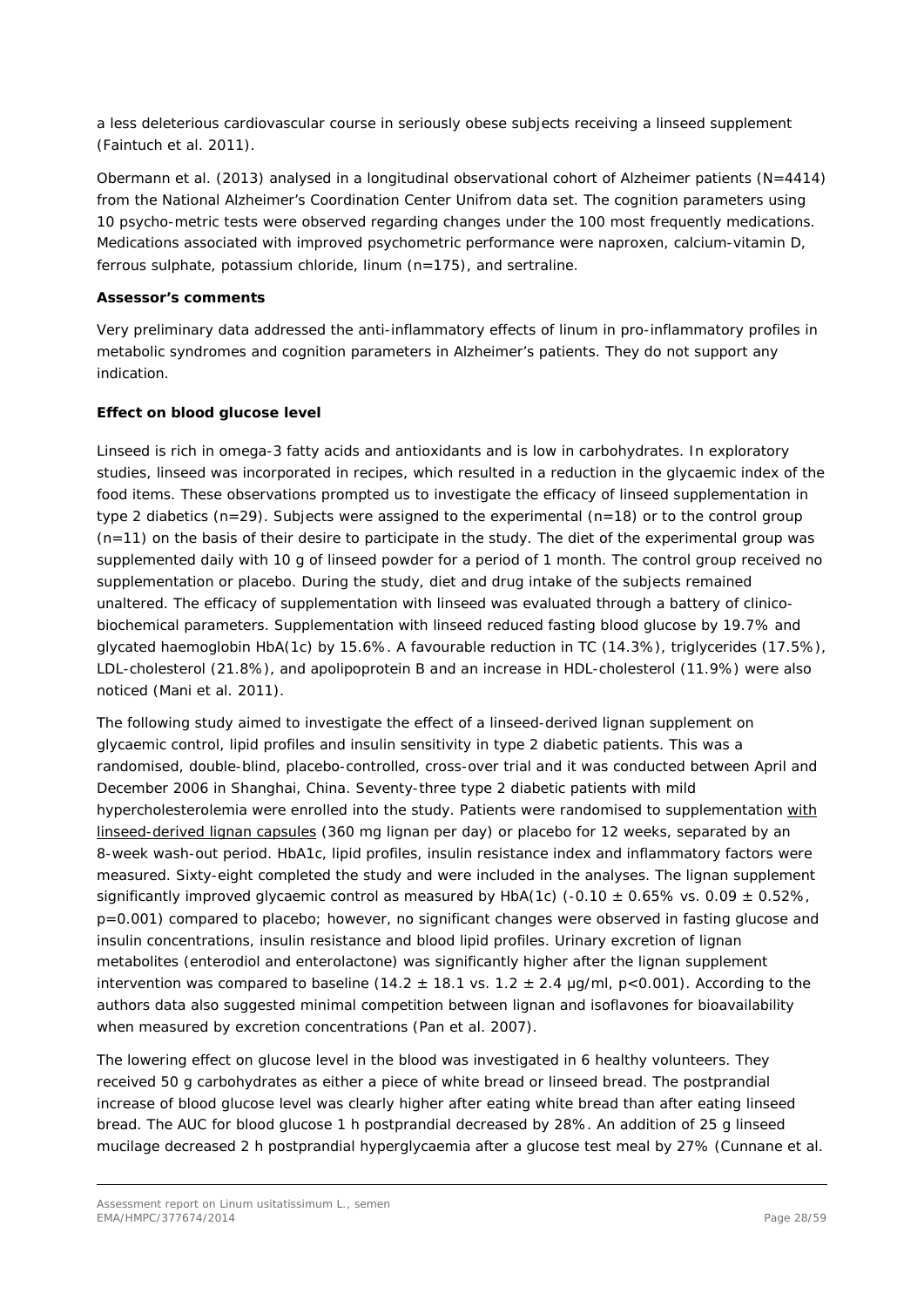a less deleterious cardiovascular course in seriously obese subjects receiving a linseed supplement (Faintuch et al. 2011).

Obermann et al. (2013) analysed in a longitudinal observational cohort of Alzheimer patients (N=4414) from the National Alzheimer's Coordination Center Unifrom data set. The cognition parameters using 10 psycho-metric tests were observed regarding changes under the 100 most frequently medications. Medications associated with improved psychometric performance were naproxen, calcium-vitamin D, ferrous sulphate, potassium chloride, linum (n=175), and sertraline.

**Assessor's comments**

Very preliminary data addressed the anti-inflammatory effects of linum in pro-inflammatory profiles in metabolic syndromes and cognition parameters in Alzheimer's patients. They do not support any indication.

**Effect on blood glucose level**

Linseed is rich in omega-3 fatty acids and antioxidants and is low in carbohydrates. In exploratory studies, linseed was incorporated in recipes, which resulted in a reduction in the glycaemic index of the food items. These observations prompted us to investigate the efficacy of linseed supplementation in type 2 diabetics (n=29). Subjects were assigned to the experimental (n=18) or to the control group (n=11) on the basis of their desire to participate in the study. The diet of the experimental group was supplemented daily with 10 g of linseed powder for a period of 1 month. The control group received no supplementation or placebo. During the study, diet and drug intake of the subjects remained unaltered. The efficacy of supplementation with linseed was evaluated through a battery of clinico-biochemical parameters. Supplementation with linseed reduced fasting blood glucose by 19.7% and glycated haemoglobin HbA(1c) by 15.6%. A favourable reduction in TC (14.3%), triglycerides (17.5%), LDL-cholesterol (21.8%), and apolipoprotein B and an increase in HDL-cholesterol (11.9%) were also noticed (Mani et al. 2011).

The following study aimed to investigate the effect of a linseed-derived lignan supplement on glycaemic control, lipid profiles and insulin sensitivity in type 2 diabetic patients. This was a randomised, double-blind, placebo-controlled, cross-over trial and it was conducted between April and December 2006 in Shanghai, China. Seventy-three type 2 diabetic patients with mild hypercholesterolemia were enrolled into the study. Patients were randomised to supplementation with linseed-derived lignan capsules (360 mg lignan per day) or placebo for 12 weeks, separated by an 8-week wash-out period. HbA1c, lipid profiles, insulin resistance index and inflammatory factors were measured. Sixty-eight completed the study and were included in the analyses. The lignan supplement significantly improved glycaemic control as measured by HbA(1c) ($-0.10 \pm 0.65\%$ vs. $0.09 \pm 0.52\%$, $p=0.001$) compared to placebo; however, no significant changes were observed in fasting glucose and insulin concentrations, insulin resistance and blood lipid profiles. Urinary excretion of lignan metabolites (enterodiol and enterolactone) was significantly higher after the lignan supplement intervention was compared to baseline ($14.2 \pm 18.1$ vs. $1.2 \pm 2.4$ µg/ml, $p<0.001$). According to the authors data also suggested minimal competition between lignan and isoflavones for bioavailability when measured by excretion concentrations (Pan et al. 2007).

The lowering effect on glucose level in the blood was investigated in 6 healthy volunteers. They received 50 g carbohydrates as either a piece of white bread or linseed bread. The postprandial increase of blood glucose level was clearly higher after eating white bread than after eating linseed bread. The AUC for blood glucose 1 h postprandial decreased by 28%. An addition of 25 g linseed mucilage decreased 2 h postprandial hyperglycaemia after a glucose test meal by 27% (Cunnane et al.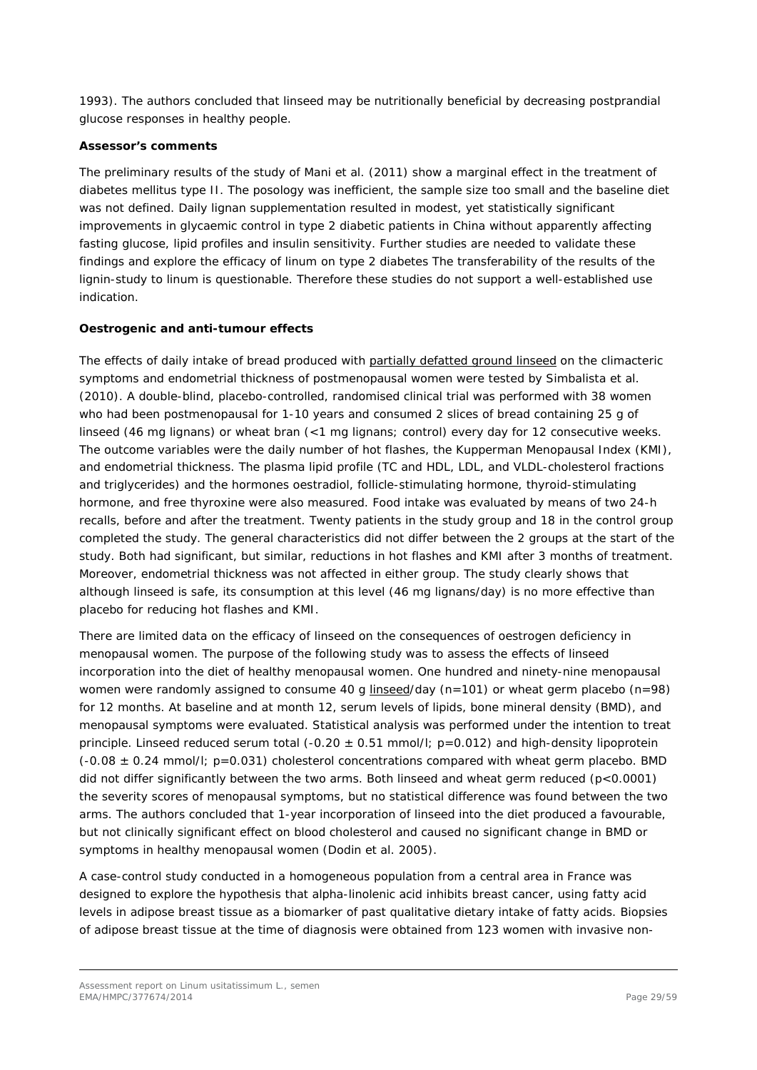1993). The authors concluded that linseed may be nutritionally beneficial by decreasing postprandial glucose responses in healthy people.

**Assessor's comments**

The preliminary results of the study of Mani et al. (2011) show a marginal effect in the treatment of diabetes mellitus type II. The posology was inefficient, the sample size too small and the baseline diet was not defined. Daily lignan supplementation resulted in modest, yet statistically significant improvements in glycaemic control in type 2 diabetic patients in China without apparently affecting fasting glucose, lipid profiles and insulin sensitivity. Further studies are needed to validate these findings and explore the efficacy of linum on type 2 diabetes The transferability of the results of the lignin-study to linum is questionable. Therefore these studies do not support a well-established use indication.

**Oestrogenic and anti-tumour effects**

The effects of daily intake of bread produced with partially defatted ground linseed on the climacteric symptoms and endometrial thickness of postmenopausal women were tested by Simbalista et al. (2010). A double-blind, placebo-controlled, randomised clinical trial was performed with 38 women who had been postmenopausal for 1-10 years and consumed 2 slices of bread containing 25 g of linseed (46 mg lignans) or wheat bran (<1 mg lignans; control) every day for 12 consecutive weeks. The outcome variables were the daily number of hot flashes, the Kupperman Menopausal Index (KMI), and endometrial thickness. The plasma lipid profile (TC and HDL, LDL, and VLDL-cholesterol fractions and triglycerides) and the hormones oestradiol, follicle-stimulating hormone, thyroid-stimulating hormone, and free thyroxine were also measured. Food intake was evaluated by means of two 24-h recalls, before and after the treatment. Twenty patients in the study group and 18 in the control group completed the study. The general characteristics did not differ between the 2 groups at the start of the study. Both had significant, but similar, reductions in hot flashes and KMI after 3 months of treatment. Moreover, endometrial thickness was not affected in either group. The study clearly shows that although linseed is safe, its consumption at this level (46 mg lignans/day) is no more effective than placebo for reducing hot flashes and KMI.

There are limited data on the efficacy of linseed on the consequences of oestrogen deficiency in menopausal women. The purpose of the following study was to assess the effects of linseed incorporation into the diet of healthy menopausal women. One hundred and ninety-nine menopausal women were randomly assigned to consume 40 g linseed/day (n=101) or wheat germ placebo (n=98) for 12 months. At baseline and at month 12, serum levels of lipids, bone mineral density (BMD), and menopausal symptoms were evaluated. Statistical analysis was performed under the intention to treat principle. Linseed reduced serum total (-0.20 ± 0.51 mmol/l; p=0.012) and high-density lipoprotein (-0.08 ± 0.24 mmol/l; p=0.031) cholesterol concentrations compared with wheat germ placebo. BMD did not differ significantly between the two arms. Both linseed and wheat germ reduced (p<0.0001) the severity scores of menopausal symptoms, but no statistical difference was found between the two arms. The authors concluded that 1-year incorporation of linseed into the diet produced a favourable, but not clinically significant effect on blood cholesterol and caused no significant change in BMD or symptoms in healthy menopausal women (Dodin et al. 2005).

A case-control study conducted in a homogeneous population from a central area in France was designed to explore the hypothesis that alpha-linolenic acid inhibits breast cancer, using fatty acid levels in adipose breast tissue as a biomarker of past qualitative dietary intake of fatty acids. Biopsies of adipose breast tissue at the time of diagnosis were obtained from 123 women with invasive non-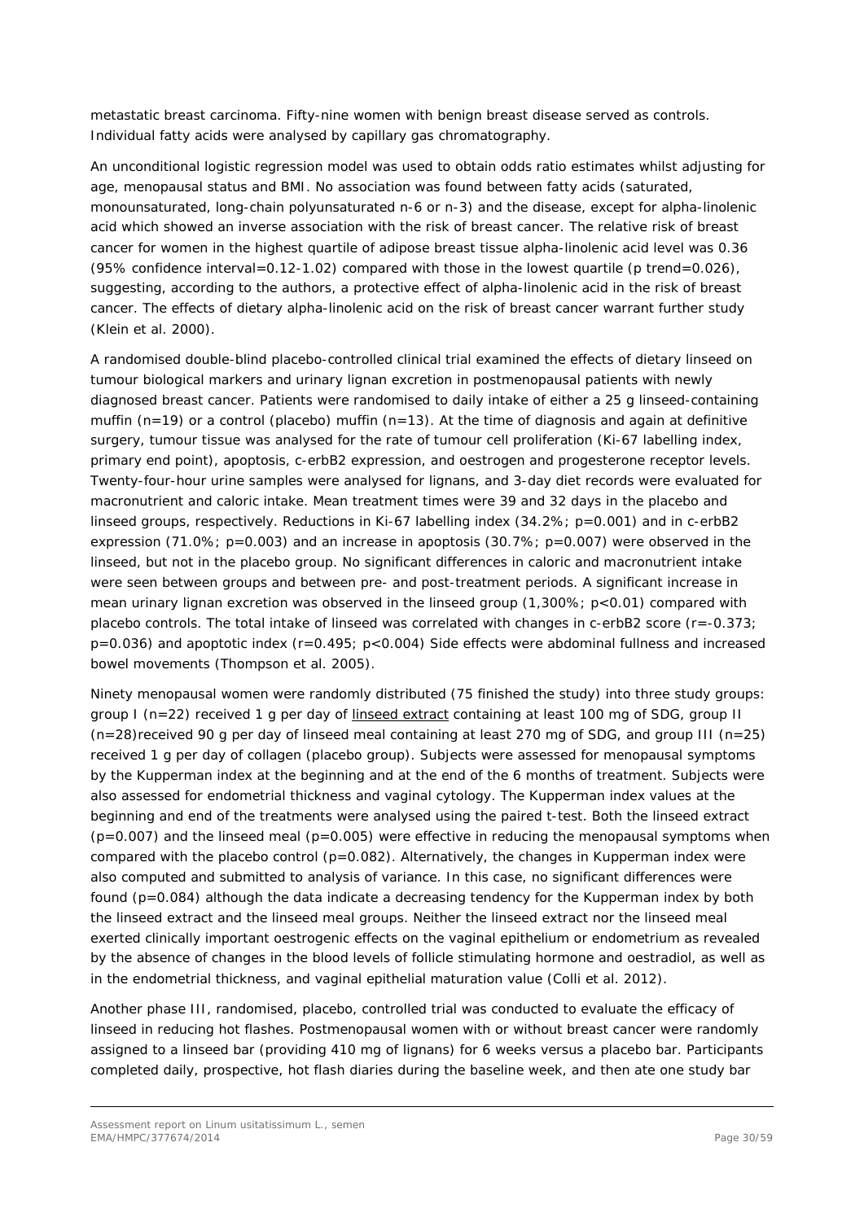metastatic breast carcinoma. Fifty-nine women with benign breast disease served as controls. Individual fatty acids were analysed by capillary gas chromatography.

An unconditional logistic regression model was used to obtain odds ratio estimates whilst adjusting for age, menopausal status and BMI. No association was found between fatty acids (saturated, monounsaturated, long-chain polyunsaturated n-6 or n-3) and the disease, except for alpha-linolenic acid which showed an inverse association with the risk of breast cancer. The relative risk of breast cancer for women in the highest quartile of adipose breast tissue alpha-linolenic acid level was 0.36 (95% confidence interval=0.12-1.02) compared with those in the lowest quartile (p trend=0.026), suggesting, according to the authors, a protective effect of alpha-linolenic acid in the risk of breast cancer. The effects of dietary alpha-linolenic acid on the risk of breast cancer warrant further study (Klein et al. 2000).

A randomised double-blind placebo-controlled clinical trial examined the effects of dietary linseed on tumour biological markers and urinary lignan excretion in postmenopausal patients with newly diagnosed breast cancer. Patients were randomised to daily intake of either a 25 g linseed-containing muffin (n=19) or a control (placebo) muffin (n=13). At the time of diagnosis and again at definitive surgery, tumour tissue was analysed for the rate of tumour cell proliferation (Ki-67 labelling index, primary end point), apoptosis, c-erbB2 expression, and oestrogen and progesterone receptor levels. Twenty-four-hour urine samples were analysed for lignans, and 3-day diet records were evaluated for macronutrient and caloric intake. Mean treatment times were 39 and 32 days in the placebo and linseed groups, respectively. Reductions in Ki-67 labelling index (34.2%; p=0.001) and in c-erbB2 expression (71.0%; p=0.003) and an increase in apoptosis (30.7%; p=0.007) were observed in the linseed, but not in the placebo group. No significant differences in caloric and macronutrient intake were seen between groups and between pre- and post-treatment periods. A significant increase in mean urinary lignan excretion was observed in the linseed group (1,300%; p<0.01) compared with placebo controls. The total intake of linseed was correlated with changes in c-erbB2 score (r=-0.373; p=0.036) and apoptotic index (r=0.495; p<0.004) Side effects were abdominal fullness and increased bowel movements (Thompson et al. 2005).

Ninety menopausal women were randomly distributed (75 finished the study) into three study groups: group I (n=22) received 1 g per day of <u>linseed extract</u> containing at least 100 mg of SDG, group II (n=28)received 90 g per day of linseed meal containing at least 270 mg of SDG, and group III (n=25) received 1 g per day of collagen (placebo group). Subjects were assessed for menopausal symptoms by the Kupperman index at the beginning and at the end of the 6 months of treatment. Subjects were also assessed for endometrial thickness and vaginal cytology. The Kupperman index values at the beginning and end of the treatments were analysed using the paired t-test. Both the linseed extract (p=0.007) and the linseed meal (p=0.005) were effective in reducing the menopausal symptoms when compared with the placebo control (p=0.082). Alternatively, the changes in Kupperman index were also computed and submitted to analysis of variance. In this case, no significant differences were found (p=0.084) although the data indicate a decreasing tendency for the Kupperman index by both the linseed extract and the linseed meal groups. Neither the linseed extract nor the linseed meal exerted clinically important oestrogenic effects on the vaginal epithelium or endometrium as revealed by the absence of changes in the blood levels of follicle stimulating hormone and oestradiol, as well as in the endometrial thickness, and vaginal epithelial maturation value (Colli et al. 2012).

Another phase III, randomised, placebo, controlled trial was conducted to evaluate the efficacy of linseed in reducing hot flashes. Postmenopausal women with or without breast cancer were randomly assigned to a linseed bar (providing 410 mg of lignans) for 6 weeks versus a placebo bar. Participants completed daily, prospective, hot flash diaries during the baseline week, and then ate one study bar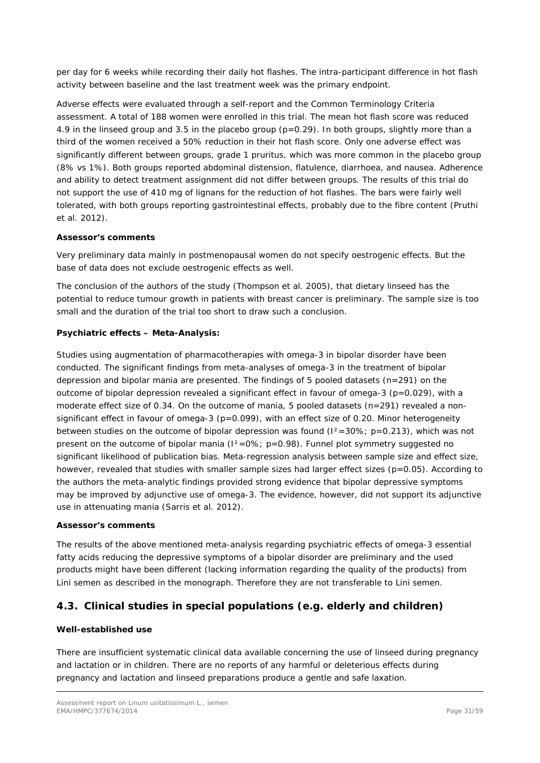per day for 6 weeks while recording their daily hot flashes. The intra-participant difference in hot flash activity between baseline and the last treatment week was the primary endpoint.

Adverse effects were evaluated through a self-report and the Common Terminology Criteria assessment. A total of 188 women were enrolled in this trial. The mean hot flash score was reduced 4.9 in the linseed group and 3.5 in the placebo group ($p=0.29$). In both groups, slightly more than a third of the women received a 50% reduction in their hot flash score. Only one adverse effect was significantly different between groups, grade 1 pruritus, which was more common in the placebo group (8% vs 1%). Both groups reported abdominal distension, flatulence, diarrhoea, and nausea. Adherence and ability to detect treatment assignment did not differ between groups. The results of this trial do not support the use of 410 mg of lignans for the reduction of hot flashes. The bars were fairly well tolerated, with both groups reporting gastrointestinal effects, probably due to the fibre content (Pruthi et al. 2012).

**Assessor's comments**

Very preliminary data mainly in postmenopausal women do not specify oestrogenic effects. But the base of data does not exclude oestrogenic effects as well.

The conclusion of the authors of the study (Thompson et al. 2005), that dietary linseed has the potential to reduce tumour growth in patients with breast cancer is preliminary. The sample size is too small and the duration of the trial too short to draw such a conclusion.

**Psychiatric effects – Meta-Analysis:**

Studies using augmentation of pharmacotherapies with omega-3 in bipolar disorder have been conducted. The significant findings from meta-analyses of omega-3 in the treatment of bipolar depression and bipolar mania are presented. The findings of 5 pooled datasets ($n=291$) on the outcome of bipolar depression revealed a significant effect in favour of omega-3 ($p=0.029$), with a moderate effect size of 0.34. On the outcome of mania, 5 pooled datasets ($n=291$) revealed a non-significant effect in favour of omega-3 ($p=0.099$), with an effect size of 0.20. Minor heterogeneity between studies on the outcome of bipolar depression was found ($I^2=30\%$; $p=0.213$), which was not present on the outcome of bipolar mania ($I^2=0\%$; $p=0.98$). Funnel plot symmetry suggested no significant likelihood of publication bias. Meta-regression analysis between sample size and effect size, however, revealed that studies with smaller sample sizes had larger effect sizes ($p=0.05$). According to the authors the meta-analytic findings provided strong evidence that bipolar depressive symptoms may be improved by adjunctive use of omega-3. The evidence, however, did not support its adjunctive use in attenuating mania (Sarris et al. 2012).

**Assessor's comments**

The results of the above mentioned meta-analysis regarding psychiatric effects of omega-3 essential fatty acids reducing the depressive symptoms of a bipolar disorder are preliminary and the used products might have been different (lacking information regarding the quality of the products) from Lini semen as described in the monograph. Therefore they are not transferable to Lini semen.

## 4.3. Clinical studies in special populations (e.g. elderly and children)

**Well-established use**

There are insufficient systematic clinical data available concerning the use of linseed during pregnancy and lactation or in children. There are no reports of any harmful or deleterious effects during pregnancy and lactation and linseed preparations produce a gentle and safe laxation.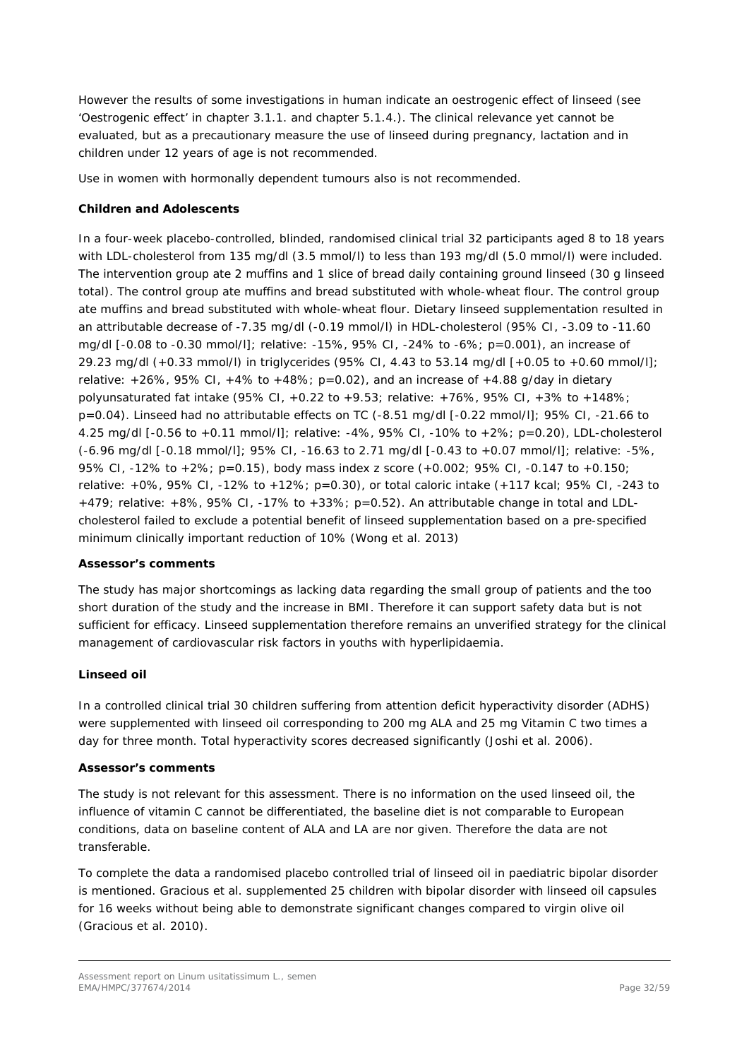However the results of some investigations in human indicate an oestrogenic effect of linseed (see 'Oestrogenic effect' in chapter 3.1.1. and chapter 5.1.4.). The clinical relevance yet cannot be evaluated, but as a precautionary measure the use of linseed during pregnancy, lactation and in children under 12 years of age is not recommended.

Use in women with hormonally dependent tumours also is not recommended.

**Children and Adolescents**

In a four-week placebo-controlled, blinded, randomised clinical trial 32 participants aged 8 to 18 years with LDL-cholesterol from 135 mg/dl (3.5 mmol/l) to less than 193 mg/dl (5.0 mmol/l) were included. The intervention group ate 2 muffins and 1 slice of bread daily containing ground linseed (30 g linseed total). The control group ate muffins and bread substituted with whole-wheat flour. The control group ate muffins and bread substituted with whole-wheat flour. Dietary linseed supplementation resulted in an attributable decrease of -7.35 mg/dl (-0.19 mmol/l) in HDL-cholesterol (95% CI, -3.09 to -11.60 mg/dl [-0.08 to -0.30 mmol/l]; relative: -15%, 95% CI, -24% to -6%; p=0.001), an increase of 29.23 mg/dl (+0.33 mmol/l) in triglycerides (95% CI, 4.43 to 53.14 mg/dl [+0.05 to +0.60 mmol/l]; relative: +26%, 95% CI, +4% to +48%; p=0.02), and an increase of +4.88 g/day in dietary polyunsaturated fat intake (95% CI, +0.22 to +9.53; relative: +76%, 95% CI, +3% to +148%; p=0.04). Linseed had no attributable effects on TC (-8.51 mg/dl [-0.22 mmol/l]; 95% CI, -21.66 to 4.25 mg/dl [-0.56 to +0.11 mmol/l]; relative: -4%, 95% CI, -10% to +2%; p=0.20), LDL-cholesterol (-6.96 mg/dl [-0.18 mmol/l]; 95% CI, -16.63 to 2.71 mg/dl [-0.43 to +0.07 mmol/l]; relative: -5%, 95% CI, -12% to +2%; p=0.15), body mass index z score (+0.002; 95% CI, -0.147 to +0.150; relative: +0%, 95% CI, -12% to +12%; p=0.30), or total caloric intake (+117 kcal; 95% CI, -243 to +479; relative: +8%, 95% CI, -17% to +33%; p=0.52). An attributable change in total and LDL-cholesterol failed to exclude a potential benefit of linseed supplementation based on a pre-specified minimum clinically important reduction of 10% (Wong et al. 2013)

**Assessor's comments**

The study has major shortcomings as lacking data regarding the small group of patients and the too short duration of the study and the increase in BMI. Therefore it can support safety data but is not sufficient for efficacy. Linseed supplementation therefore remains an unverified strategy for the clinical management of cardiovascular risk factors in youths with hyperlipidaemia.

**Linseed oil**

In a controlled clinical trial 30 children suffering from attention deficit hyperactivity disorder (ADHS) were supplemented with linseed oil corresponding to 200 mg ALA and 25 mg Vitamin C two times a day for three month. Total hyperactivity scores decreased significantly (Joshi et al. 2006).

**Assessor's comments**

The study is not relevant for this assessment. There is no information on the used linseed oil, the influence of vitamin C cannot be differentiated, the baseline diet is not comparable to European conditions, data on baseline content of ALA and LA are nor given. Therefore the data are not transferable.

To complete the data a randomised placebo controlled trial of linseed oil in paediatric bipolar disorder is mentioned. Gracious et al. supplemented 25 children with bipolar disorder with linseed oil capsules for 16 weeks without being able to demonstrate significant changes compared to virgin olive oil (Gracious et al. 2010).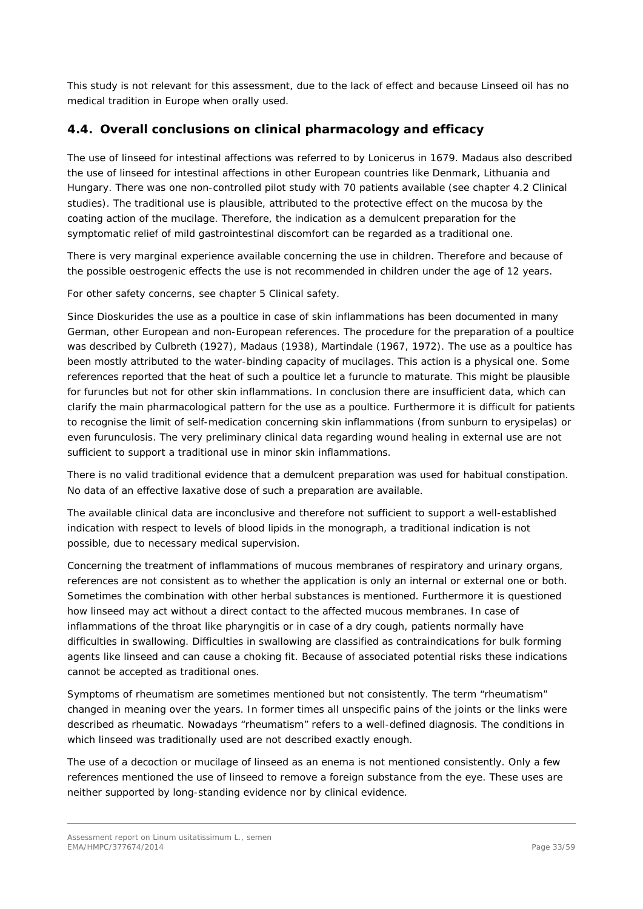This study is not relevant for this assessment, due to the lack of effect and because Linseed oil has no medical tradition in Europe when orally used.

## 4.4. Overall conclusions on clinical pharmacology and efficacy

The use of linseed for intestinal affections was referred to by Lonicerus in 1679. Madaus also described the use of linseed for intestinal affections in other European countries like Denmark, Lithuania and Hungary. There was one non-controlled pilot study with 70 patients available (see chapter 4.2 Clinical studies). The traditional use is plausible, attributed to the protective effect on the mucosa by the coating action of the mucilage. Therefore, the indication as a demulcent preparation for the symptomatic relief of mild gastrointestinal discomfort can be regarded as a traditional one.

There is very marginal experience available concerning the use in children. Therefore and because of the possible oestrogenic effects the use is not recommended in children under the age of 12 years.

For other safety concerns, see chapter 5 Clinical safety.

Since Dioskurides the use as a poultice in case of skin inflammations has been documented in many German, other European and non-European references. The procedure for the preparation of a poultice was described by Culbreth (1927), Madaus (1938), Martindale (1967, 1972). The use as a poultice has been mostly attributed to the water-binding capacity of mucilages. This action is a physical one. Some references reported that the heat of such a poultice let a furuncle to maturate. This might be plausible for furuncles but not for other skin inflammations. In conclusion there are insufficient data, which can clarify the main pharmacological pattern for the use as a poultice. Furthermore it is difficult for patients to recognise the limit of self-medication concerning skin inflammations (from sunburn to erysipelas) or even furunculosis. The very preliminary clinical data regarding wound healing in external use are not sufficient to support a traditional use in minor skin inflammations.

There is no valid traditional evidence that a demulcent preparation was used for habitual constipation. No data of an effective laxative dose of such a preparation are available.

The available clinical data are inconclusive and therefore not sufficient to support a well-established indication with respect to levels of blood lipids in the monograph, a traditional indication is not possible, due to necessary medical supervision.

Concerning the treatment of inflammations of mucous membranes of respiratory and urinary organs, references are not consistent as to whether the application is only an internal or external one or both. Sometimes the combination with other herbal substances is mentioned. Furthermore it is questioned how linseed may act without a direct contact to the affected mucous membranes. In case of inflammations of the throat like pharyngitis or in case of a dry cough, patients normally have difficulties in swallowing. Difficulties in swallowing are classified as contraindications for bulk forming agents like linseed and can cause a choking fit. Because of associated potential risks these indications cannot be accepted as traditional ones.

Symptoms of rheumatism are sometimes mentioned but not consistently. The term "rheumatism" changed in meaning over the years. In former times all unspecific pains of the joints or the links were described as rheumatic. Nowadays "rheumatism" refers to a well-defined diagnosis. The conditions in which linseed was traditionally used are not described exactly enough.

The use of a decoction or mucilage of linseed as an enema is not mentioned consistently. Only a few references mentioned the use of linseed to remove a foreign substance from the eye. These uses are neither supported by long-standing evidence nor by clinical evidence.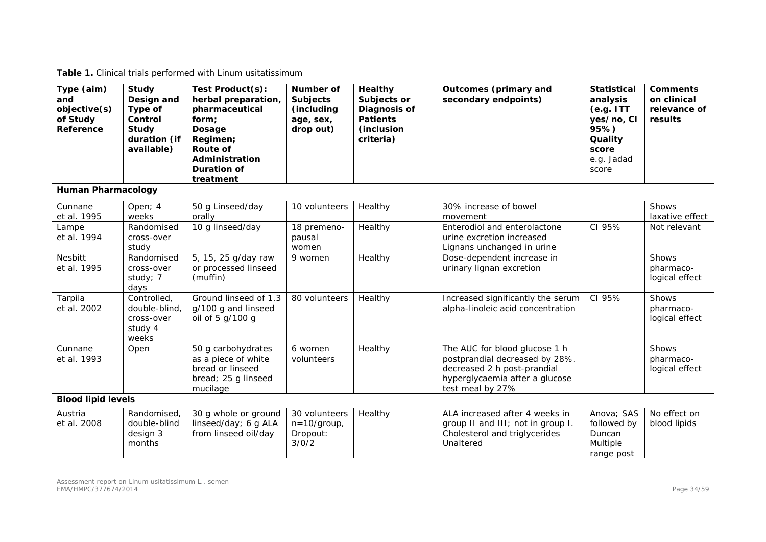**Table 1.** Clinical trials performed with Linum usitatissimum

| Type (aim) and objective(s) of Study Reference | Study Design and Type of Control Study duration (if available) | Test Product(s): herbal preparation, pharmaceutical form; Dosage Regimen; Route of Administration Duration of treatment | Number of Subjects (including age, sex, drop out) | Healthy Subjects or Diagnosis of Patients (inclusion criteria) | Outcomes (primary and secondary endpoints) | Statistical analysis (e.g. ITT yes/no, CI 95%) Quality score e.g. Jadad score | Comments on clinical relevance of results |
|---|---|---|---|---|---|---|---|
| **Human Pharmacology** | | | | | | | |
| Cunnane et al. 1995 | Open; 4 weeks | 50 g Linseed/day orally | 10 volunteers | Healthy | 30% increase of bowel movement | | Shows laxative effect |
| Lampe et al. 1994 | Randomised cross-over study | 10 g linseed/day | 18 premeno-pausal women | Healthy | Enterodiol and enterolactone urine excretion increased Lignans unchanged in urine | CI 95% | Not relevant |
| Nesbitt et al. 1995 | Randomised cross-over study; 7 days | 5, 15, 25 g/day raw or processed linseed (muffin) | 9 women | Healthy | Dose-dependent increase in urinary lignan excretion | | Shows pharmaco-logical effect |
| Tarpila et al. 2002 | Controlled, double-blind, cross-over study 4 weeks | Ground linseed of 1.3 g/100 g and linseed oil of 5 g/100 g | 80 volunteers | Healthy | Increased significantly the serum alpha-linoleic acid concentration | CI 95% | Shows pharmaco-logical effect |
| Cunnane et al. 1993 | Open | 50 g carbohydrates as a piece of white bread or linseed bread; 25 g linseed mucilage | 6 women volunteers | Healthy | The AUC for blood glucose 1 h postprandial decreased by 28%. decreased 2 h post-prandial hyperglycaemia after a glucose test meal by 27% | | Shows pharmaco-logical effect |
| **Blood lipid levels** | | | | | | | |
| Austria et al. 2008 | Randomised, double-blind design 3 months | 30 g whole or ground linseed/day; 6 g ALA from linseed oil/day | 30 volunteers n=10/group, Dropout: 3/0/2 | Healthy | ALA increased after 4 weeks in group II and III; not in group I. Cholesterol and triglycerides Unaltered | Anova; SAS followed by Duncan Multiple range post | No effect on blood lipids |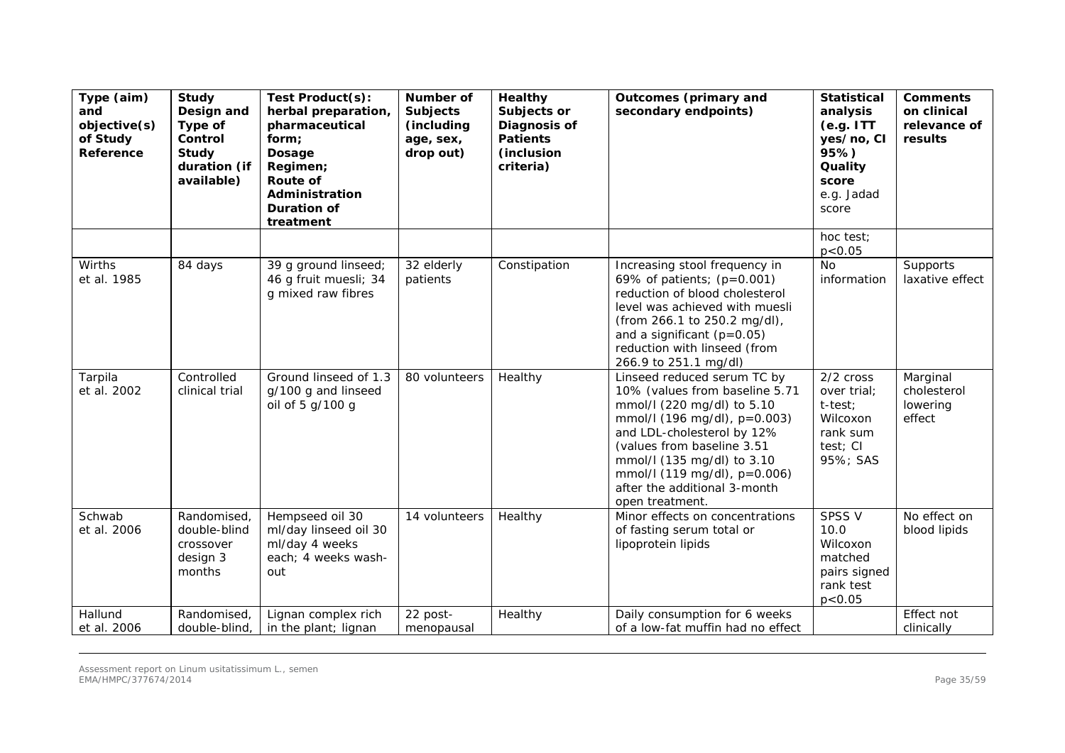| Type (aim) and objective(s) of Study Reference | Study Design and Type of Control Study duration (if available) | Test Product(s): herbal preparation, pharmaceutical form; Dosage Regimen; Route of Administration Duration of treatment | Number of Subjects (including age, sex, drop out) | Healthy Subjects or Diagnosis of Patients (inclusion criteria) | Outcomes (primary and secondary endpoints) | Statistical analysis (e.g. ITT yes/no, CI 95%) Quality score e.g. Jadad score | Comments on clinical relevance of results |
|---|---|---|---|---|---|---|---|
| | | | | | | hoc test; p<0.05 | |
| Wirths et al. 1985 | 84 days | 39 g ground linseed; 46 g fruit muesli; 34 g mixed raw fibres | 32 elderly patients | Constipation | Increasing stool frequency in 69% of patients; (p=0.001) reduction of blood cholesterol level was achieved with muesli (from 266.1 to 250.2 mg/dl), and a significant (p=0.05) reduction with linseed (from 266.9 to 251.1 mg/dl) | No information | Supports laxative effect |
| Tarpila et al. 2002 | Controlled clinical trial | Ground linseed of 1.3 g/100 g and linseed oil of 5 g/100 g | 80 volunteers | Healthy | Linseed reduced serum TC by 10% (values from baseline 5.71 mmol/l (220 mg/dl) to 5.10 mmol/l (196 mg/dl), p=0.003) and LDL-cholesterol by 12% (values from baseline 3.51 mmol/l (135 mg/dl) to 3.10 mmol/l (119 mg/dl), p=0.006) after the additional 3-month open treatment. | 2/2 cross over trial; t-test; Wilcoxon rank sum test; CI 95%; SAS | Marginal cholesterol lowering effect |
| Schwab et al. 2006 | Randomised, double-blind crossover design 3 months | Hempseed oil 30 ml/day linseed oil 30 ml/day 4 weeks each; 4 weeks wash-out | 14 volunteers | Healthy | Minor effects on concentrations of fasting serum total or lipoprotein lipids | SPSS V 10.0 Wilcoxon matched pairs signed rank test p<0.05 | No effect on blood lipids |
| Hallund et al. 2006 | Randomised, double-blind, | Lignan complex rich in the plant; lignan | 22 post-menopausal | Healthy | Daily consumption for 6 weeks of a low-fat muffin had no effect | | Effect not clinically |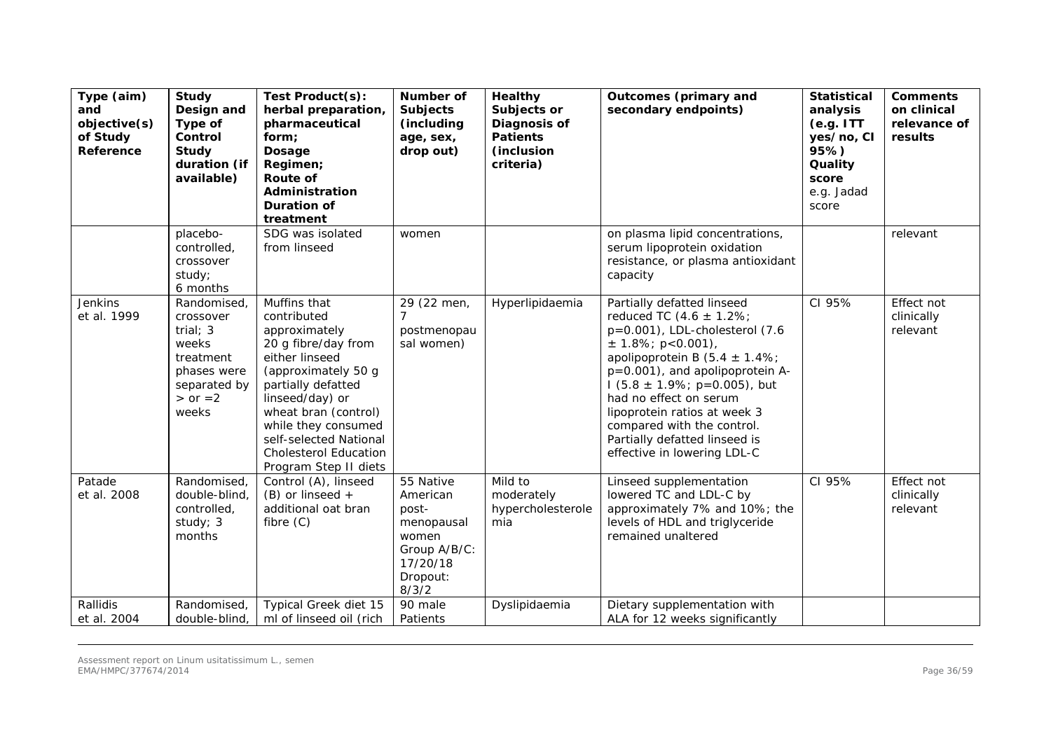| Type (aim) and objective(s) of Study Reference | Study Design and Type of Control Study duration (if available) | Test Product(s): herbal preparation, pharmaceutical form; Dosage Regimen; Route of Administration Duration of treatment | Number of Subjects (including age, sex, drop out) | Healthy Subjects or Diagnosis of Patients (inclusion criteria) | Outcomes (primary and secondary endpoints) | Statistical analysis (e.g. ITT yes/no, CI 95%) Quality score e.g. Jadad score | Comments on clinical relevance of results |
|---|---|---|---|---|---|---|---|
| | placebo-controlled, crossover study; 6 months | SDG was isolated from linseed | women | | on plasma lipid concentrations, serum lipoprotein oxidation resistance, or plasma antioxidant capacity | | relevant |
| Jenkins et al. 1999 | Randomised, crossover trial; 3 weeks treatment phases were separated by > or =2 weeks | Muffins that contributed approximately 20 g fibre/day from either linseed (approximately 50 g partially defatted linseed/day) or wheat bran (control) while they consumed self-selected National Cholesterol Education Program Step II diets | 29 (22 men, 7 postmenopausal women) | Hyperlipidaemia | Partially defatted linseed reduced TC (4.6 ± 1.2%; p=0.001), LDL-cholesterol (7.6 ± 1.8%; p<0.001), apolipoprotein B (5.4 ± 1.4%; p=0.001), and apolipoprotein A-I (5.8 ± 1.9%; p=0.005), but had no effect on serum lipoprotein ratios at week 3 compared with the control. Partially defatted linseed is effective in lowering LDL-C | CI 95% | Effect not clinically relevant |
| Patade et al. 2008 | Randomised, double-blind, controlled, study; 3 months | Control (A), linseed (B) or linseed + additional oat bran fibre (C) | 55 Native American post-menopausal women Group A/B/C: 17/20/18 Dropout: 8/3/2 | Mild to moderately hypercholesterolemia | Linseed supplementation lowered TC and LDL-C by approximately 7% and 10%; the levels of HDL and triglyceride remained unaltered | CI 95% | Effect not clinically relevant |
| Rallidis et al. 2004 | Randomised, double-blind, | Typical Greek diet 15 ml of linseed oil (rich | 90 male Patients | Dyslipidaemia | Dietary supplementation with ALA for 12 weeks significantly | | |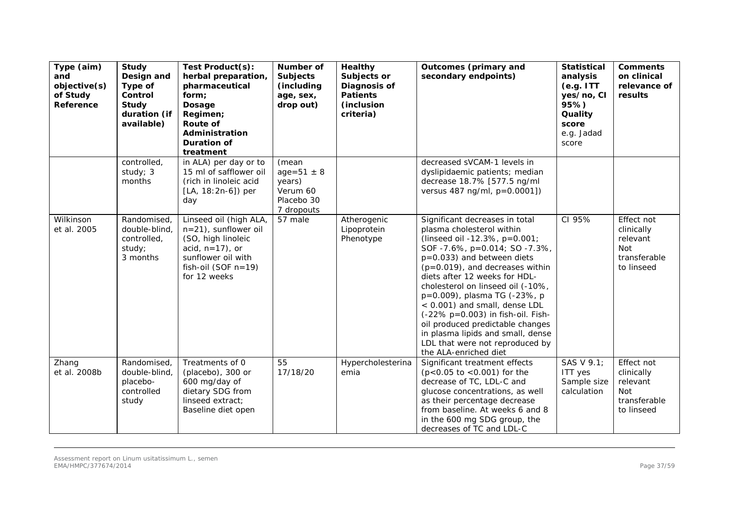| Type (aim) and objective(s) of Study Reference | Study Design and Type of Control Study duration (if available) | Test Product(s): herbal preparation, pharmaceutical form; Dosage Regimen; Route of Administration Duration of treatment | Number of Subjects (including age, sex, drop out) | Healthy Subjects or Diagnosis of Patients (inclusion criteria) | Outcomes (primary and secondary endpoints) | Statistical analysis (e.g. ITT yes/no, CI 95%) Quality score e.g. Jadad score | Comments on clinical relevance of results |
|---|---|---|---|---|---|---|---|
| | controlled, study; 3 months | in ALA) per day or to 15 ml of safflower oil (rich in linoleic acid [LA, 18:2n-6]) per day | (mean age=51 ± 8 years) Verum 60 Placebo 30 7 dropouts | | decreased sVCAM-1 levels in dyslipidaemic patients; median decrease 18.7% [577.5 ng/ml versus 487 ng/ml, p=0.0001]) | | |
| Wilkinson et al. 2005 | Randomised, double-blind, controlled, study; 3 months | Linseed oil (high ALA, n=21), sunflower oil (SO, high linoleic acid, n=17), or sunflower oil with fish-oil (SOF n=19) for 12 weeks | 57 male | Atherogenic Lipoprotein Phenotype | Significant decreases in total plasma cholesterol within (linseed oil -12.3%, p=0.001; SOF -7.6%, p=0.014; SO -7.3%, p=0.033) and between diets (p=0.019), and decreases within diets after 12 weeks for HDL-cholesterol on linseed oil (-10%, p=0.009), plasma TG (-23%, p < 0.001) and small, dense LDL (-22% p=0.003) in fish-oil. Fish-oil produced predictable changes in plasma lipids and small, dense LDL that were not reproduced by the ALA-enriched diet | CI 95% | Effect not clinically relevant Not transferable to linseed |
| Zhang et al. 2008b | Randomised, double-blind, placebo-controlled study | Treatments of 0 (placebo), 300 or 600 mg/day of dietary SDG from linseed extract; Baseline diet open | 55 17/18/20 | Hypercholesterinaemia | Significant treatment effects (p<0.05 to <0.001) for the decrease of TC, LDL-C and glucose concentrations, as well as their percentage decrease from baseline. At weeks 6 and 8 in the 600 mg SDG group, the decreases of TC and LDL-C | SAS V 9.1; ITT yes Sample size calculation | Effect not clinically relevant Not transferable to linseed |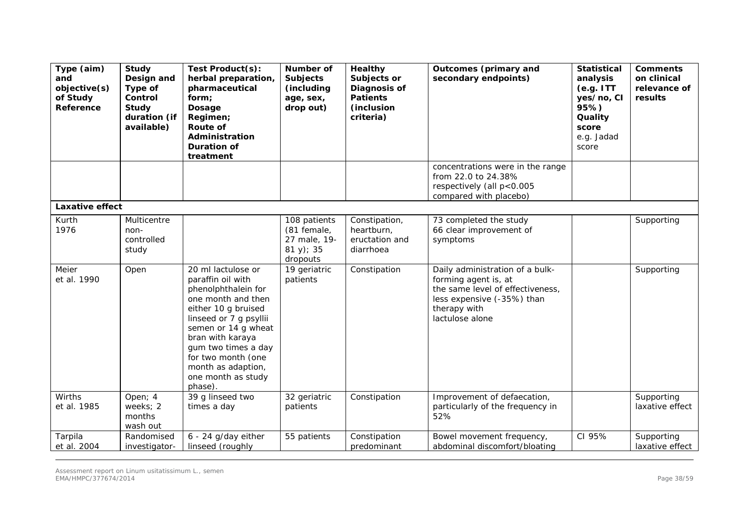| Type (aim) and objective(s) of Study Reference | Study Design and Type of Control Study duration (if available) | Test Product(s): herbal preparation, pharmaceutical form; Dosage Regimen; Route of Administration Duration of treatment | Number of Subjects (including age, sex, drop out) | Healthy Subjects or Diagnosis of Patients (inclusion criteria) | Outcomes (primary and secondary endpoints) | Statistical analysis (e.g. ITT yes/no, CI 95%) Quality score e.g. Jadad score | Comments on clinical relevance of results |
|---|---|---|---|---|---|---|---|
| | | | | | concentrations were in the range from 22.0 to 24.38% respectively (all $p<0.005$ compared with placebo) | | |
| **Laxative effect** | | | | | | | |
| Kurth 1976 | Multicentre non-controlled study | | 108 patients (81 female, 27 male, 19-81 y); 35 dropouts | Constipation, heartburn, eructation and diarrhoea | 73 completed the study 66 clear improvement of symptoms | | Supporting |
| Meier et al. 1990 | Open | 20 ml lactulose or paraffin oil with phenolphthalein for one month and then either 10 g bruised linseed or 7 g psyllii semen or 14 g wheat bran with karaya gum two times a day for two month (one month as adaption, one month as study phase). | 19 geriatric patients | Constipation | Daily administration of a bulk-forming agent is, at the same level of effectiveness, less expensive (-35%) than therapy with lactulose alone | | Supporting |
| Wirths et al. 1985 | Open; 4 weeks; 2 months wash out | 39 g linseed two times a day | 32 geriatric patients | Constipation | Improvement of defaecation, particularly of the frequency in 52% | | Supporting laxative effect |
| Tarpila et al. 2004 | Randomised investigator- | 6 - 24 g/day either linseed (roughly | 55 patients | Constipation predominant | Bowel movement frequency, abdominal discomfort/bloating | CI 95% | Supporting laxative effect |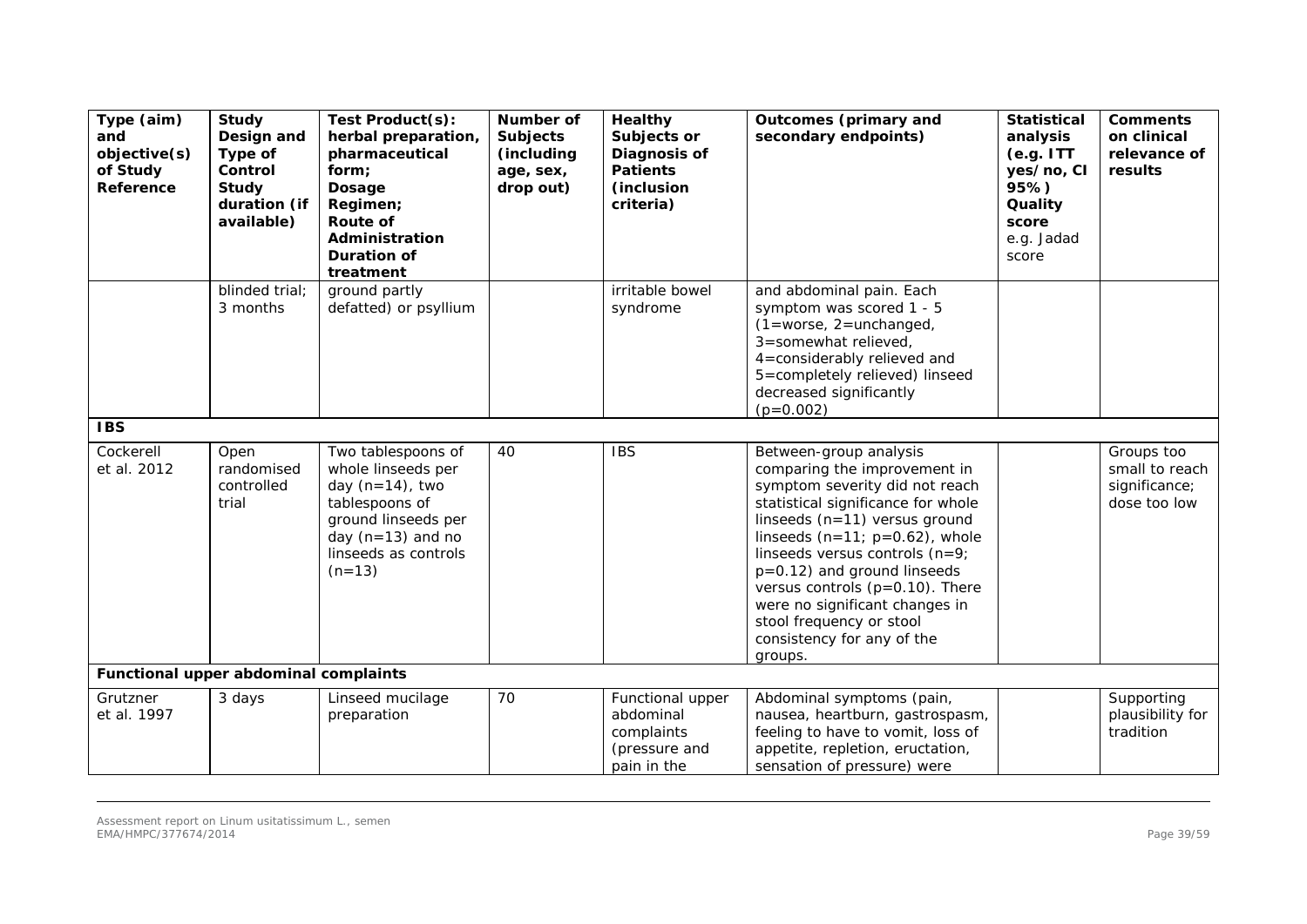| Type (aim) and objective(s) of Study Reference | Study Design and Type of Control Study duration (if available) | Test Product(s): herbal preparation, pharmaceutical form; Dosage Regimen; Route of Administration Duration of treatment | Number of Subjects (including age, sex, drop out) | Healthy Subjects or Diagnosis of Patients (inclusion criteria) | Outcomes (primary and secondary endpoints) | Statistical analysis (e.g. ITT yes/no, CI 95%) Quality score e.g. Jadad score | Comments on clinical relevance of results |
|---|---|---|---|---|---|---|---|
| | blinded trial; 3 months | ground partly defatted) or psyllium | | irritable bowel syndrome | and abdominal pain. Each symptom was scored 1 - 5 (1=worse, 2=unchanged, 3=somewhat relieved, 4=considerably relieved and 5=completely relieved) linseed decreased significantly (p=0.002) | | |
| **IBS** | | | | | | | |
| Cockerell et al. 2012 | Open randomised controlled trial | Two tablespoons of whole linseeds per day (n=14), two tablespoons of ground linseeds per day (n=13) and no linseeds as controls (n=13) | 40 | IBS | Between-group analysis comparing the improvement in symptom severity did not reach statistical significance for whole linseeds (n=11) versus ground linseeds (n=11; p=0.62), whole linseeds versus controls (n=9; p=0.12) and ground linseeds versus controls (p=0.10). There were no significant changes in stool frequency or stool consistency for any of the groups. | | Groups too small to reach significance; dose too low |
| **Functional upper abdominal complaints** | | | | | | | |
| Grutzner et al. 1997 | 3 days | Linseed mucilage preparation | 70 | Functional upper abdominal complaints (pressure and pain in the | Abdominal symptoms (pain, nausea, heartburn, gastrospasm, feeling to have to vomit, loss of appetite, repletion, eructation, sensation of pressure) were | | Supporting plausibility for tradition |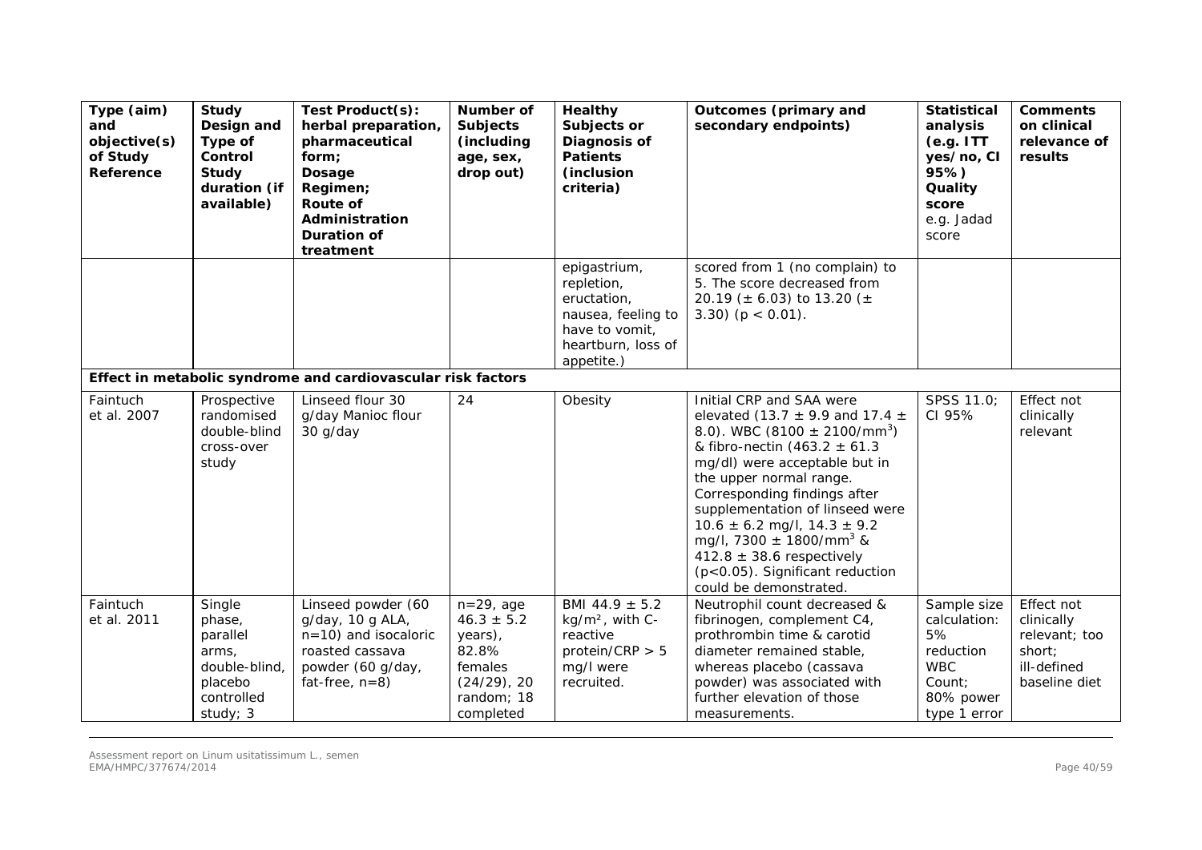| Type (aim) and objective(s) of Study Reference | Study Design and Type of Control Study duration (if available) | Test Product(s): herbal preparation, pharmaceutical form; Dosage Regimen; Route of Administration Duration of treatment | Number of Subjects (including age, sex, drop out) | Healthy Subjects or Diagnosis of Patients (inclusion criteria) | Outcomes (primary and secondary endpoints) | Statistical analysis (e.g. ITT yes/no, CI 95%) Quality score e.g. Jadad score | Comments on clinical relevance of results |
|---|---|---|---|---|---|---|---|
| | | | | epigastrium, repletion, eructation, nausea, feeling to have to vomit, heartburn, loss of appetite.) | scored from 1 (no complain) to 5. The score decreased from 20.19 (± 6.03) to 13.20 (± 3.30) ($p < 0.01$). | | |
| **Effect in metabolic syndrome and cardiovascular risk factors** | | | | | | | |
| Faintuch et al. 2007 | Prospective randomised double-blind cross-over study | Linseed flour 30 g/day Manioc flour 30 g/day | 24 | Obesity | Initial CRP and SAA were elevated (13.7 ± 9.9 and 17.4 ± 8.0). WBC (8100 ± 2100/mm$^3$) & fibro-nectin (463.2 ± 61.3 mg/dl) were acceptable but in the upper normal range. Corresponding findings after supplementation of linseed were 10.6 ± 6.2 mg/l, 14.3 ± 9.2 mg/l, 7300 ± 1800/mm$^3$ & 412.8 ± 38.6 respectively ($p<0.05$). Significant reduction could be demonstrated. | SPSS 11.0; CI 95% | Effect not clinically relevant |
| Faintuch et al. 2011 | Single phase, parallel arms, double-blind, placebo controlled study; 3 | Linseed powder (60 g/day, 10 g ALA, n=10) and isocaloric roasted cassava powder (60 g/day, fat-free, n=8) | n=29, age 46.3 ± 5.2 years), 82.8% females (24/29), 20 random; 18 completed | BMI 44.9 ± 5.2 kg/m², with C-reactive protein/CRP > 5 mg/l were recruited. | Neutrophil count decreased & fibrinogen, complement C4, prothrombin time & carotid diameter remained stable, whereas placebo (cassava powder) was associated with further elevation of those measurements. | Sample size calculation: 5% reduction WBC Count; 80% power type 1 error | Effect not clinically relevant; too short; ill-defined baseline diet |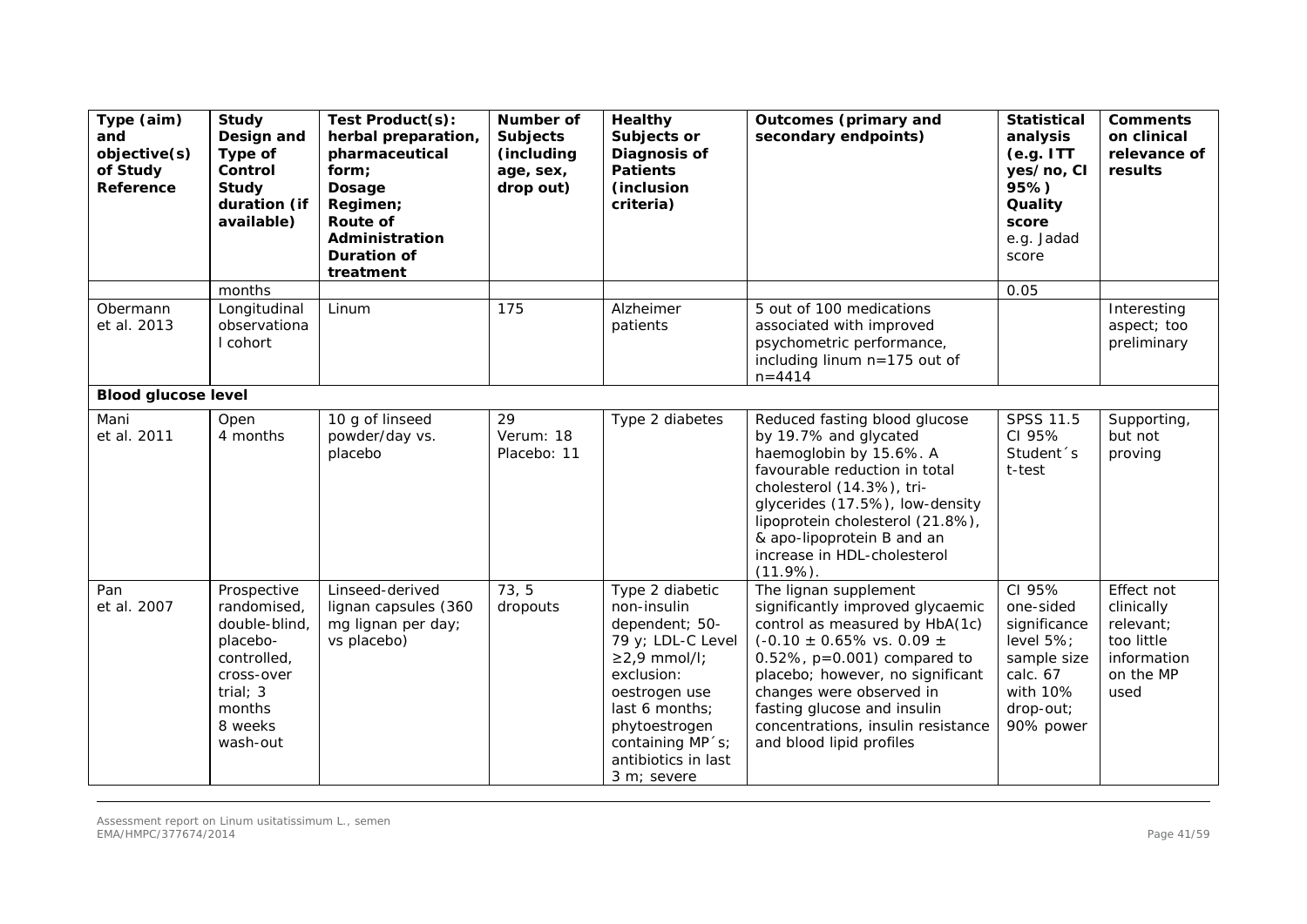| Type (aim) and objective(s) of Study Reference | Study Design and Type of Control Study duration (if available) | Test Product(s): herbal preparation, pharmaceutical form; Dosage Regimen; Route of Administration Duration of treatment | Number of Subjects (including age, sex, drop out) | Healthy Subjects or Diagnosis of Patients (inclusion criteria) | Outcomes (primary and secondary endpoints) | Statistical analysis (e.g. ITT yes/no, CI 95%) Quality score e.g. Jadad score | Comments on clinical relevance of results |
|---|---|---|---|---|---|---|---|
| | months | | | | | 0.05 | |
| Obermann et al. 2013 | Longitudinal observational cohort | Linum | 175 | Alzheimer patients | 5 out of 100 medications associated with improved psychometric performance, including linum n=175 out of n=4414 | | Interesting aspect; too preliminary |
| **Blood glucose level** | | | | | | | |
| Mani et al. 2011 | Open 4 months | 10 g of linseed powder/day vs. placebo | 29 Verum: 18 Placebo: 11 | Type 2 diabetes | Reduced fasting blood glucose by 19.7% and glycated haemoglobin by 15.6%. A favourable reduction in total cholesterol (14.3%), tri-glycerides (17.5%), low-density lipoprotein cholesterol (21.8%), & apo-lipoprotein B and an increase in HDL-cholesterol (11.9%). | SPSS 11.5 CI 95% Student´s t-test | Supporting, but not proving |
| Pan et al. 2007 | Prospective randomised, double-blind, placebo-controlled, cross-over trial; 3 months 8 weeks wash-out | Linseed-derived lignan capsules (360 mg lignan per day; vs placebo) | 73, 5 dropouts | Type 2 diabetic non-insulin dependent; 50-79 y; LDL-C Level ≥2,9 mmol/l; exclusion: oestrogen use last 6 months; phytoestrogen containing MP´s; antibiotics in last 3 m; severe | The lignan supplement significantly improved glycaemic control as measured by HbA(1c) (-0.10 ± 0.65% vs. 0.09 ± 0.52%, p=0.001) compared to placebo; however, no significant changes were observed in fasting glucose and insulin concentrations, insulin resistance and blood lipid profiles | CI 95% one-sided significance level 5%; sample size calc. 67 with 10% drop-out; 90% power | Effect not clinically relevant; too little information on the MP used |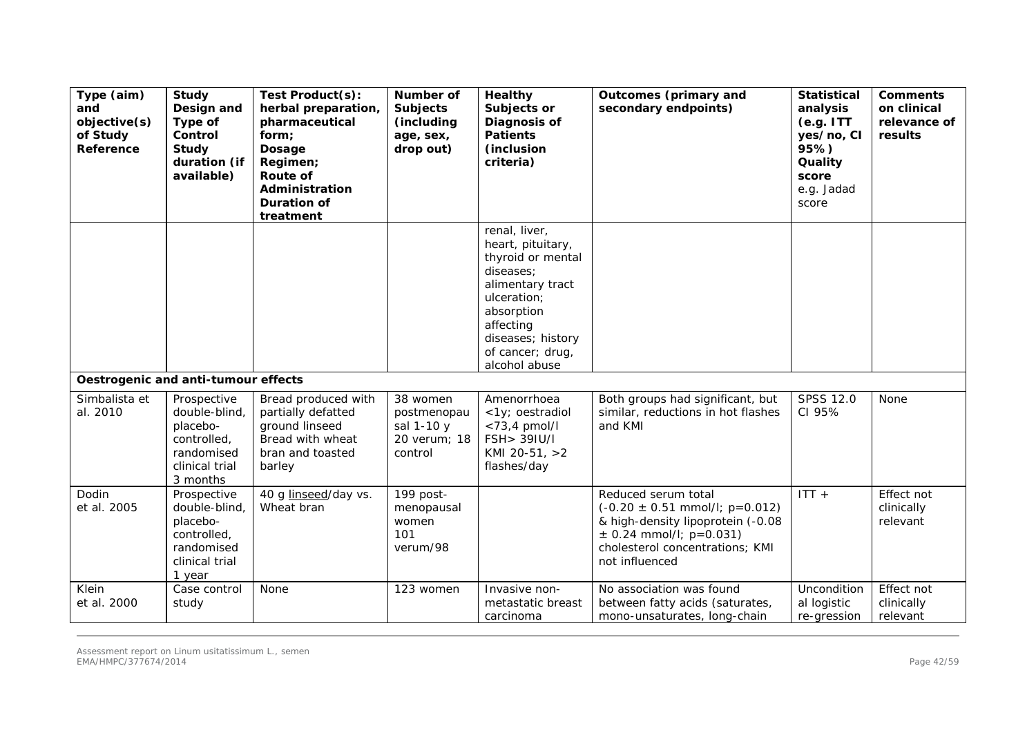| Type (aim) and objective(s) of Study Reference | Study Design and Type of Control Study duration (if available) | Test Product(s): herbal preparation, pharmaceutical form; Dosage Regimen; Route of Administration Duration of treatment | Number of Subjects (including age, sex, drop out) | Healthy Subjects or Diagnosis of Patients (inclusion criteria) | Outcomes (primary and secondary endpoints) | Statistical analysis (e.g. ITT yes/no, CI 95%) Quality score e.g. Jadad score | Comments on clinical relevance of results |
|---|---|---|---|---|---|---|---|
| | | | | renal, liver, heart, pituitary, thyroid or mental diseases; alimentary tract ulceration; absorption affecting diseases; history of cancer; drug, alcohol abuse | | | |
| **Oestrogenic and anti-tumour effects** | | | | | | | |
| Simbalista et al. 2010 | Prospective double-blind, placebo-controlled, randomised clinical trial 3 months | Bread produced with partially defatted ground linseed Bread with wheat bran and toasted barley | 38 women postmenopausal 1-10 y 20 verum; 18 control | Amenorrhoea <1y; oestradiol <73,4 pmol/l FSH> 39IU/l KMI 20-51, >2 flashes/day | Both groups had significant, but similar, reductions in hot flashes and KMI | SPSS 12.0 CI 95% | None |
| Dodin et al. 2005 | Prospective double-blind, placebo-controlled, randomised clinical trial 1 year | 40 g linseed/day vs. Wheat bran | 199 post-menopausal women 101 verum/98 | | Reduced serum total (-0.20 ± 0.51 mmol/l; p=0.012) & high-density lipoprotein (-0.08 ± 0.24 mmol/l; p=0.031) cholesterol concentrations; KMI not influenced | ITT + | Effect not clinically relevant |
| Klein et al. 2000 | Case control study | None | 123 women | Invasive non-metastatic breast carcinoma | No association was found between fatty acids (saturates, mono-unsaturates, long-chain | Unconditional logistic re-gression | Effect not clinically relevant |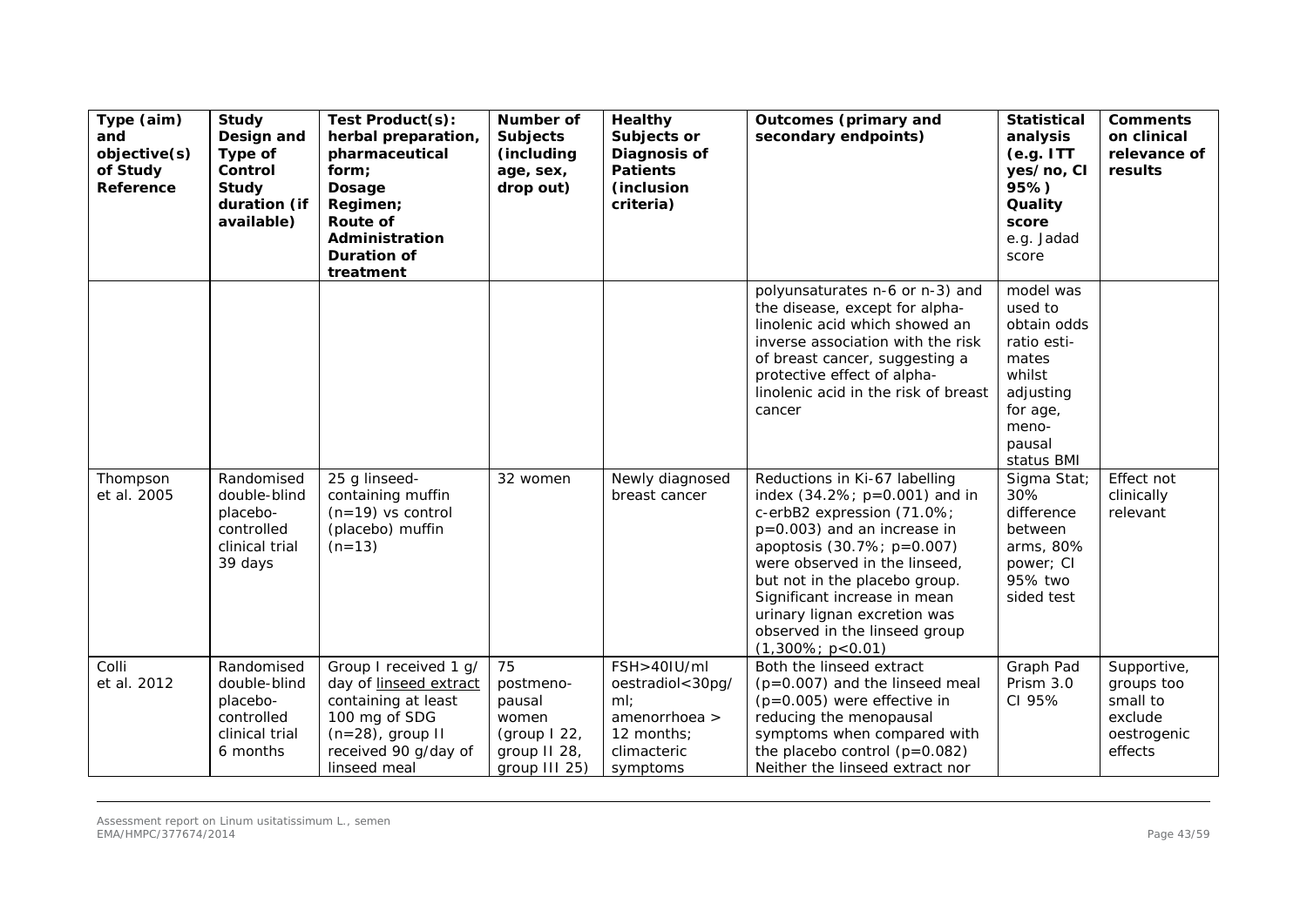| Type (aim) and objective(s) of Study Reference | Study Design and Type of Control Study duration (if available) | Test Product(s): herbal preparation, pharmaceutical form; Dosage Regimen; Route of Administration Duration of treatment | Number of Subjects (including age, sex, drop out) | Healthy Subjects or Diagnosis of Patients (inclusion criteria) | Outcomes (primary and secondary endpoints) | Statistical analysis (e.g. ITT yes/no, CI 95%) Quality score e.g. Jadad score | Comments on clinical relevance of results |
|---|---|---|---|---|---|---|---|
| | | | | | polyunsaturates n-6 or n-3) and the disease, except for alpha-linolenic acid which showed an inverse association with the risk of breast cancer, suggesting a protective effect of alpha-linolenic acid in the risk of breast cancer | model was used to obtain odds ratio esti-mates whilst adjusting for age, meno-pausal status BMI | |
| Thompson et al. 2005 | Randomised double-blind placebo-controlled clinical trial 39 days | 25 g linseed-containing muffin (n=19) vs control (placebo) muffin (n=13) | 32 women | Newly diagnosed breast cancer | Reductions in Ki-67 labelling index (34.2%; p=0.001) and in c-erbB2 expression (71.0%; p=0.003) and an increase in apoptosis (30.7%; p=0.007) were observed in the linseed, but not in the placebo group. Significant increase in mean urinary lignan excretion was observed in the linseed group (1,300%; p<0.01) | Sigma Stat; 30% difference between arms, 80% power; CI 95% two sided test | Effect not clinically relevant |
| Colli et al. 2012 | Randomised double-blind placebo-controlled clinical trial 6 months | Group I received 1 g/ day of linseed extract containing at least 100 mg of SDG (n=28), group II received 90 g/day of linseed meal | 75 postmeno-pausal women (group I 22, group II 28, group III 25) | FSH>40IU/ml oestradiol<30pg/ ml; amenorrhoea > 12 months; climacteric symptoms | Both the linseed extract (p=0.007) and the linseed meal (p=0.005) were effective in reducing the menopausal symptoms when compared with the placebo control (p=0.082) Neither the linseed extract nor | Graph Pad Prism 3.0 CI 95% | Supportive, groups too small to exclude oestrogenic effects |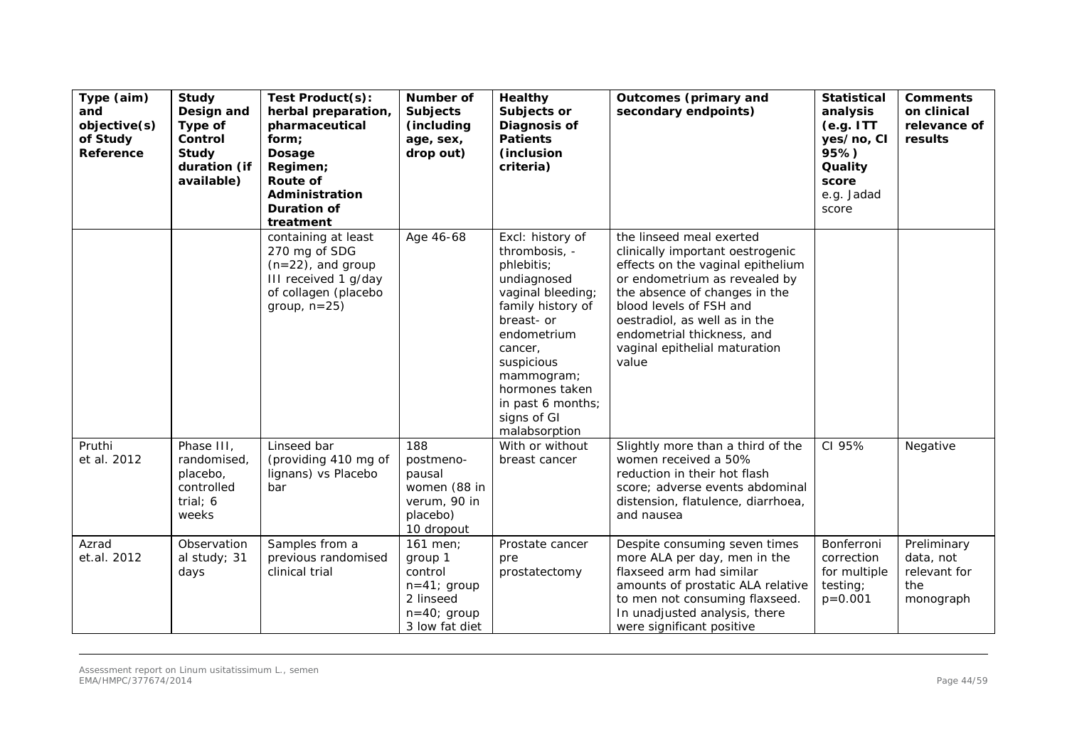| Type (aim) and objective(s) of Study Reference | Study Design and Type of Control Study duration (if available) | Test Product(s): herbal preparation, pharmaceutical form; Dosage Regimen; Route of Administration Duration of treatment | Number of Subjects (including age, sex, drop out) | Healthy Subjects or Diagnosis of Patients (inclusion criteria) | Outcomes (primary and secondary endpoints) | Statistical analysis (e.g. ITT yes/no, CI 95%) Quality score e.g. Jadad score | Comments on clinical relevance of results |
|---|---|---|---|---|---|---|---|
| | | containing at least 270 mg of SDG (n=22), and group III received 1 g/day of collagen (placebo group, n=25) | Age 46-68 | Excl: history of thrombosis, -phlebitis; undiagnosed vaginal bleeding; family history of breast- or endometrium cancer, suspicious mammogram; hormones taken in past 6 months; signs of GI malabsorption | the linseed meal exerted clinically important oestrogenic effects on the vaginal epithelium or endometrium as revealed by the absence of changes in the blood levels of FSH and oestradiol, as well as in the endometrial thickness, and vaginal epithelial maturation value | | |
| Pruthi et al. 2012 | Phase III, randomised, placebo, controlled trial; 6 weeks | Linseed bar (providing 410 mg of lignans) vs Placebo bar | 188 postmeno-pausal women (88 in verum, 90 in placebo) 10 dropout | With or without breast cancer | Slightly more than a third of the women received a 50% reduction in their hot flash score; adverse events abdominal distension, flatulence, diarrhoea, and nausea | CI 95% | Negative |
| Azrad et.al. 2012 | Observation al study; 31 days | Samples from a previous randomised clinical trial | 161 men; group 1 control n=41; group 2 linseed n=40; group 3 low fat diet | Prostate cancer pre prostatectomy | Despite consuming seven times more ALA per day, men in the flaxseed arm had similar amounts of prostatic ALA relative to men not consuming flaxseed. In unadjusted analysis, there were significant positive | Bonferroni correction for multiple testing; p=0.001 | Preliminary data, not relevant for the monograph |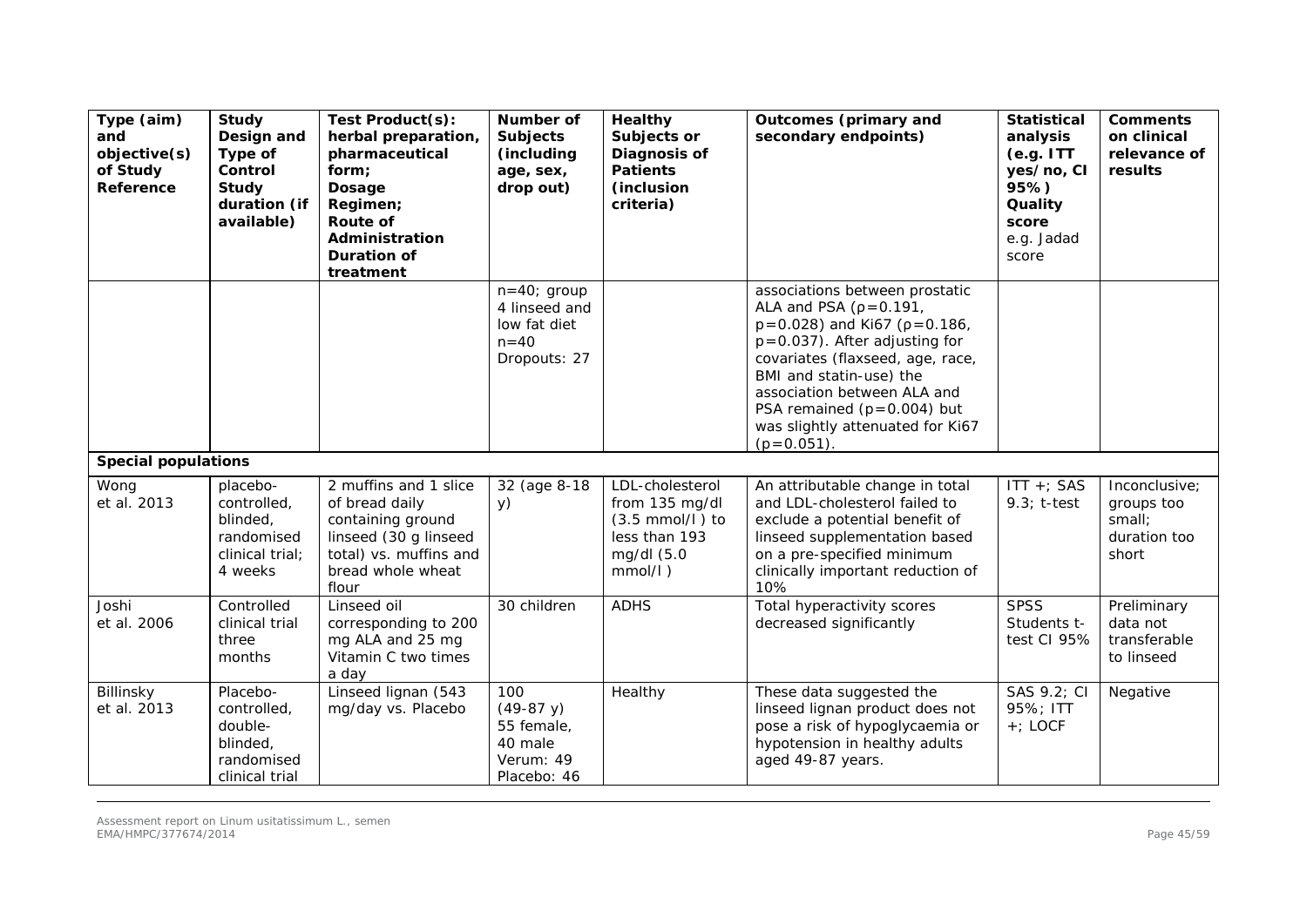| Type (aim) and objective(s) of Study Reference | Study Design and Type of Control Study duration (if available) | Test Product(s): herbal preparation, pharmaceutical form; Dosage Regimen; Route of Administration Duration of treatment | Number of Subjects (including age, sex, drop out) | Healthy Subjects or Diagnosis of Patients (inclusion criteria) | Outcomes (primary and secondary endpoints) | Statistical analysis (e.g. ITT yes/no, CI 95%) Quality score e.g. Jadad score | Comments on clinical relevance of results |
|---|---|---|---|---|---|---|---|
| | | | n=40; group 4 linseed and low fat diet n=40 Dropouts: 27 | | associations between prostatic ALA and PSA (ρ=0.191, p=0.028) and Ki67 (ρ=0.186, p=0.037). After adjusting for covariates (flaxseed, age, race, BMI and statin-use) the association between ALA and PSA remained (p=0.004) but was slightly attenuated for Ki67 (p=0.051). | | |
| **Special populations** | | | | | | | |
| Wong et al. 2013 | placebo-controlled, blinded, randomised clinical trial; 4 weeks | 2 muffins and 1 slice of bread daily containing ground linseed (30 g linseed total) vs. muffins and bread whole wheat flour | 32 (age 8-18 y) | LDL-cholesterol from 135 mg/dl (3.5 mmol/l ) to less than 193 mg/dl (5.0 mmol/l ) | An attributable change in total and LDL-cholesterol failed to exclude a potential benefit of linseed supplementation based on a pre-specified minimum clinically important reduction of 10% | ITT +; SAS 9.3; t-test | Inconclusive; groups too small; duration too short |
| Joshi et al. 2006 | Controlled clinical trial three months | Linseed oil corresponding to 200 mg ALA and 25 mg Vitamin C two times a day | 30 children | ADHS | Total hyperactivity scores decreased significantly | SPSS Students t-test CI 95% | Preliminary data not transferable to linseed |
| Billinsky et al. 2013 | Placebo-controlled, double-blinded, randomised clinical trial | Linseed lignan (543 mg/day vs. Placebo | 100 (49-87 y) 55 female, 40 male Verum: 49 Placebo: 46 | Healthy | These data suggested the linseed lignan product does not pose a risk of hypoglycaemia or hypotension in healthy adults aged 49-87 years. | SAS 9.2; CI 95%; ITT +; LOCF | Negative |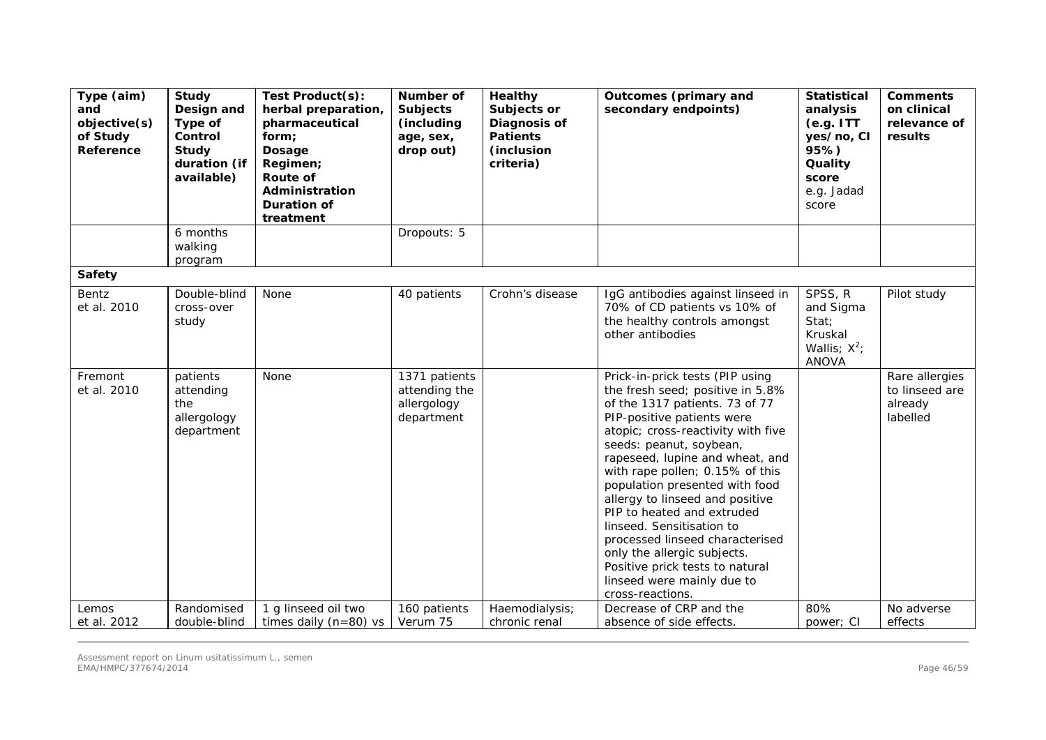| Type (aim) and objective(s) of Study Reference | Study Design and Type of Control Study duration (if available) | Test Product(s): herbal preparation, pharmaceutical form; Dosage Regimen; Route of Administration Duration of treatment | Number of Subjects (including age, sex, drop out) | Healthy Subjects or Diagnosis of Patients (inclusion criteria) | Outcomes (primary and secondary endpoints) | Statistical analysis (e.g. ITT yes/no, CI 95%) Quality score e.g. Jadad score | Comments on clinical relevance of results |
|---|---|---|---|---|---|---|---|
| | 6 months walking program | | Dropouts: 5 | | | | |
| **Safety** | | | | | | | |
| Bentz et al. 2010 | Double-blind cross-over study | None | 40 patients | Crohn's disease | IgG antibodies against linseed in 70% of CD patients vs 10% of the healthy controls amongst other antibodies | SPSS, R and Sigma Stat; Kruskal Wallis; $X^2$; ANOVA | Pilot study |
| Fremont et al. 2010 | patients attending the allergology department | None | 1371 patients attending the allergology department | | Prick-in-prick tests (PIP using the fresh seed; positive in 5.8% of the 1317 patients. 73 of 77 PIP-positive patients were atopic; cross-reactivity with five seeds: peanut, soybean, rapeseed, lupine and wheat, and with rape pollen; 0.15% of this population presented with food allergy to linseed and positive PIP to heated and extruded linseed. Sensitisation to processed linseed characterised only the allergic subjects. Positive prick tests to natural linseed were mainly due to cross-reactions. | | Rare allergies to linseed are already labelled |
| Lemos et al. 2012 | Randomised double-blind | 1 g linseed oil two times daily (n=80) vs | 160 patients Verum 75 | Haemodialysis; chronic renal | Decrease of CRP and the absence of side effects. | 80% power; CI | No adverse effects |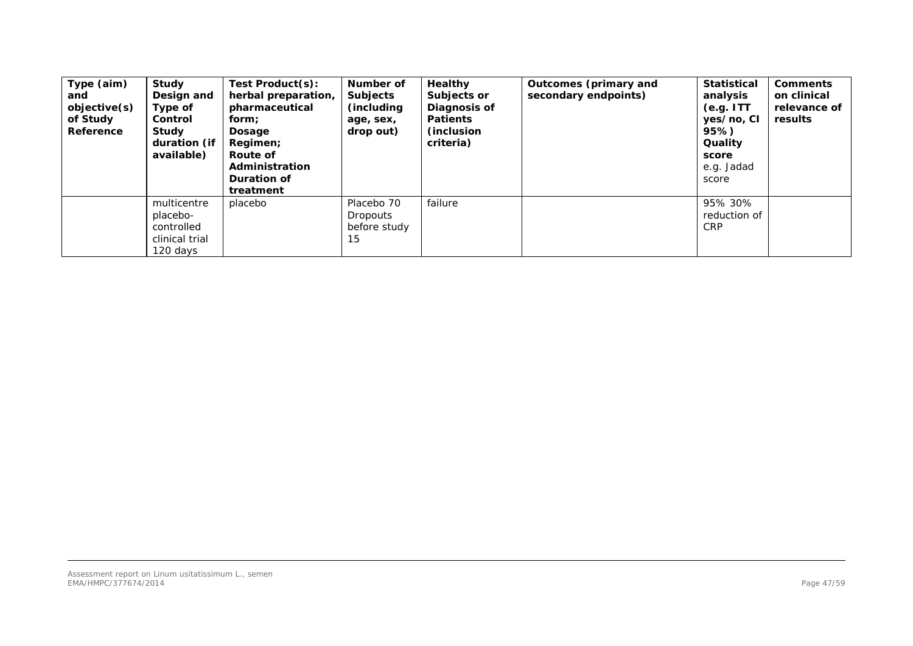| Type (aim) and objective(s) of Study Reference | Study Design and Type of Control Study duration (if available) | Test Product(s): herbal preparation, pharmaceutical form; Dosage Regimen; Route of Administration Duration of treatment | Number of Subjects (including age, sex, drop out) | Healthy Subjects or Diagnosis of Patients (inclusion criteria) | Outcomes (primary and secondary endpoints) | Statistical analysis (e.g. ITT yes/no, CI 95%) Quality score e.g. Jadad score | Comments on clinical relevance of results |
|---|---|---|---|---|---|---|---|
| | multicentre placebo-controlled clinical trial 120 days | placebo | Placebo 70 Dropouts before study 15 | failure | | 95% 30% reduction of CRP | |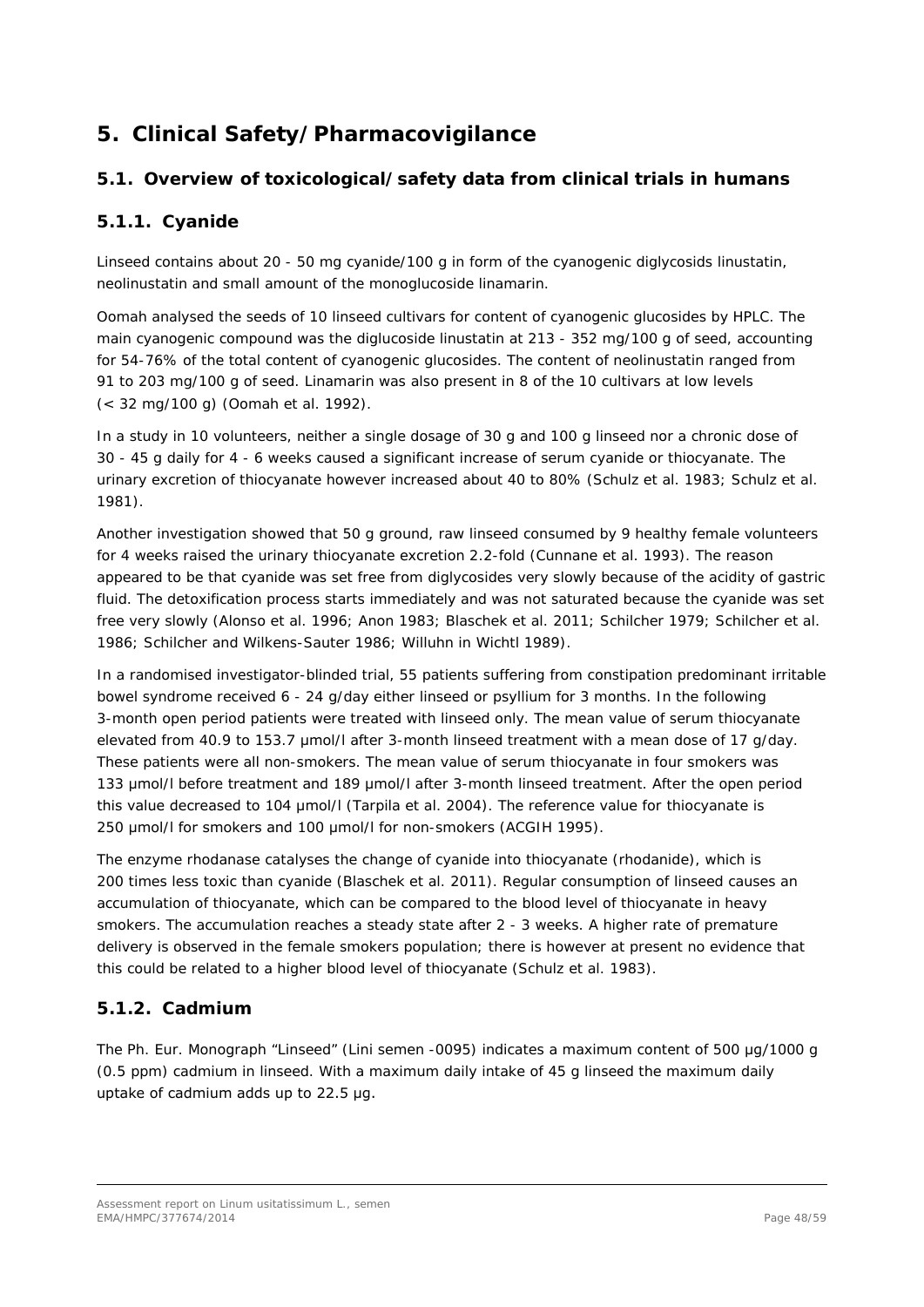# 5. Clinical Safety/Pharmacovigilance

## 5.1. Overview of toxicological/safety data from clinical trials in humans

### 5.1.1. Cyanide

Linseed contains about 20 - 50 mg cyanide/100 g in form of the cyanogenic diglycosids linustatin, neolinustatin and small amount of the monoglucoside linamarin.

Oomah analysed the seeds of 10 linseed cultivars for content of cyanogenic glucosides by HPLC. The main cyanogenic compound was the diglucoside linustatin at 213 - 352 mg/100 g of seed, accounting for 54-76% of the total content of cyanogenic glucosides. The content of neolinustatin ranged from 91 to 203 mg/100 g of seed. Linamarin was also present in 8 of the 10 cultivars at low levels (< 32 mg/100 g) (Oomah et al. 1992).

In a study in 10 volunteers, neither a single dosage of 30 g and 100 g linseed nor a chronic dose of 30 - 45 g daily for 4 - 6 weeks caused a significant increase of serum cyanide or thiocyanate. The urinary excretion of thiocyanate however increased about 40 to 80% (Schulz et al. 1983; Schulz et al. 1981).

Another investigation showed that 50 g ground, raw linseed consumed by 9 healthy female volunteers for 4 weeks raised the urinary thiocyanate excretion 2.2-fold (Cunnane et al. 1993). The reason appeared to be that cyanide was set free from diglycosides very slowly because of the acidity of gastric fluid. The detoxification process starts immediately and was not saturated because the cyanide was set free very slowly (Alonso et al. 1996; Anon 1983; Blaschek et al. 2011; Schilcher 1979; Schilcher et al. 1986; Schilcher and Wilkens-Sauter 1986; Willuhn in Wichtl 1989).

In a randomised investigator-blinded trial, 55 patients suffering from constipation predominant irritable bowel syndrome received 6 - 24 g/day either linseed or psyllium for 3 months. In the following 3-month open period patients were treated with linseed only. The mean value of serum thiocyanate elevated from 40.9 to 153.7 µmol/l after 3-month linseed treatment with a mean dose of 17 g/day. These patients were all non-smokers. The mean value of serum thiocyanate in four smokers was 133 µmol/l before treatment and 189 µmol/l after 3-month linseed treatment. After the open period this value decreased to 104 µmol/l (Tarpila et al. 2004). The reference value for thiocyanate is 250 µmol/l for smokers and 100 µmol/l for non-smokers (ACGIH 1995).

The enzyme rhodanase catalyses the change of cyanide into thiocyanate (rhodanide), which is 200 times less toxic than cyanide (Blaschek et al. 2011). Regular consumption of linseed causes an accumulation of thiocyanate, which can be compared to the blood level of thiocyanate in heavy smokers. The accumulation reaches a steady state after 2 - 3 weeks. A higher rate of premature delivery is observed in the female smokers population; there is however at present no evidence that this could be related to a higher blood level of thiocyanate (Schulz et al. 1983).

### 5.1.2. Cadmium

The Ph. Eur. Monograph "Linseed" (Lini semen -0095) indicates a maximum content of 500 µg/1000 g (0.5 ppm) cadmium in linseed. With a maximum daily intake of 45 g linseed the maximum daily uptake of cadmium adds up to 22.5 µg.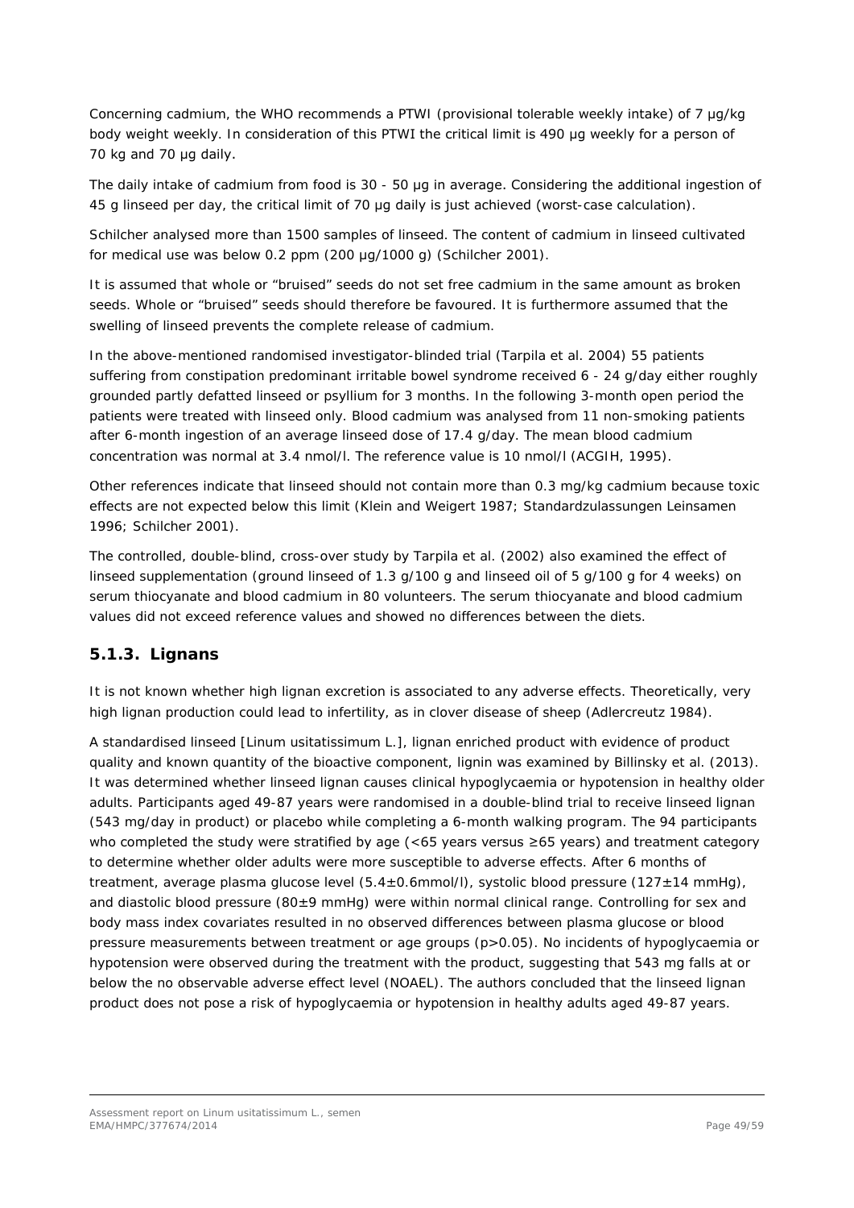Concerning cadmium, the WHO recommends a PTWI (provisional tolerable weekly intake) of 7 µg/kg body weight weekly. In consideration of this PTWI the critical limit is 490 µg weekly for a person of 70 kg and 70 µg daily.

The daily intake of cadmium from food is 30 - 50 µg in average. Considering the additional ingestion of 45 g linseed per day, the critical limit of 70 µg daily is just achieved (worst-case calculation).

Schilcher analysed more than 1500 samples of linseed. The content of cadmium in linseed cultivated for medical use was below 0.2 ppm (200 µg/1000 g) (Schilcher 2001).

It is assumed that whole or "bruised" seeds do not set free cadmium in the same amount as broken seeds. Whole or "bruised" seeds should therefore be favoured. It is furthermore assumed that the swelling of linseed prevents the complete release of cadmium.

In the above-mentioned randomised investigator-blinded trial (Tarpila et al. 2004) 55 patients suffering from constipation predominant irritable bowel syndrome received 6 - 24 g/day either roughly grounded partly defatted linseed or psyllium for 3 months. In the following 3-month open period the patients were treated with linseed only. Blood cadmium was analysed from 11 non-smoking patients after 6-month ingestion of an average linseed dose of 17.4 g/day. The mean blood cadmium concentration was normal at 3.4 nmol/l. The reference value is 10 nmol/l (ACGIH, 1995).

Other references indicate that linseed should not contain more than 0.3 mg/kg cadmium because toxic effects are not expected below this limit (Klein and Weigert 1987; Standardzulassungen Leinsamen 1996; Schilcher 2001).

The controlled, double-blind, cross-over study by Tarpila et al. (2002) also examined the effect of linseed supplementation (ground linseed of 1.3 g/100 g and linseed oil of 5 g/100 g for 4 weeks) on serum thiocyanate and blood cadmium in 80 volunteers. The serum thiocyanate and blood cadmium values did not exceed reference values and showed no differences between the diets.

### 5.1.3. Lignans

It is not known whether high lignan excretion is associated to any adverse effects. Theoretically, very high lignan production could lead to infertility, as in clover disease of sheep (Adlercreutz 1984).

A standardised linseed [Linum usitatissimum L.], lignan enriched product with evidence of product quality and known quantity of the bioactive component, lignin was examined by Billinsky et al. (2013). It was determined whether linseed lignan causes clinical hypoglycaemia or hypotension in healthy older adults. Participants aged 49-87 years were randomised in a double-blind trial to receive linseed lignan (543 mg/day in product) or placebo while completing a 6-month walking program. The 94 participants who completed the study were stratified by age (<65 years versus ≥65 years) and treatment category to determine whether older adults were more susceptible to adverse effects. After 6 months of treatment, average plasma glucose level (5.4±0.6mmol/l), systolic blood pressure (127±14 mmHg), and diastolic blood pressure (80±9 mmHg) were within normal clinical range. Controlling for sex and body mass index covariates resulted in no observed differences between plasma glucose or blood pressure measurements between treatment or age groups ($p>0.05$). No incidents of hypoglycaemia or hypotension were observed during the treatment with the product, suggesting that 543 mg falls at or below the no observable adverse effect level (NOAEL). The authors concluded that the linseed lignan product does not pose a risk of hypoglycaemia or hypotension in healthy adults aged 49-87 years.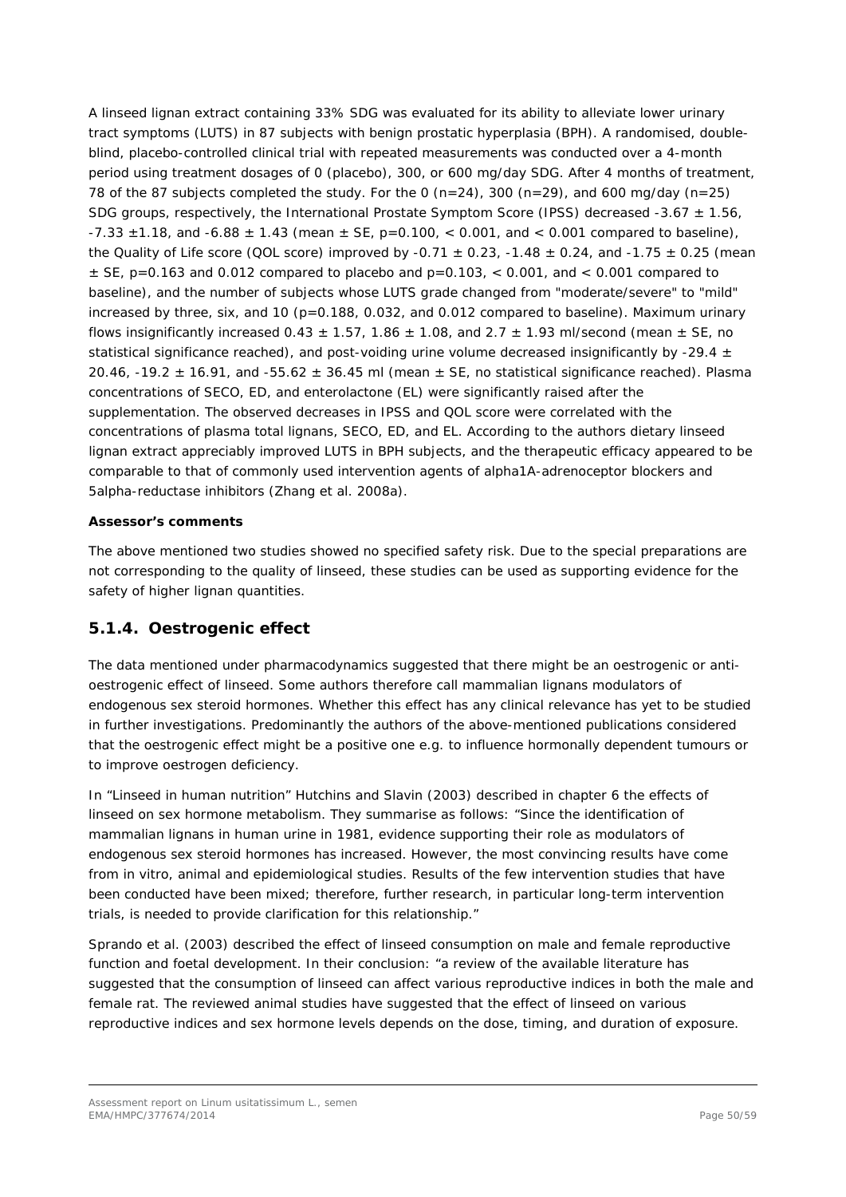A linseed lignan extract containing 33% SDG was evaluated for its ability to alleviate lower urinary tract symptoms (LUTS) in 87 subjects with benign prostatic hyperplasia (BPH). A randomised, double-blind, placebo-controlled clinical trial with repeated measurements was conducted over a 4-month period using treatment dosages of 0 (placebo), 300, or 600 mg/day SDG. After 4 months of treatment, 78 of the 87 subjects completed the study. For the 0 (n=24), 300 (n=29), and 600 mg/day (n=25) SDG groups, respectively, the International Prostate Symptom Score (IPSS) decreased -3.67 ± 1.56, -7.33 ±1.18, and -6.88 ± 1.43 (mean ± SE, p=0.100, < 0.001, and < 0.001 compared to baseline), the Quality of Life score (QOL score) improved by -0.71 ± 0.23, -1.48 ± 0.24, and -1.75 ± 0.25 (mean ± SE, p=0.163 and 0.012 compared to placebo and p=0.103, < 0.001, and < 0.001 compared to baseline), and the number of subjects whose LUTS grade changed from "moderate/severe" to "mild" increased by three, six, and 10 (p=0.188, 0.032, and 0.012 compared to baseline). Maximum urinary flows insignificantly increased 0.43 ± 1.57, 1.86 ± 1.08, and 2.7 ± 1.93 ml/second (mean ± SE, no statistical significance reached), and post-voiding urine volume decreased insignificantly by -29.4 ± 20.46, -19.2 ± 16.91, and -55.62 ± 36.45 ml (mean ± SE, no statistical significance reached). Plasma concentrations of SECO, ED, and enterolactone (EL) were significantly raised after the supplementation. The observed decreases in IPSS and QOL score were correlated with the concentrations of plasma total lignans, SECO, ED, and EL. According to the authors dietary linseed lignan extract appreciably improved LUTS in BPH subjects, and the therapeutic efficacy appeared to be comparable to that of commonly used intervention agents of alpha1A-adrenoceptor blockers and 5alpha-reductase inhibitors (Zhang et al. 2008a).

**Assessor's comments**

The above mentioned two studies showed no specified safety risk. Due to the special preparations are not corresponding to the quality of linseed, these studies can be used as supporting evidence for the safety of higher lignan quantities.

### 5.1.4. Oestrogenic effect

The data mentioned under pharmacodynamics suggested that there might be an oestrogenic or anti-oestrogenic effect of linseed. Some authors therefore call mammalian lignans modulators of endogenous sex steroid hormones. Whether this effect has any clinical relevance has yet to be studied in further investigations. Predominantly the authors of the above-mentioned publications considered that the oestrogenic effect might be a positive one e.g. to influence hormonally dependent tumours or to improve oestrogen deficiency.

In "Linseed in human nutrition" Hutchins and Slavin (2003) described in chapter 6 the effects of linseed on sex hormone metabolism. They summarise as follows: "Since the identification of mammalian lignans in human urine in 1981, evidence supporting their role as modulators of endogenous sex steroid hormones has increased. However, the most convincing results have come from in vitro, animal and epidemiological studies. Results of the few intervention studies that have been conducted have been mixed; therefore, further research, in particular long-term intervention trials, is needed to provide clarification for this relationship."

Sprando et al. (2003) described the effect of linseed consumption on male and female reproductive function and foetal development. In their conclusion: "a review of the available literature has suggested that the consumption of linseed can affect various reproductive indices in both the male and female rat. The reviewed animal studies have suggested that the effect of linseed on various reproductive indices and sex hormone levels depends on the dose, timing, and duration of exposure.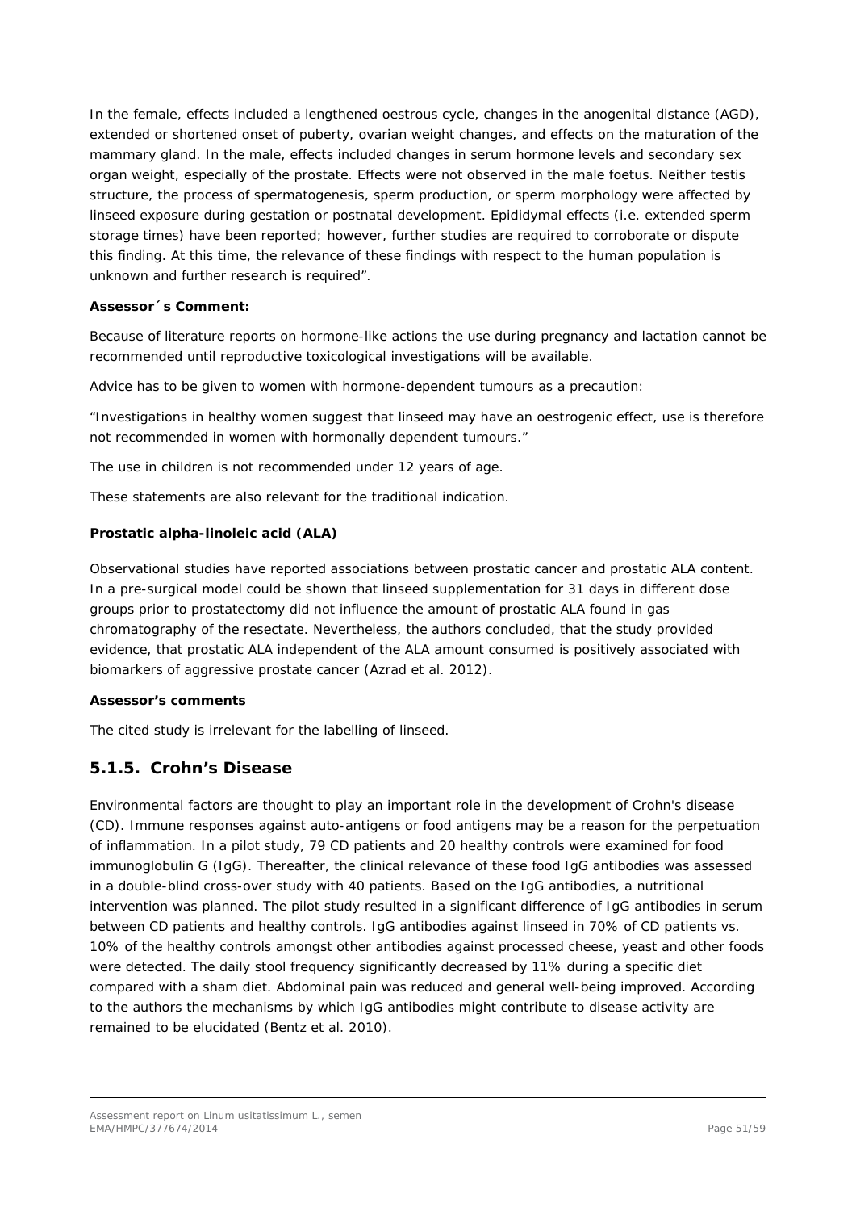In the female, effects included a lengthened oestrous cycle, changes in the anogenital distance (AGD), extended or shortened onset of puberty, ovarian weight changes, and effects on the maturation of the mammary gland. In the male, effects included changes in serum hormone levels and secondary sex organ weight, especially of the prostate. Effects were not observed in the male foetus. Neither testis structure, the process of spermatogenesis, sperm production, or sperm morphology were affected by linseed exposure during gestation or postnatal development. Epididymal effects (i.e. extended sperm storage times) have been reported; however, further studies are required to corroborate or dispute this finding. At this time, the relevance of these findings with respect to the human population is unknown and further research is required".

**Assessor´s Comment:**

Because of literature reports on hormone-like actions the use during pregnancy and lactation cannot be recommended until reproductive toxicological investigations will be available.

Advice has to be given to women with hormone-dependent tumours as a precaution:

"Investigations in healthy women suggest that linseed may have an oestrogenic effect, use is therefore not recommended in women with hormonally dependent tumours."

The use in children is not recommended under 12 years of age.

These statements are also relevant for the traditional indication.

**Prostatic alpha-linoleic acid (ALA)**

Observational studies have reported associations between prostatic cancer and prostatic ALA content. In a pre-surgical model could be shown that linseed supplementation for 31 days in different dose groups prior to prostatectomy did not influence the amount of prostatic ALA found in gas chromatography of the resectate. Nevertheless, the authors concluded, that the study provided evidence, that prostatic ALA independent of the ALA amount consumed is positively associated with biomarkers of aggressive prostate cancer (Azrad et al. 2012).

**Assessor's comments**

The cited study is irrelevant for the labelling of linseed.

### 5.1.5. Crohn's Disease

Environmental factors are thought to play an important role in the development of Crohn's disease (CD). Immune responses against auto-antigens or food antigens may be a reason for the perpetuation of inflammation. In a pilot study, 79 CD patients and 20 healthy controls were examined for food immunoglobulin G (IgG). Thereafter, the clinical relevance of these food IgG antibodies was assessed in a double-blind cross-over study with 40 patients. Based on the IgG antibodies, a nutritional intervention was planned. The pilot study resulted in a significant difference of IgG antibodies in serum between CD patients and healthy controls. IgG antibodies against linseed in 70% of CD patients vs. 10% of the healthy controls amongst other antibodies against processed cheese, yeast and other foods were detected. The daily stool frequency significantly decreased by 11% during a specific diet compared with a sham diet. Abdominal pain was reduced and general well-being improved. According to the authors the mechanisms by which IgG antibodies might contribute to disease activity are remained to be elucidated (Bentz et al. 2010).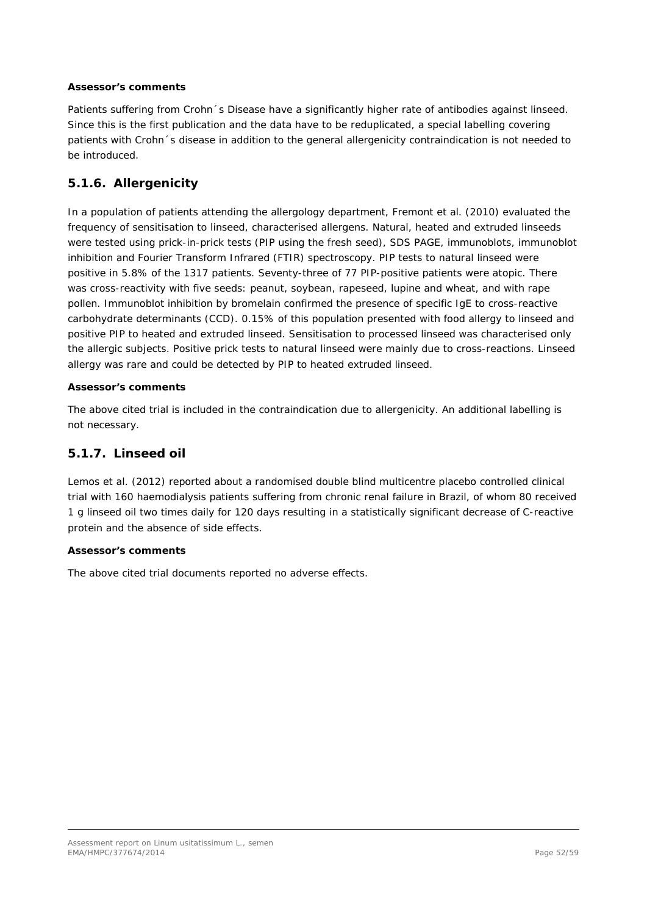**Assessor's comments**

Patients suffering from Crohn´s Disease have a significantly higher rate of antibodies against linseed. Since this is the first publication and the data have to be reduplicated, a special labelling covering patients with Crohn´s disease in addition to the general allergenicity contraindication is not needed to be introduced.

## 5.1.6. Allergenicity

In a population of patients attending the allergology department, Fremont et al. (2010) evaluated the frequency of sensitisation to linseed, characterised allergens. Natural, heated and extruded linseeds were tested using prick-in-prick tests (PIP using the fresh seed), SDS PAGE, immunoblots, immunoblot inhibition and Fourier Transform Infrared (FTIR) spectroscopy. PIP tests to natural linseed were positive in 5.8% of the 1317 patients. Seventy-three of 77 PIP-positive patients were atopic. There was cross-reactivity with five seeds: peanut, soybean, rapeseed, lupine and wheat, and with rape pollen. Immunoblot inhibition by bromelain confirmed the presence of specific IgE to cross-reactive carbohydrate determinants (CCD). 0.15% of this population presented with food allergy to linseed and positive PIP to heated and extruded linseed. Sensitisation to processed linseed was characterised only the allergic subjects. Positive prick tests to natural linseed were mainly due to cross-reactions. Linseed allergy was rare and could be detected by PIP to heated extruded linseed.

**Assessor's comments**

The above cited trial is included in the contraindication due to allergenicity. An additional labelling is not necessary.

## 5.1.7. Linseed oil

Lemos et al. (2012) reported about a randomised double blind multicentre placebo controlled clinical trial with 160 haemodialysis patients suffering from chronic renal failure in Brazil, of whom 80 received 1 g linseed oil two times daily for 120 days resulting in a statistically significant decrease of C-reactive protein and the absence of side effects.

**Assessor's comments**

The above cited trial documents reported no adverse effects.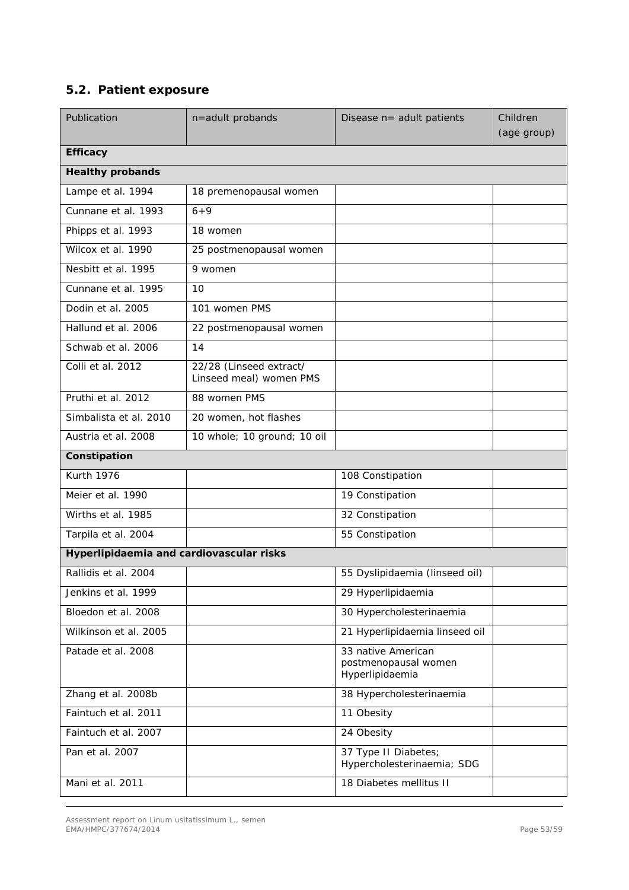## 5.2. Patient exposure

| Publication | n=adult probands | Disease n= adult patients | Children (age group) |
|---|---|---|---|
| **Efficacy** | | | |
| **Healthy probands** | | | |
| Lampe et al. 1994 | 18 premenopausal women | | |
| Cunnane et al. 1993 | 6+9 | | |
| Phipps et al. 1993 | 18 women | | |
| Wilcox et al. 1990 | 25 postmenopausal women | | |
| Nesbitt et al. 1995 | 9 women | | |
| Cunnane et al. 1995 | 10 | | |
| Dodin et al. 2005 | 101 women PMS | | |
| Hallund et al. 2006 | 22 postmenopausal women | | |
| Schwab et al. 2006 | 14 | | |
| Colli et al. 2012 | 22/28 (Linseed extract/ Linseed meal) women PMS | | |
| Pruthi et al. 2012 | 88 women PMS | | |
| Simbalista et al. 2010 | 20 women, hot flashes | | |
| Austria et al. 2008 | 10 whole; 10 ground; 10 oil | | |
| **Constipation** | | | |
| Kurth 1976 | | 108 Constipation | |
| Meier et al. 1990 | | 19 Constipation | |
| Wirths et al. 1985 | | 32 Constipation | |
| Tarpila et al. 2004 | | 55 Constipation | |
| **Hyperlipidaemia and cardiovascular risks** | | | |
| Rallidis et al. 2004 | | 55 Dyslipidaemia (linseed oil) | |
| Jenkins et al. 1999 | | 29 Hyperlipidaemia | |
| Bloedon et al. 2008 | | 30 Hypercholesterinaemia | |
| Wilkinson et al. 2005 | | 21 Hyperlipidaemia linseed oil | |
| Patade et al. 2008 | | 33 native American postmenopausal women Hyperlipidaemia | |
| Zhang et al. 2008b | | 38 Hypercholesterinaemia | |
| Faintuch et al. 2011 | | 11 Obesity | |
| Faintuch et al. 2007 | | 24 Obesity | |
| Pan et al. 2007 | | 37 Type II Diabetes; Hypercholesterinaemia; SDG | |
| Mani et al. 2011 | | 18 Diabetes mellitus II | |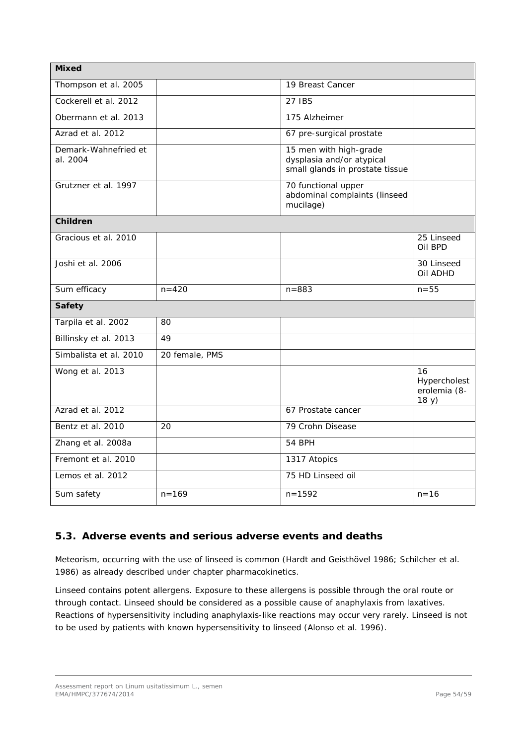| Mixed | | | |
|---|---|---|---|
| Thompson et al. 2005 | | 19 Breast Cancer | |
| Cockerell et al. 2012 | | 27 IBS | |
| Obermann et al. 2013 | | 175 Alzheimer | |
| Azrad et al. 2012 | | 67 pre-surgical prostate | |
| Demark-Wahnefried et al. 2004 | | 15 men with high-grade dysplasia and/or atypical small glands in prostate tissue | |
| Grutzner et al. 1997 | | 70 functional upper abdominal complaints (linseed mucilage) | |
| **Children** | | | |
| Gracious et al. 2010 | | | 25 Linseed Oil BPD |
| Joshi et al. 2006 | | | 30 Linseed Oil ADHD |
| Sum efficacy | n=420 | n=883 | n=55 |
| **Safety** | | | |
| Tarpila et al. 2002 | 80 | | |
| Billinsky et al. 2013 | 49 | | |
| Simbalista et al. 2010 | 20 female, PMS | | |
| Wong et al. 2013 | | | 16 Hypercholesterolemia (8-18 y) |
| Azrad et al. 2012 | | 67 Prostate cancer | |
| Bentz et al. 2010 | 20 | 79 Crohn Disease | |
| Zhang et al. 2008a | | 54 BPH | |
| Fremont et al. 2010 | | 1317 Atopics | |
| Lemos et al. 2012 | | 75 HD Linseed oil | |
| Sum safety | n=169 | n=1592 | n=16 |

## 5.3. Adverse events and serious adverse events and deaths

Meteorism, occurring with the use of linseed is common (Hardt and Geisthövel 1986; Schilcher et al. 1986) as already described under chapter pharmacokinetics.

Linseed contains potent allergens. Exposure to these allergens is possible through the oral route or through contact. Linseed should be considered as a possible cause of anaphylaxis from laxatives. Reactions of hypersensitivity including anaphylaxis-like reactions may occur very rarely. Linseed is not to be used by patients with known hypersensitivity to linseed (Alonso et al. 1996).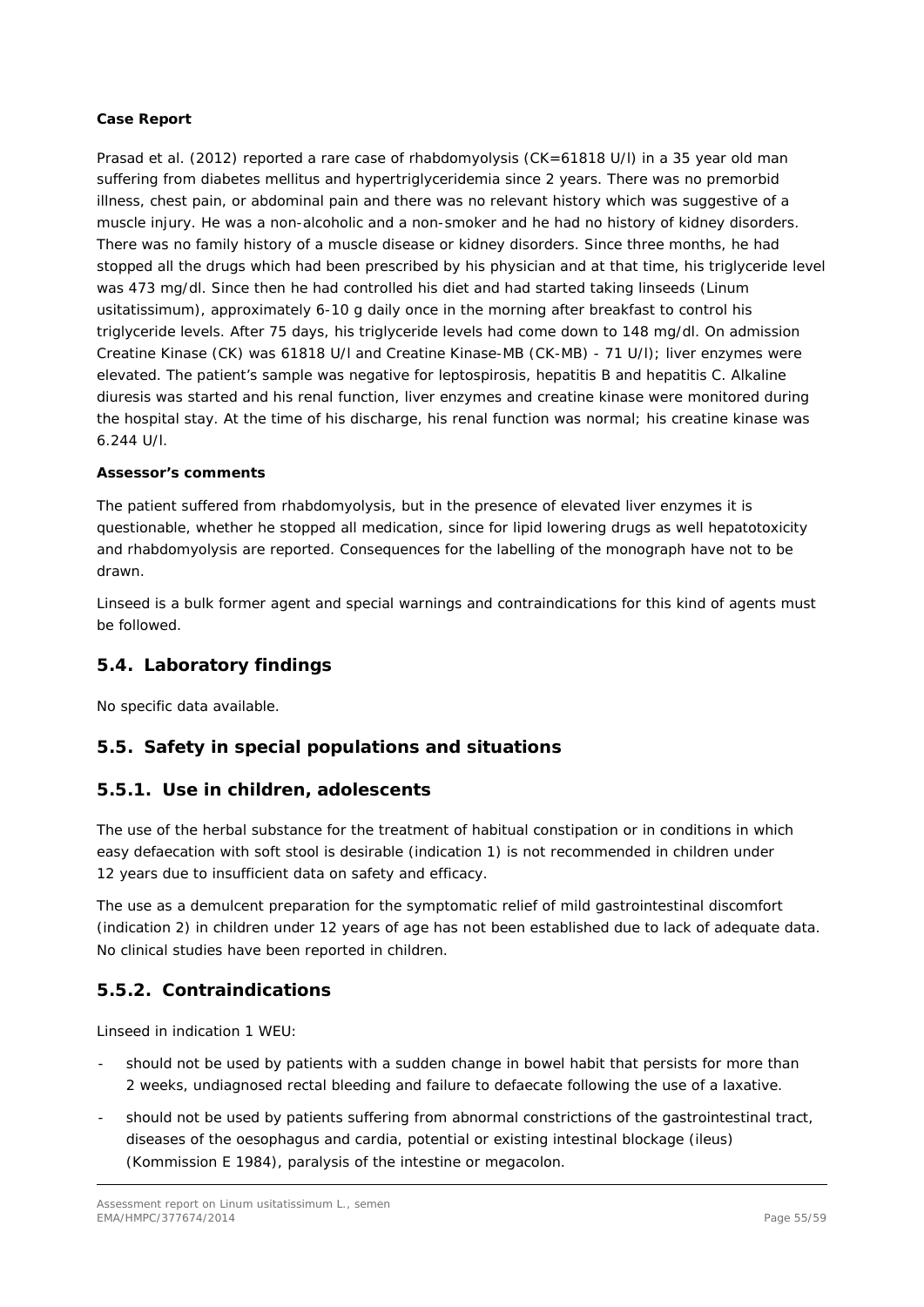**Case Report**

Prasad et al. (2012) reported a rare case of rhabdomyolysis (CK=61818 U/l) in a 35 year old man suffering from diabetes mellitus and hypertriglyceridemia since 2 years. There was no premorbid illness, chest pain, or abdominal pain and there was no relevant history which was suggestive of a muscle injury. He was a non-alcoholic and a non-smoker and he had no history of kidney disorders. There was no family history of a muscle disease or kidney disorders. Since three months, he had stopped all the drugs which had been prescribed by his physician and at that time, his triglyceride level was 473 mg/dl. Since then he had controlled his diet and had started taking linseeds (Linum usitatissimum), approximately 6-10 g daily once in the morning after breakfast to control his triglyceride levels. After 75 days, his triglyceride levels had come down to 148 mg/dl. On admission Creatine Kinase (CK) was 61818 U/l and Creatine Kinase-MB (CK-MB) - 71 U/l); liver enzymes were elevated. The patient's sample was negative for leptospirosis, hepatitis B and hepatitis C. Alkaline diuresis was started and his renal function, liver enzymes and creatine kinase were monitored during the hospital stay. At the time of his discharge, his renal function was normal; his creatine kinase was 6.244 U/l.

**Assessor's comments**

The patient suffered from rhabdomyolysis, but in the presence of elevated liver enzymes it is questionable, whether he stopped all medication, since for lipid lowering drugs as well hepatotoxicity and rhabdomyolysis are reported. Consequences for the labelling of the monograph have not to be drawn.

Linseed is a bulk former agent and special warnings and contraindications for this kind of agents must be followed.

## 5.4. Laboratory findings

No specific data available.

## 5.5. Safety in special populations and situations

## 5.5.1. Use in children, adolescents

The use of the herbal substance for the treatment of habitual constipation or in conditions in which easy defaecation with soft stool is desirable (indication 1) is not recommended in children under 12 years due to insufficient data on safety and efficacy.

The use as a demulcent preparation for the symptomatic relief of mild gastrointestinal discomfort (indication 2) in children under 12 years of age has not been established due to lack of adequate data. No clinical studies have been reported in children.

## 5.5.2. Contraindications

Linseed in indication 1 WEU:

- should not be used by patients with a sudden change in bowel habit that persists for more than 2 weeks, undiagnosed rectal bleeding and failure to defaecate following the use of a laxative.
- should not be used by patients suffering from abnormal constrictions of the gastrointestinal tract, diseases of the oesophagus and cardia, potential or existing intestinal blockage (ileus) (Kommission E 1984), paralysis of the intestine or megacolon.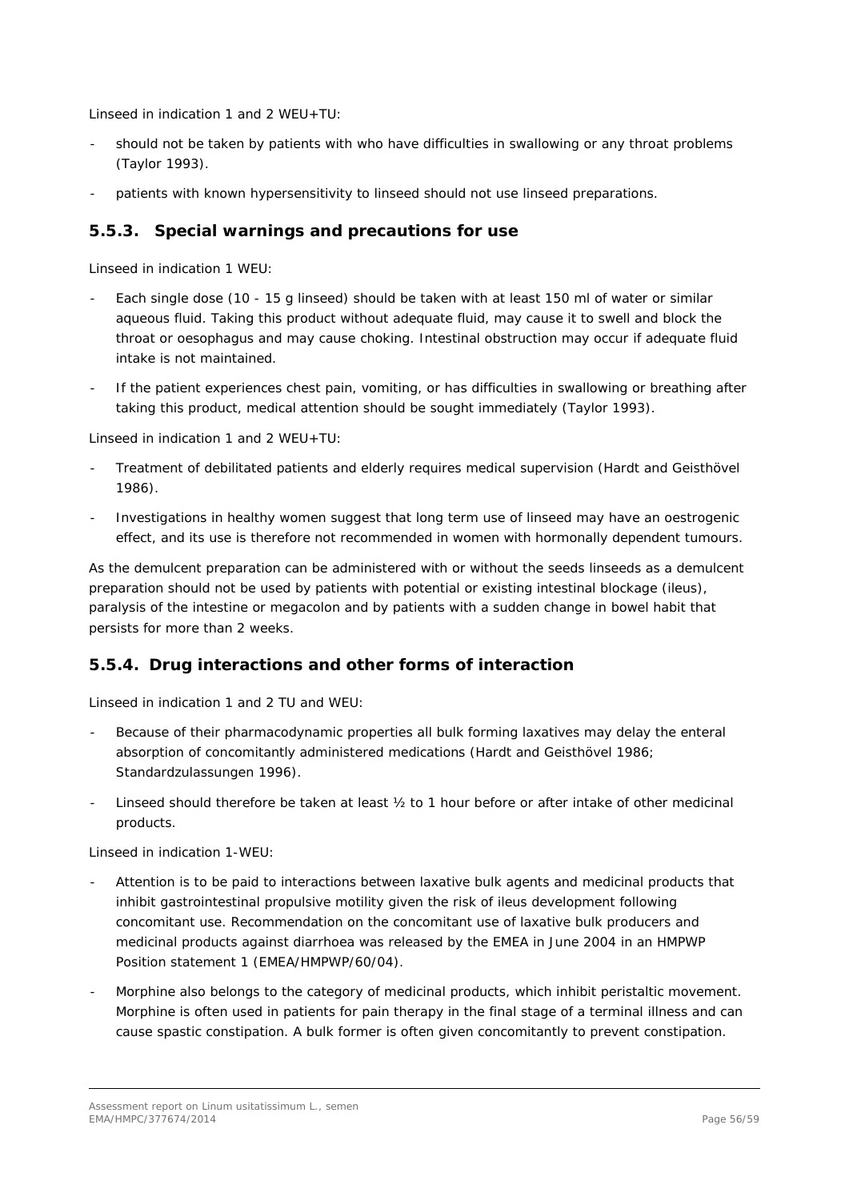Linseed in indication 1 and 2 WEU+TU:

- should not be taken by patients with who have difficulties in swallowing or any throat problems (Taylor 1993).
- patients with known hypersensitivity to linseed should not use linseed preparations.

### 5.5.3. Special warnings and precautions for use

Linseed in indication 1 WEU:

- Each single dose (10 - 15 g linseed) should be taken with at least 150 ml of water or similar aqueous fluid. Taking this product without adequate fluid, may cause it to swell and block the throat or oesophagus and may cause choking. Intestinal obstruction may occur if adequate fluid intake is not maintained.
- If the patient experiences chest pain, vomiting, or has difficulties in swallowing or breathing after taking this product, medical attention should be sought immediately (Taylor 1993).

Linseed in indication 1 and 2 WEU+TU:

- Treatment of debilitated patients and elderly requires medical supervision (Hardt and Geisthövel 1986).
- Investigations in healthy women suggest that long term use of linseed may have an oestrogenic effect, and its use is therefore not recommended in women with hormonally dependent tumours.

As the demulcent preparation can be administered with or without the seeds linseeds as a demulcent preparation should not be used by patients with potential or existing intestinal blockage (ileus), paralysis of the intestine or megacolon and by patients with a sudden change in bowel habit that persists for more than 2 weeks.

### 5.5.4. Drug interactions and other forms of interaction

Linseed in indication 1 and 2 TU and WEU:

- Because of their pharmacodynamic properties all bulk forming laxatives may delay the enteral absorption of concomitantly administered medications (Hardt and Geisthövel 1986; Standardzulassungen 1996).
- Linseed should therefore be taken at least ½ to 1 hour before or after intake of other medicinal products.

Linseed in indication 1-WEU:

- Attention is to be paid to interactions between laxative bulk agents and medicinal products that inhibit gastrointestinal propulsive motility given the risk of ileus development following concomitant use. Recommendation on the concomitant use of laxative bulk producers and medicinal products against diarrhoea was released by the EMEA in June 2004 in an HMPWP Position statement 1 (EMEA/HMPWP/60/04).
- Morphine also belongs to the category of medicinal products, which inhibit peristaltic movement. Morphine is often used in patients for pain therapy in the final stage of a terminal illness and can cause spastic constipation. A bulk former is often given concomitantly to prevent constipation.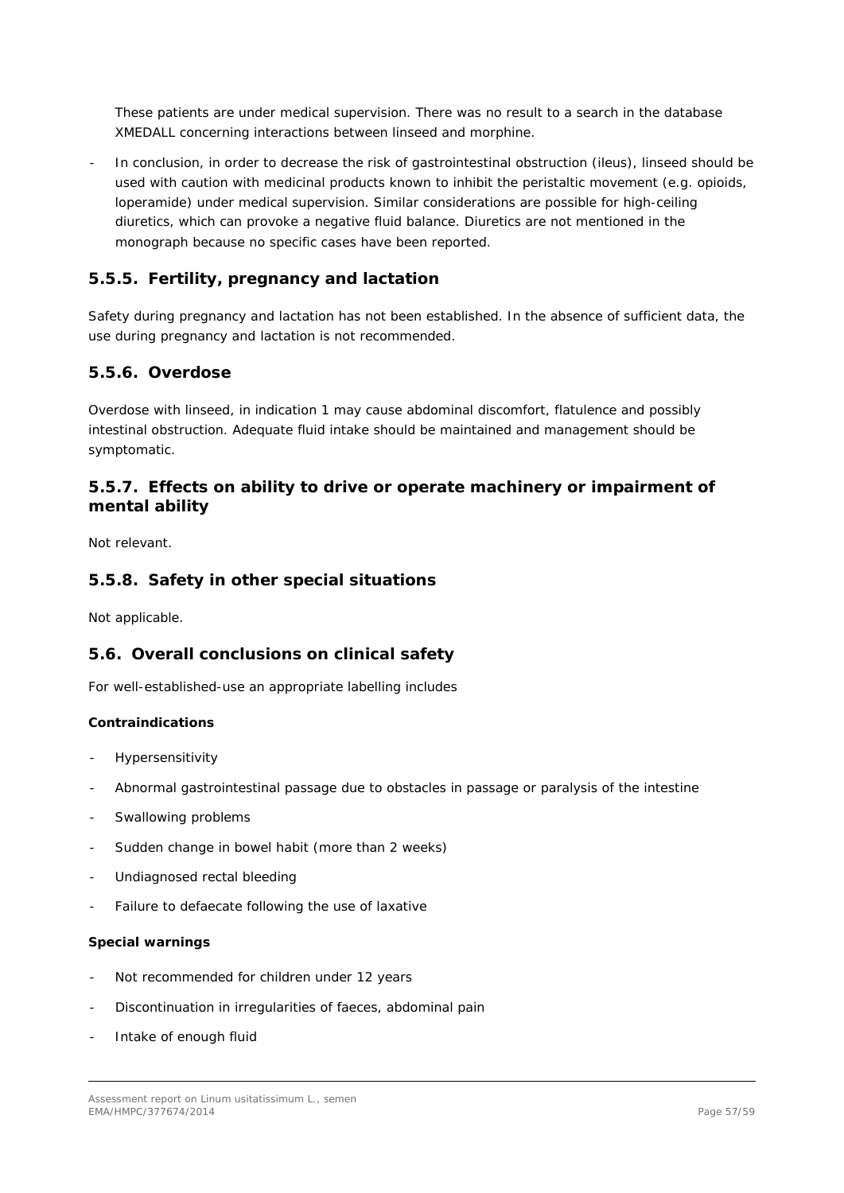These patients are under medical supervision. There was no result to a search in the database XMEDALL concerning interactions between linseed and morphine.

- In conclusion, in order to decrease the risk of gastrointestinal obstruction (ileus), linseed should be used with caution with medicinal products known to inhibit the peristaltic movement (e.g. opioids, loperamide) under medical supervision. Similar considerations are possible for high-ceiling diuretics, which can provoke a negative fluid balance. Diuretics are not mentioned in the monograph because no specific cases have been reported.

### 5.5.5. Fertility, pregnancy and lactation

Safety during pregnancy and lactation has not been established. In the absence of sufficient data, the use during pregnancy and lactation is not recommended.

### 5.5.6. Overdose

Overdose with linseed, in indication 1 may cause abdominal discomfort, flatulence and possibly intestinal obstruction. Adequate fluid intake should be maintained and management should be symptomatic.

### 5.5.7. Effects on ability to drive or operate machinery or impairment of mental ability

Not relevant.

### 5.5.8. Safety in other special situations

Not applicable.

## 5.6. Overall conclusions on clinical safety

For well-established-use an appropriate labelling includes

**Contraindications**

- Hypersensitivity
- Abnormal gastrointestinal passage due to obstacles in passage or paralysis of the intestine
- Swallowing problems
- Sudden change in bowel habit (more than 2 weeks)
- Undiagnosed rectal bleeding
- Failure to defaecate following the use of laxative

**Special warnings**

- Not recommended for children under 12 years
- Discontinuation in irregularities of faeces, abdominal pain
- Intake of enough fluid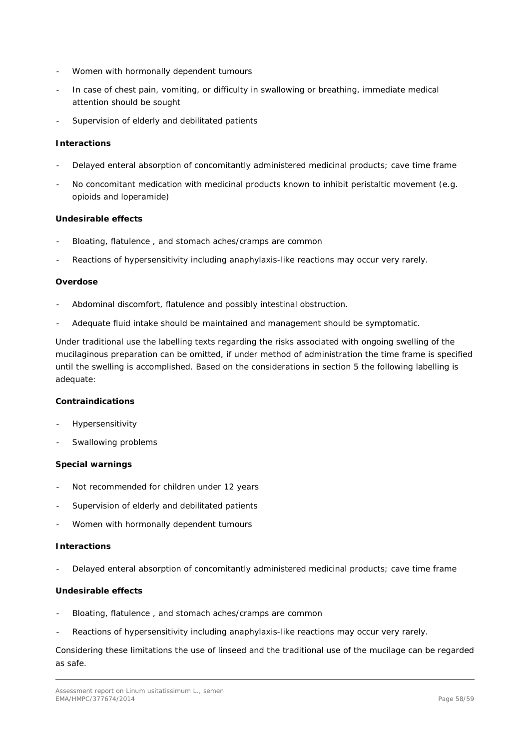- Women with hormonally dependent tumours
- In case of chest pain, vomiting, or difficulty in swallowing or breathing, immediate medical attention should be sought
- Supervision of elderly and debilitated patients

**Interactions**

- Delayed enteral absorption of concomitantly administered medicinal products; cave time frame
- No concomitant medication with medicinal products known to inhibit peristaltic movement (e.g. opioids and loperamide)

**Undesirable effects**

- Bloating, flatulence , and stomach aches/cramps are common
- Reactions of hypersensitivity including anaphylaxis-like reactions may occur very rarely.

**Overdose**

- Abdominal discomfort, flatulence and possibly intestinal obstruction.
- Adequate fluid intake should be maintained and management should be symptomatic.

Under traditional use the labelling texts regarding the risks associated with ongoing swelling of the mucilaginous preparation can be omitted, if under method of administration the time frame is specified until the swelling is accomplished. Based on the considerations in section 5 the following labelling is adequate:

**Contraindications**

- Hypersensitivity
- Swallowing problems

**Special warnings**

- Not recommended for children under 12 years
- Supervision of elderly and debilitated patients
- Women with hormonally dependent tumours

**Interactions**

- Delayed enteral absorption of concomitantly administered medicinal products; cave time frame

**Undesirable effects**

- Bloating, flatulence , and stomach aches/cramps are common
- Reactions of hypersensitivity including anaphylaxis-like reactions may occur very rarely.

Considering these limitations the use of linseed and the traditional use of the mucilage can be regarded as safe.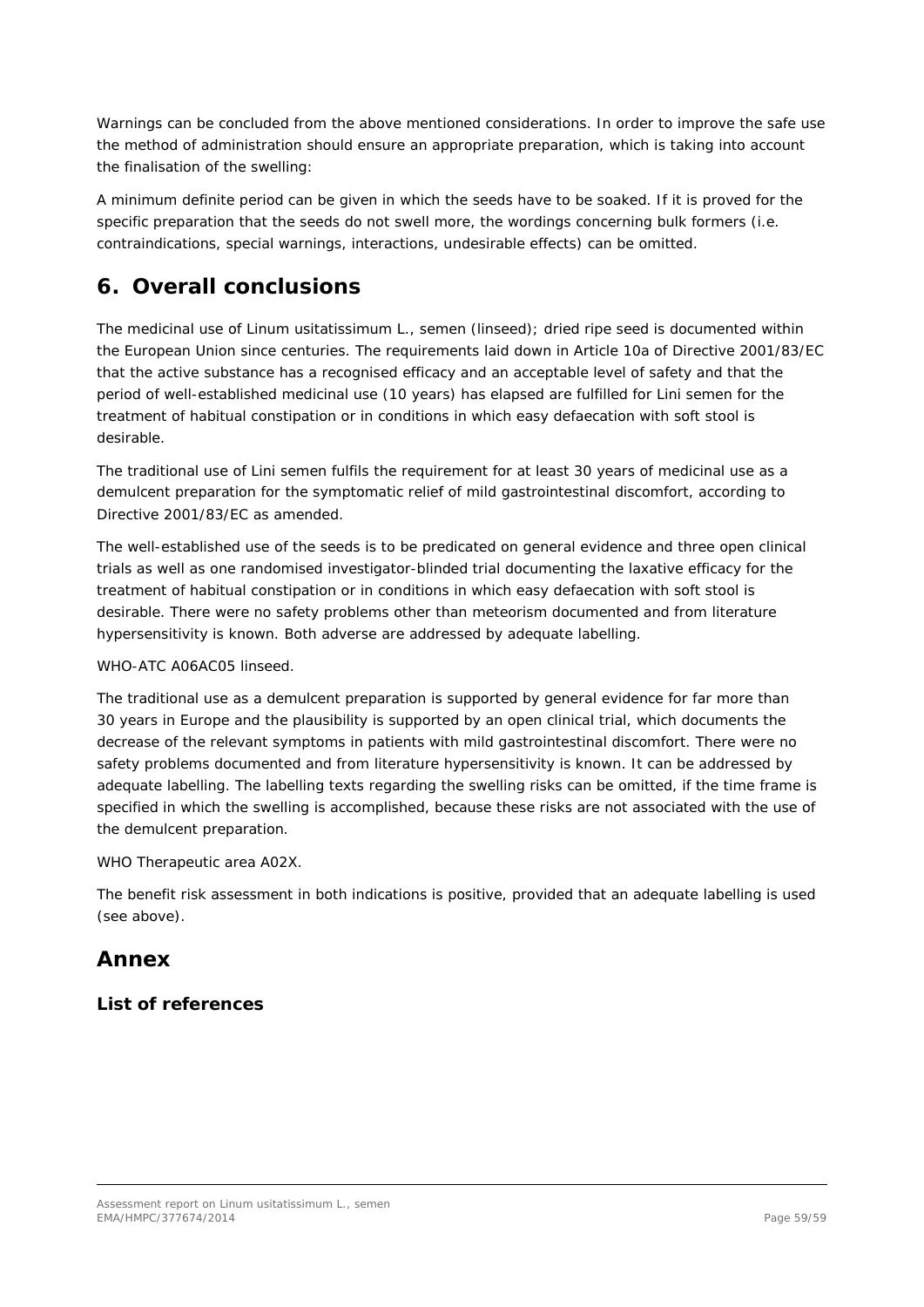Warnings can be concluded from the above mentioned considerations. In order to improve the safe use the method of administration should ensure an appropriate preparation, which is taking into account the finalisation of the swelling:

A minimum definite period can be given in which the seeds have to be soaked. If it is proved for the specific preparation that the seeds do not swell more, the wordings concerning bulk formers (i.e. contraindications, special warnings, interactions, undesirable effects) can be omitted.

# 6. Overall conclusions

The medicinal use of Linum usitatissimum L., semen (linseed); dried ripe seed is documented within the European Union since centuries. The requirements laid down in Article 10a of Directive 2001/83/EC that the active substance has a recognised efficacy and an acceptable level of safety and that the period of well-established medicinal use (10 years) has elapsed are fulfilled for Lini semen for the treatment of habitual constipation or in conditions in which easy defaecation with soft stool is desirable.

The traditional use of Lini semen fulfils the requirement for at least 30 years of medicinal use as a demulcent preparation for the symptomatic relief of mild gastrointestinal discomfort, according to Directive 2001/83/EC as amended.

The well-established use of the seeds is to be predicated on general evidence and three open clinical trials as well as one randomised investigator-blinded trial documenting the laxative efficacy for the treatment of habitual constipation or in conditions in which easy defaecation with soft stool is desirable. There were no safety problems other than meteorism documented and from literature hypersensitivity is known. Both adverse are addressed by adequate labelling.

WHO-ATC A06AC05 linseed.

The traditional use as a demulcent preparation is supported by general evidence for far more than 30 years in Europe and the plausibility is supported by an open clinical trial, which documents the decrease of the relevant symptoms in patients with mild gastrointestinal discomfort. There were no safety problems documented and from literature hypersensitivity is known. It can be addressed by adequate labelling. The labelling texts regarding the swelling risks can be omitted, if the time frame is specified in which the swelling is accomplished, because these risks are not associated with the use of the demulcent preparation.

WHO Therapeutic area A02X.

The benefit risk assessment in both indications is positive, provided that an adequate labelling is used (see above).

## Annex

### List of references